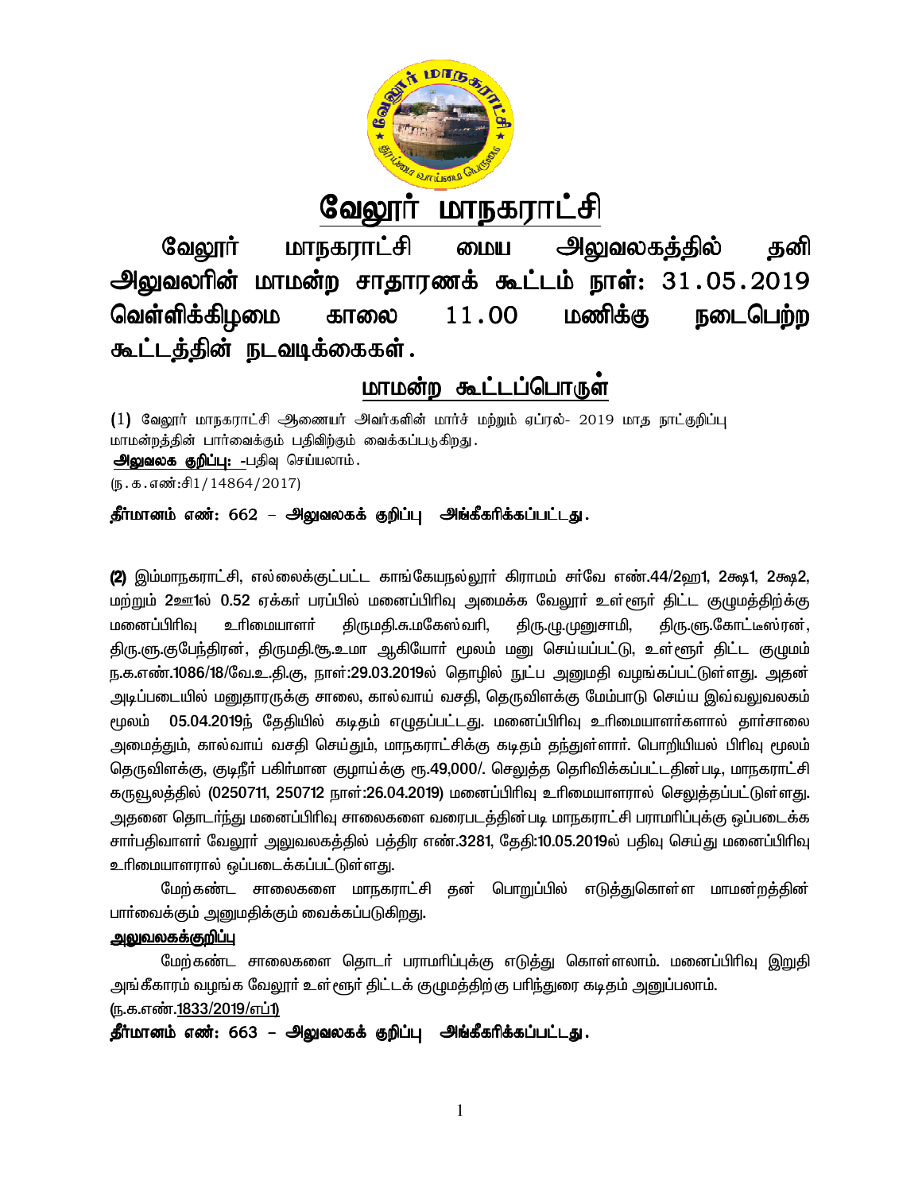# வேலூர் மாநகராட்சி

**வேலூர் மாநகராட்சி மைய அலுவலகத்தில் தனி அலுவலரின் மாமன்ற சாதாரணக் கூட்டம் நாள்: 31.05.2019 வெள்ளிக்கிழமை காலை 11.00 மணிக்கு நடைபெற்ற கூட்டத்தின் நடவடிக்கைகள்.**

## மாமன்ற கூட்டப்பொருள்

(1) வேலூர் மாநகராட்சி ஆணையர் அவர்களின் மார்ச் மற்றும் ஏப்ரல்- 2019 மாத நாட்குறிப்பு மாமன்றத்தின் பார்வைக்கும் பதிவிற்கும் வைக்கப்படுகிறது.

**அலுவலக குறிப்பு:** -பதிவு செய்யலாம்.

(ந.க.எண்:சி1/14864/2017)

**தீர்மானம் எண்: 662 – அலுவலகக் குறிப்பு அங்கீகரிக்கப்பட்டது.**

**(2)** இம்மாநகராட்சி, எல்லைக்குட்பட்ட காங்கேயநல்லூர் கிராமம் சர்வே எண்.44/2ஹ1, 2க்ஷ1, 2க்ஷ2, மற்றும் 2ஊ1ல் 0.52 ஏக்கர் பரப்பில் மனைப்பிரிவு அமைக்க வேலூர் உள்ளூர் திட்ட குழுமத்திற்க்கு மனைப்பிரிவு உரிமையாளர் திருமதி.சு.மகேஸ்வரி, திரு.மு.முனுசாமி, திரு.ளு.கோட்டீஸ்ரன், திரு.ளு.குபேந்திரன், திருமதி.சூ.உமா ஆகியோர் மூலம் மனு செய்யப்பட்டு, உள்ளூர் திட்ட குழுமம் ந.க.எண்.1086/18/வே.உ.தி.கு, நாள்:29.03.2019ல் தொழில் நுட்ப அனுமதி வழங்கப்பட்டுள்ளது. அதன் அடிப்படையில் மனுதாரருக்கு சாலை, கால்வாய் வசதி, தெருவிளக்கு மேம்பாடு செய்ய இவ்வலுவலகம் மூலம் 05.04.2019ந் தேதியில் கடிதம் எழுதப்பட்டது. மனைப்பிரிவு உரிமையாளர்களால் தார்சாலை அமைத்தும், கால்வாய் வசதி செய்தும், மாநகராட்சிக்கு கடிதம் தந்துள்ளார். பொறியியல் பிரிவு மூலம் தெருவிளக்கு, குடிநீர் பகிர்மான குழாய்க்கு ரூ.49,000/. செலுத்த தெரிவிக்கப்பட்டதின்படி, மாநகராட்சி கருவூலத்தில் (0250711, 250712 நாள்:26.04.2019) மனைப்பிரிவு உரிமையாளரால் செலுத்தப்பட்டுள்ளது. அதனை தொடர்ந்து மனைப்பிரிவு சாலைகளை வரைபடத்தின்படி மாநகராட்சி பராமரிப்புக்கு ஒப்படைக்க சார்பதிவாளர் வேலூர் அலுவலகத்தில் பத்திர எண்.3281, தேதி:10.05.2019ல் பதிவு செய்து மனைப்பிரிவு உரிமையாளரால் ஒப்படைக்கப்பட்டுள்ளது.

மேற்கண்ட சாலைகளை மாநகராட்சி தன் பொறுப்பில் எடுத்துகொள்ள மாமன்றத்தின் பார்வைக்கும் அனுமதிக்கும் வைக்கப்படுகிறது.

**அலுவலகக்குறிப்பு**

மேற்கண்ட சாலைகளை தொடர் பராமரிப்புக்கு எடுத்து கொள்ளலாம். மனைப்பிரிவு இறுதி அங்கீகாரம் வழங்க வேலூர் உள்ளூர் திட்டக் குழுமத்திற்கு பரிந்துரை கடிதம் அனுப்பலாம்.

(ந.க.எண்.1833/2019/எப்1)

**தீர்மானம் எண்: 663 – அலுவலகக் குறிப்பு அங்கீகரிக்கப்பட்டது.**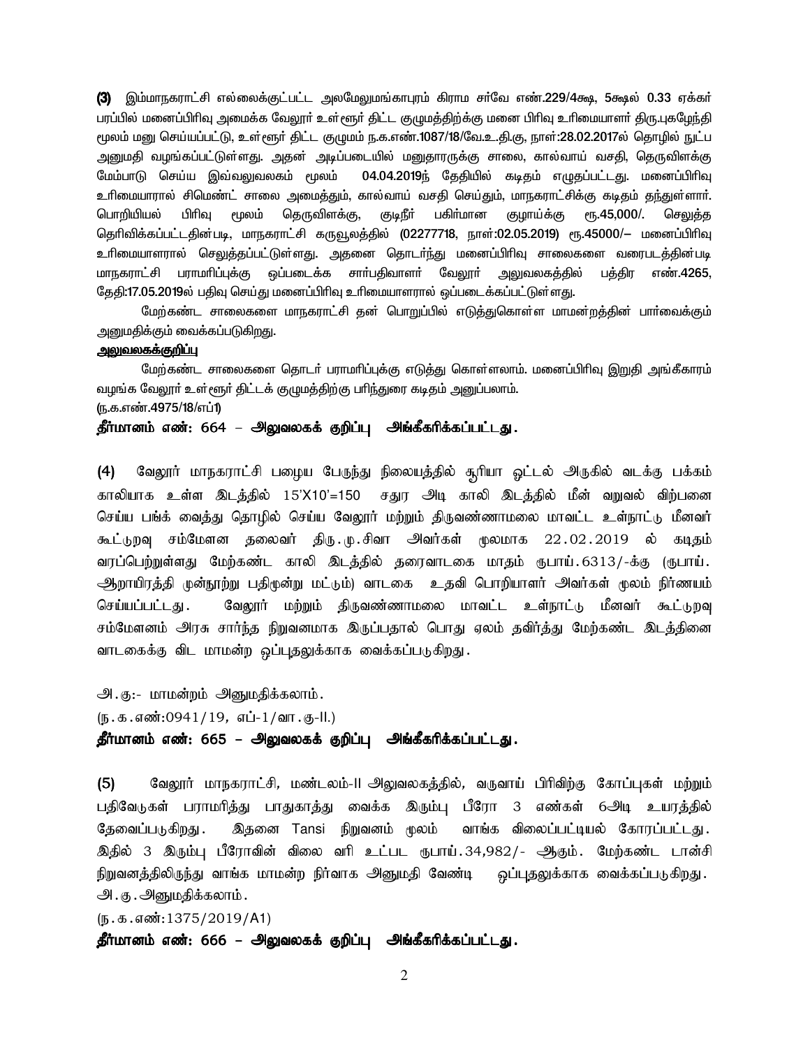**(3)** இம்மாநகராட்சி எல்லைக்குட்பட்ட அலமேலுமங்காபுரம் கிராம சர்வே எண்.229/4க்ஷ, 5க்ஷல் 0.33 ஏக்கர் பரப்பில் மனைப்பிரிவு அமைக்க வேலூர் உள்ளூர் திட்ட குழுமத்திற்கு மனை பிரிவு உரிமையாளர் திரு.புகழேந்தி மூலம் மனு செய்யப்பட்டு, உள்ளூர் திட்ட குழுமம் ந.க.எண்.1087/18/வே.உ.தி.கு, நாள்:28.02.2017ல் தொழில் நுட்ப அனுமதி வழங்கப்பட்டுள்ளது. அதன் அடிப்படையில் மனுதாரருக்கு சாலை, கால்வாய் வசதி, தெருவிளக்கு மேம்பாடு செய்ய இவ்வலுவலகம் மூலம் 04.04.2019ந் தேதியில் கடிதம் எழுதப்பட்டது. மனைப்பிரிவு உரிமையாரால் சிமெண்ட் சாலை அமைத்தும், கால்வாய் வசதி செய்தும், மாநகராட்சிக்கு கடிதம் தந்துள்ளார். பொறியியல் பிரிவு மூலம் தெருவிளக்கு, குடிநீர் பகிர்மான குழாய்க்கு ரூ.45,000/. செலுத்த தெரிவிக்கப்பட்டதின்படி, மாநகராட்சி கருவூலத்தில் (02277718, நாள்:02.05.2019) ரூ.45000/– மனைப்பிரிவு உரிமையாளரால் செலுத்தப்பட்டுள்ளது. அதனை தொடர்ந்து மனைப்பிரிவு சாலைகளை வரைபடத்தின்படி மாநகராட்சி பராமரிப்புக்கு ஒப்படைக்க சார்பதிவாளர் வேலூர் அலுவலகத்தில் பத்திர எண்.4265, தேதி:17.05.2019ல் பதிவு செய்து மனைப்பிரிவு உரிமையாளரால் ஒப்படைக்கப்பட்டுள்ளது.

மேற்கண்ட சாலைகளை மாநகராட்சி தன் பொறுப்பில் எடுத்துகொள்ள மாமன்றத்தின் பார்வைக்கும் அனுமதிக்கும் வைக்கப்படுகிறது.

**அலுவலகக்குறிப்பு**

மேற்கண்ட சாலைகளை தொடர் பராமரிப்புக்கு எடுத்து கொள்ளலாம். மனைப்பிரிவு இறுதி அங்கீகாரம் வழங்க வேலூர் உள்ளூர் திட்டக் குழுமத்திற்கு பரிந்துரை கடிதம் அனுப்பலாம்.

(ந.க.எண்.4975/18/எப்1)

**தீர்மானம் எண்: 664 – அலுவலகக் குறிப்பு அங்கீகரிக்கப்பட்டது.**

**(4)** வேலூர் மாநகராட்சி பழைய பேருந்து நிலையத்தில் சூரியா ஓட்டல் அருகில் வடக்கு பக்கம் காலியாக உள்ள இடத்தில் 15'X10'=150 சதுர அடி காலி இடத்தில் மீன் வறுவல் விற்பனை செய்ய பங்க் வைத்து தொழில் செய்ய வேலூர் மற்றும் திருவண்ணாமலை மாவட்ட உள்நாட்டு மீனவர் கூட்டுறவு சம்மேளன தலைவர் திரு.மு.சிவா அவர்கள் மூலமாக 22.02.2019 ல் கடிதம் வரப்பெற்றுள்ளது மேற்கண்ட காலி இடத்தில் தரைவாடகை மாதம் ரூபாய்.6313/-க்கு (ரூபாய். ஆறாயிரத்தி முன்னூற்று பதிமூன்று மட்டும்) வாடகை உதவி பொறியாளர் அவர்கள் மூலம் நிர்ணயம் செய்யப்பட்டது. வேலூர் மற்றும் திருவண்ணாமலை மாவட்ட உள்நாட்டு மீனவர் கூட்டுறவு சம்மேளனம் அரசு சார்ந்த நிறுவனமாக இருப்பதால் பொது ஏலம் தவிர்த்து மேற்கண்ட இடத்தினை வாடகைக்கு விட மாமன்ற ஒப்புதலுக்காக வைக்கப்படுகிறது.

அ.கு:- மாமன்றம் அனுமதிக்கலாம்.

(ந.க.எண்:0941/19, எப்-1/வா.கு-II.)

**தீர்மானம் எண்: 665 – அலுவலகக் குறிப்பு அங்கீகரிக்கப்பட்டது.**

**(5)** வேலூர் மாநகராட்சி, மண்டலம்-II அலுவலகத்தில், வருவாய் பிரிவிற்கு கோப்புகள் மற்றும் பதிவேடுகள் பராமரித்து பாதுகாத்து வைக்க இரும்பு பீரோ 3 எண்கள் 6அடி உயரத்தில் தேவைப்படுகிறது. இதனை Tansi நிறுவனம் மூலம் வாங்க விலைப்பட்டியல் கோரப்பட்டது. இதில் 3 இரும்பு பீரோவின் விலை வரி உட்பட ரூபாய்.34,982/- ஆகும். மேற்கண்ட டான்சி நிறுவனத்திலிருந்து வாங்க மாமன்ற நிர்வாக அனுமதி வேண்டி ஒப்புதலுக்காக வைக்கப்படுகிறது.

அ.கு.அனுமதிக்கலாம்.

(ந.க.எண்:1375/2019/A1)

**தீர்மானம் எண்: 666 – அலுவலகக் குறிப்பு அங்கீகரிக்கப்பட்டது.**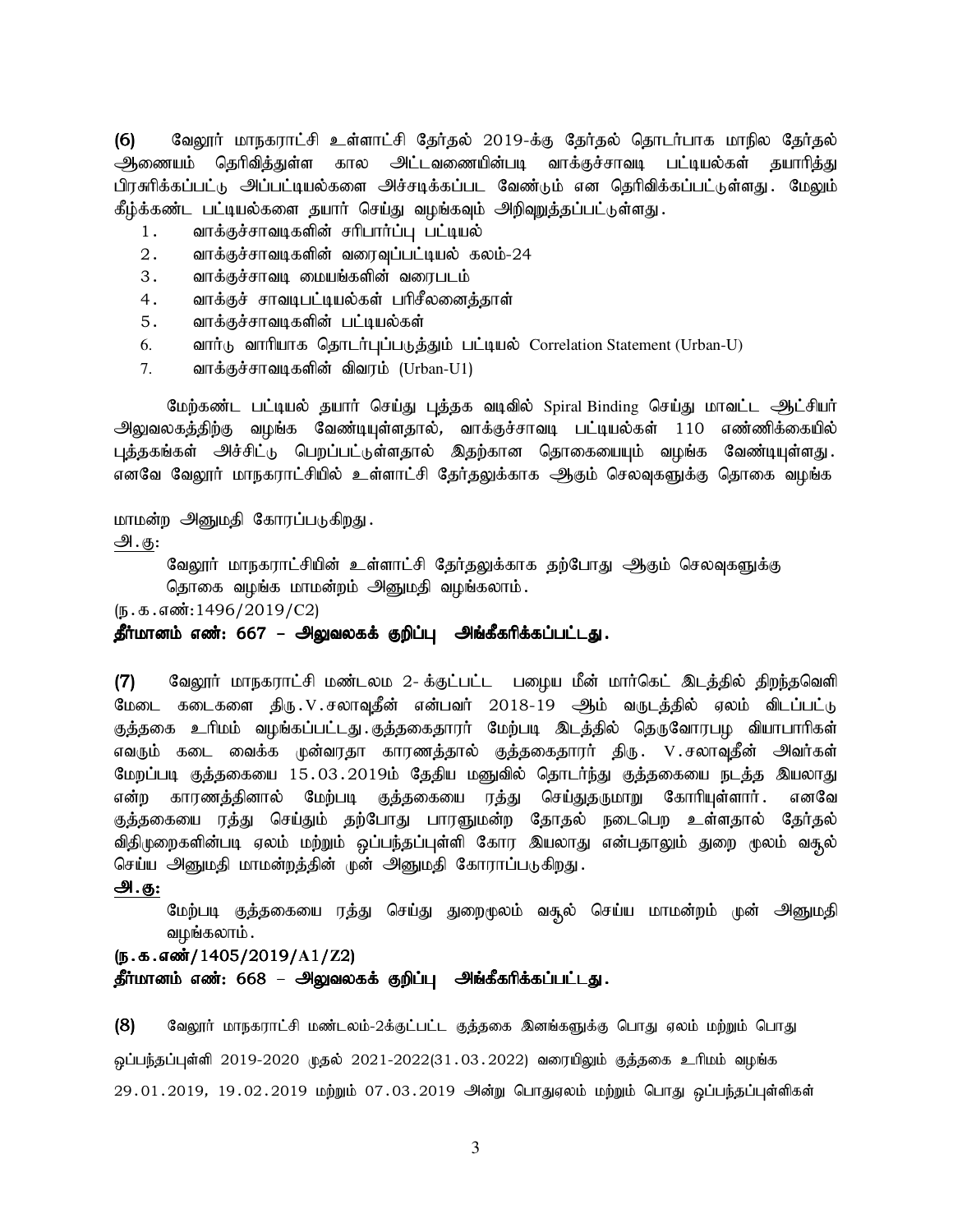**(6)** வேலூர் மாநகராட்சி உள்ளாட்சி தேர்தல் 2019-க்கு தேர்தல் தொடர்பாக மாநில தேர்தல் ஆணையம் தெரிவித்துள்ள கால அட்டவணையின்படி வாக்குச்சாவடி பட்டியல்கள் தயாரித்து பிரசுரிக்கப்பட்டு அப்பட்டியல்களை அச்சடிக்கப்பட வேண்டும் என தெரிவிக்கப்பட்டுள்ளது. மேலும் கீழ்க்கண்ட பட்டியல்களை தயார் செய்து வழங்கவும் அறிவுறுத்தப்பட்டுள்ளது.

1. வாக்குச்சாவடிகளின் சரிபார்ப்பு பட்டியல்
2. வாக்குச்சாவடிகளின் வரைவுப்பட்டியல் கலம்-24
3. வாக்குச்சாவடி மையங்களின் வரைபடம்
4. வாக்குச் சாவடிபட்டியல்கள் பரிசீலனைத்தாள்
5. வாக்குச்சாவடிகளின் பட்டியல்கள்
6. வார்டு வாரியாக தொடர்புப்படுத்தும் பட்டியல் Correlation Statement (Urban-U)
7. வாக்குச்சாவடிகளின் விவரம் (Urban-U1)

மேற்கண்ட பட்டியல் தயார் செய்து புத்தக வடிவில் Spiral Binding செய்து மாவட்ட ஆட்சியர் அலுவலகத்திற்கு வழங்க வேண்டியுள்ளதால், வாக்குச்சாவடி பட்டியல்கள் 110 எண்ணிக்கையில் புத்தகங்கள் அச்சிட்டு பெறப்பட்டுள்ளதால் இதற்கான தொகையையும் வழங்க வேண்டியுள்ளது. எனவே வேலூர் மாநகராட்சியில் உள்ளாட்சி தேர்தலுக்காக ஆகும் செலவுகளுக்கு தொகை வழங்க

மாமன்ற அனுமதி கோரப்படுகிறது.

அ.கு:

வேலூர் மாநகராட்சியின் உள்ளாட்சி தேர்தலுக்காக தற்போது ஆகும் செலவுகளுக்கு தொகை வழங்க மாமன்றம் அனுமதி வழங்கலாம்.

(ந.க.எண்:1496/2019/C2)

**தீர்மானம் எண்: 667 – அலுவலகக் குறிப்பு அங்கீகரிக்கப்பட்டது.**

**(7)** வேலூர் மாநகராட்சி மண்டலம 2- க்குட்பட்ட பழைய மீன் மார்கெட் இடத்தில் திறந்தவெளி மேடை கடைகளை திரு.V.சலாவுதீன் என்பவர் 2018-19 ஆம் வருடத்தில் ஏலம் விடப்பட்டு குத்தகை உரிமம் வழங்கப்பட்டது.குத்தகைதாரர் மேற்படி இடத்தில் தெருவோரபழ வியாபாரிகள் எவரும் கடை வைக்க முன்வராதா காரணத்தால் குத்தகைதாரர் திரு. V.சலாவுதீன் அவர்கள் மேறப்படி குத்தகையை 15.03.2019ம் தேதிய மனுவில் தொடர்ந்து குத்தகையை நடத்த இயலாது என்ற காரணத்தினால் மேற்படி குத்தகையை ரத்து செய்துதருமாறு கோரியுள்ளார். எனவே குத்தகையை ரத்து செய்தும் தற்போது பாரளுமன்ற தோதல் நடைபெற உள்ளதால் தேர்தல் விதிமுறைகளின்படி ஏலம் மற்றும் ஒப்பந்தப்புள்ளி கோர இயலாது என்பதாலும் துறை மூலம் வசூல் செய்ய அனுமதி மாமன்றத்தின் முன் அனுமதி கோராப்படுகிறது.

**அ.கு:**

மேற்படி குத்தகையை ரத்து செய்து துறைமூலம் வசூல் செய்ய மாமன்றம் முன் அனுமதி வழங்கலாம்.

**(ந.க.எண்/1405/2019/A1/Z2)**

**தீர்மானம் எண்: 668 – அலுவலகக் குறிப்பு அங்கீகரிக்கப்பட்டது.**

**(8)** வேலூர் மாநகராட்சி மண்டலம்-2க்குட்பட்ட குத்தகை இனங்களுக்கு பொது ஏலம் மற்றும் பொது ஒப்பந்தப்புள்ளி 2019-2020 முதல் 2021-2022(31.03.2022) வரையிலும் குத்தகை உரிமம் வழங்க 29.01.2019, 19.02.2019 மற்றும் 07.03.2019 அன்று பொதுஏலம் மற்றும் பொது ஒப்பந்தப்புள்ளிகள்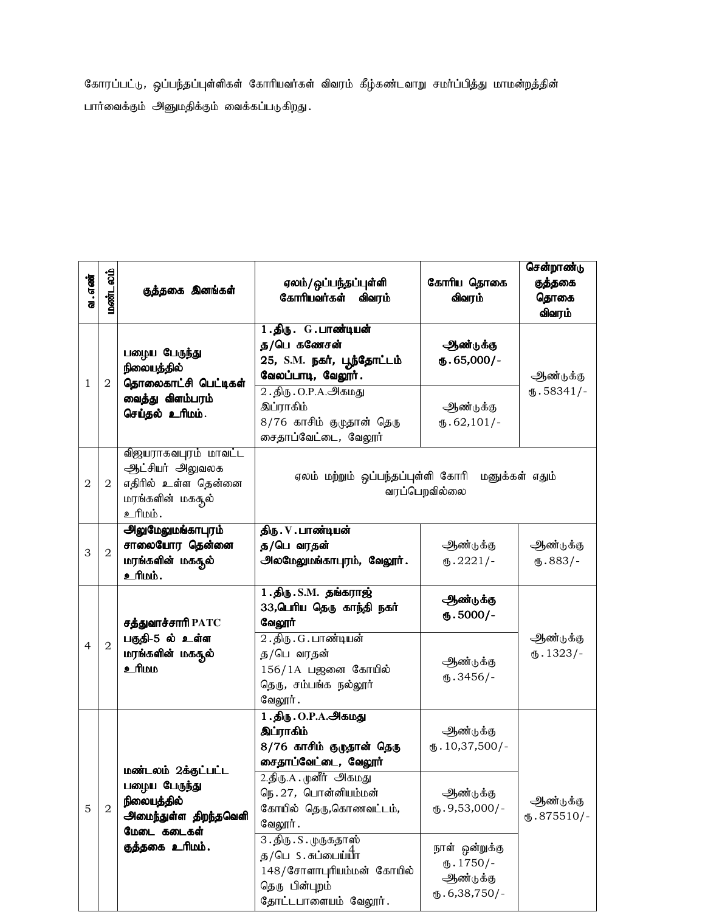கோரப்பட்டு, ஒப்பந்தப்புள்ளிகள் கோரியவர்கள் விவரம் கீழ்கண்டவாறு சமர்ப்பித்து மாமன்றத்தின் பார்வைக்கும் அனுமதிக்கும் வைக்கப்படுகிறது.

| வ.எண் | மண்டலம் | குத்தகை இனங்கள் | ஏலம்/ஒப்பந்தப்புள்ளி கோரியவர்கள் விவரம் | கோரிய தொகை விவரம் | சென்றாண்டு குத்தகை தொகை விவரம் |
|---|---|---|---|---|---|
| 1 | 2 | **பழைய பேருந்து நிலையத்தில் தொலைகாட்சி பெட்டிகள் வைத்து விளம்பரம் செய்தல் உரிமம்.** | **1.திரு. G.பாண்டியன் த/பெ கணேசன் 25, S.M. நகர், பூந்தோட்டம் வேலப்பாடி, வேலூர்.** | **ஆண்டுக்கு ரூ.65,000/-** | ஆண்டுக்கு ரூ.58341/- |
| | | | 2.திரு.O.P.A.அகமது இப்ராகிம் 8/76 காசிம் குமுதான் தெரு சைதாப்வேட்டை, வேலூர் | ஆண்டுக்கு ரூ.62,101/- | |
| 2 | 2 | விஜயராகவபுரம் மாவட்ட ஆட்சியர் அலுவலக எதிரில் உள்ள தென்னை மரங்களின் மகசூல் உரிமம். | ஏலம் மற்றும் ஒப்பந்தப்புள்ளி கோரி மனுக்கள் எதும் வரப்பெறவில்லை | | |
| 3 | 2 | **அலுமேலுமங்காபுரம் சாலையோர தென்னை மரங்களின் மகசூல் உரிமம்.** | **திரு.V.பாண்டியன் த/பெ வரதன் அலமேலுமங்காபுரம், வேலூர்.** | ஆண்டுக்கு ரூ.2221/- | ஆண்டுக்கு ரூ.883/- |
| 4 | 2 | **சத்துவாச்சாரி PATC பகுதி-5 ல் உள்ள மரங்களின் மகசூல் உரிமம** | **1.திரு.S.M. தங்கராஜ் 33,பெரிய தெரு காந்தி நகர் வேலூர்** | **ஆண்டுக்கு ரூ.5000/-** | ஆண்டுக்கு ரூ.1323/- |
| | | | 2.திரு.G.பாண்டியன் த/பெ வரதன் 156/1A பஜனை கோயில் தெரு, சம்பங்க நல்லூர் வேலூர். | ஆண்டுக்கு ரூ.3456/- | |
| 5 | 2 | **மண்டலம் 2க்குட்பட்ட பழைய பேருந்து நிலையத்தில் அமைந்துள்ள திறந்தவெளி மேடை கடைகள் குத்தகை உரிமம்.** | **1.திரு.O.P.A.அகமது இப்ராகிம் 8/76 காசிம் குமுதான் தெரு சைதாப்வேட்டை, வேலூர்** | ஆண்டுக்கு ரூ.10,37,500/- | ஆண்டுக்கு ரூ.875510/- |
| | | | 2.திரு.A.முனீர் அகமது நெ.27, பொன்னியம்மன் கோயில் தெரு,கொணவட்டம், வேலூர். | ஆண்டுக்கு ரூ.9,53,000/- | |
| | | | 3.திரு.S.முருகதாஸ் த/பெ S.சுப்பைய்யா 148/சோளாபுரியம்மன் கோயில் தெரு பின்புறம் தோட்டபாளையம் வேலூர். | நாள் ஒன்றுக்கு ரூ.1750/- ஆண்டுக்கு ரூ.6,38,750/- | |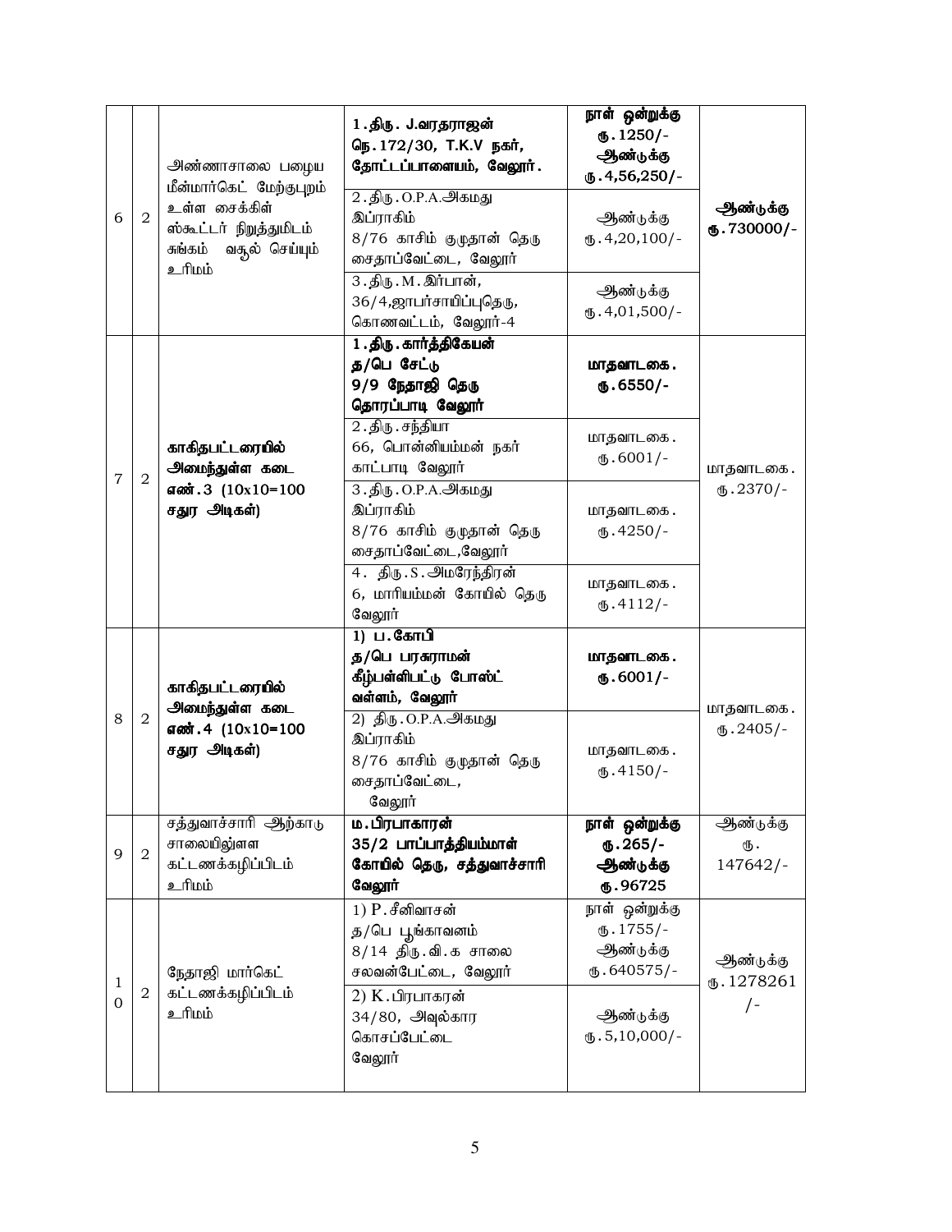| 6 | 2 | அண்ணாசாலை பழைய மீன்மார்கெட் மேற்குபுறம் உள்ள சைக்கிள் ஸ்கூட்டர் நிறுத்துமிடம் சுங்கம் வசூல் செய்யும் உரிமம் | **1.திரு. J.வரதராஜன் நெ.172/30, T.K.V நகர், தோட்டப்பாளையம், வேலூர்.** | **நாள் ஒன்றுக்கு ரூ.1250/- ஆண்டுக்கு ரு.4,56,250/-** | **ஆண்டுக்கு ரூ.730000/-** |
|---|---|---|---|---|---|
| | | | 2.திரு.O.P.A.அகமது இப்ராகிம் 8/76 காசிம் குமுதான் தெரு சைதாப்வேட்டை, வேலூர் | ஆண்டுக்கு ரூ.4,20,100/- | |
| | | | 3.திரு.M.இர்பான், 36/4,ஜாபர்சாயிப்புதெரு, கொணவட்டம், வேலூர்-4 | ஆண்டுக்கு ரூ.4,01,500/- | |
| 7 | 2 | **காகிதபட்டரையில் அமைந்துள்ள கடை எண்.3 (10x10=100 சதுர அடிகள்)** | **1.திரு.கார்த்திகேயன் த/பெ சேட்டு 9/9 நேதாஜி தெரு தொரப்பாடி வேலூர்** | **மாதவாடகை. ரூ.6550/-** | மாதவாடகை. ரூ.2370/- |
| | | | 2.திரு.சந்தியா 66, பொன்னியம்மன் நகர் காட்பாடி வேலூர் | மாதவாடகை. ரூ.6001/- | |
| | | | 3.திரு.O.P.A.அகமது இப்ராகிம் 8/76 காசிம் குமுதான் தெரு சைதாப்வேட்டை,வேலூர் | மாதவாடகை. ரூ.4250/- | |
| | | | 4. திரு.S.அமரேந்திரன் 6, மாரியம்மன் கோயில் தெரு வேலூர் | மாதவாடகை. ரூ.4112/- | |
| 8 | 2 | **காகிதபட்டரையில் அமைந்துள்ள கடை எண்.4 (10x10=100 சதுர அடிகள்)** | **1) ப.கோபி த/பெ பரசுராமன் கீழ்பள்ளிபட்டு போஸ்ட் வள்ளம், வேலூர்** | **மாதவாடகை. ரூ.6001/-** | மாதவாடகை. ரூ.2405/- |
| | | | 2) திரு.O.P.A.அகமது இப்ராகிம் 8/76 காசிம் குமுதான் தெரு சைதாப்வேட்டை, வேலூர் | மாதவாடகை. ரூ.4150/- | |
| 9 | 2 | சத்துவாச்சாரி ஆற்காடு சாலையிலுள்ள கட்டணக்கழிப்பிடம் உரிமம் | **ம.பிரபாகாரன் 35/2 பாப்பாத்தியம்மாள் கோயில் தெரு, சத்துவாச்சாரி வேலூர்** | **நாள் ஒன்றுக்கு ரூ.265/- ஆண்டுக்கு ரூ.96725** | ஆண்டுக்கு ரூ. 147642/- |
| 10 | 2 | நேதாஜி மார்கெட் கட்டணக்கழிப்பிடம் உரிமம் | 1) P.சீனிவாசன் த/பெ பூங்காவனம் 8/14 திரு.வி.க சாலை சலவன்பேட்டை, வேலூர் | நாள் ஒன்றுக்கு ரூ.1755/- ஆண்டுக்கு ரூ.640575/- | ஆண்டுக்கு ரூ.1278261/- |
| | | | 2) K.பிரபாகரன் 34/80, அவுல்கார கொசப்பேட்டை வேலூர் | ஆண்டுக்கு ரூ.5,10,000/- | |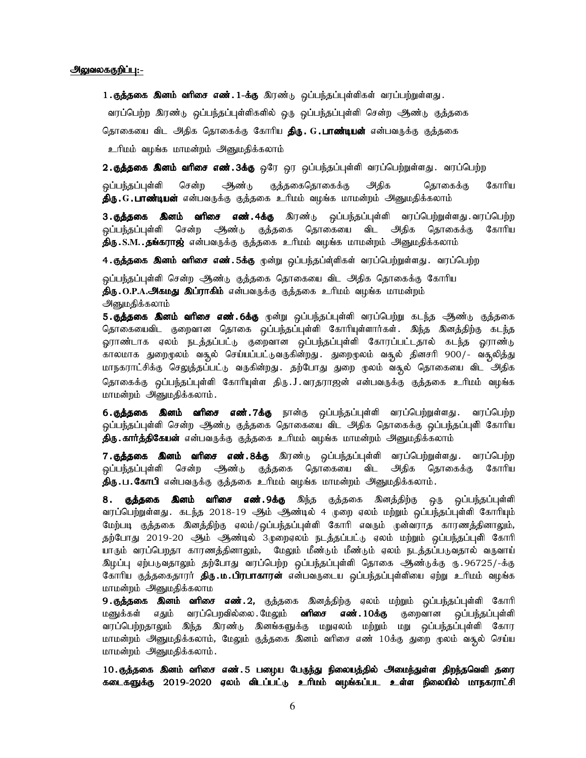**அலுவலககுறிப்பு:-**

**1.குத்தகை இனம் வரிசை எண்.1-க்கு** இரண்டு ஒப்பந்தப்புள்ளிகள் வரப்பற்றுள்ளது. வரப்பெற்ற இரண்டு ஒப்பந்தப்புள்ளிகளில் ஒரு ஒப்பந்தப்புள்ளி சென்ற ஆண்டு குத்தகை தொகையை விட அதிக தொகைக்கு கோரிய **திரு. G.பாண்டியன்** என்பவருக்கு குத்தகை உரிமம் வழங்க மாமன்றம் அனுமதிக்கலாம்

**2.குத்தகை இனம் வரிசை எண்.3க்கு** ஒரே ஒர ஒப்பந்தப்புள்ளி வரப்பெற்றுள்ளது. வரப்பெற்ற ஒப்பந்தப்புள்ளி சென்ற ஆண்டு குத்தகைதொகைக்கு அதிக தொகைக்கு கோரிய **திரு.G.பாண்டியன்** என்பவருக்கு குத்தகை உரிமம் வழங்க மாமன்றம் அனுமதிக்கலாம்

**3.குத்தகை இனம் வரிசை எண்.4க்கு** இரண்டு ஒப்பந்தப்புள்ளி வரப்பெற்றுள்ளது.வரப்பெற்ற ஒப்பந்தப்புள்ளி சென்ற ஆண்டு குத்தகை தொகையை விட அதிக தொகைக்கு கோரிய **திரு.S.M..தங்கராஜ்** என்பவருக்கு குத்தகை உரிமம் வழங்க மாமன்றம் அனுமதிக்கலாம்

**4.குத்தகை இனம் வரிசை எண்.5க்கு** மூன்று ஒப்பந்தப்ப்ள்ளிகள் வரப்பெற்றுள்ளது. வரப்பெற்ற ஒப்பந்தப்புள்ளி சென்ற ஆண்டு குத்தகை தொகையை விட அதிக தொகைக்கு கோரிய **திரு.O.P.A.அகமது இப்ராகிம்** என்பவருக்கு குத்தகை உரிமம் வழங்க மாமன்றம் அனுமதிக்கலாம்

**5.குத்தகை இனம் வரிசை எண்.6க்கு** மூன்று ஒப்பந்தப்புள்ளி வரப்பெற்று கடந்த ஆண்டு குத்தகை தொகையைவிட குறைவான தொகை ஒப்பந்தப்புள்ளி கோரியுள்ளார்கள். இந்த இனத்திற்கு கடந்த ஓராண்டாக ஏலம் நடத்தப்பட்டு குறைவான ஒப்பந்தப்புள்ளி கோரப்பட்டதால் கடந்த ஓராண்டு காலமாக துறைமூலம் வசூல் செய்யப்பட்டுவருகின்றது. துறைமூலம் வசூல் தினசரி 900/- வசூலித்து மாநகராட்சிக்கு செலுத்தப்பட்டு வருகின்றது. தற்போது துறை மூலம் வசூல் தொகையை விட அதிக தொகைக்கு ஒப்பந்தப்புள்ளி கோரியுள்ள திரு.J.வரதராஜன் என்பவருக்கு குத்தகை உரிமம் வழங்க மாமன்றம் அனுமதிக்கலாம்.

**6.குத்தகை இனம் வரிசை எண்.7க்கு** நான்கு ஒப்பந்தப்புள்ளி வரப்பெற்றுள்ளது. வரப்பெற்ற ஒப்பந்தப்புள்ளி சென்ற ஆண்டு குத்தகை தொகையை விட அதிக தொகைக்கு ஒப்பந்தப்புளி கோரிய **திரு.கார்த்திகேயன்** என்பவருக்கு குத்தகை உரிமம் வழங்க மாமன்றம் அனுமதிக்கலாம்

**7.குத்தகை இனம் வரிசை எண்.8க்கு** இரண்டு ஒப்பந்தப்புள்ளி வரப்பெற்றுள்ளது. வரப்பெற்ற ஒப்பந்தப்புள்ளி சென்ற ஆண்டு குத்தகை தொகையை விட அதிக தொகைக்கு கோரிய **திரு.ப.கோபி** என்பவருக்கு குத்தகை உரிமம் வழங்க மாமன்றம் அனுமதிக்கலாம்.

**8. குத்தகை இனம் வரிசை எண்.9க்கு** இந்த குத்தகை இனத்திற்கு ஒரு ஒப்பந்தப்புள்ளி வரப்பெற்றுள்ளது. கடந்த 2018-19 ஆம் ஆண்டில் 4 முறை ஏலம் மற்றும் ஒப்பந்தப்புள்ளி கோரியும் மேற்படி குத்தகை இனத்திற்கு ஏலம்/ஒப்பந்தப்புள்ளி கோரி எவரும் முன்வராத காரணத்தினாலும், தற்போது 2019-20 ஆம் ஆண்டில் 3முறைஏலம் நடத்தப்பட்டு ஏலம் மற்றும் ஒப்பந்தப்புளி கோரி யாரும் வரப்பெறாத காரணத்தினாலும், மேலும் மீண்டும் மீண்டும் ஏலம் நடத்தப்படுவதால் வருவாய் இழப்பு ஏற்படுவதாலும் தற்போது வரப்பெற்ற ஒப்பந்தப்புள்ளி தொகை ஆண்டுக்கு ரு.96725/-க்கு கோரிய குத்தகைதாரர் **திரு.ம.பிரபாகாரன்** என்பவருடைய ஒப்பந்தப்புள்ளியை ஏற்று உரிமம் வழங்க மாமன்றம் அனுமதிக்கலாம

**9.குத்தகை இனம் வரிசை எண்.2,** குத்தகை இனத்திற்கு ஏலம் மற்றும் ஒப்பந்தப்புள்ளி கோரி மனுக்கள் எதும் வரப்பெறவில்லை.மேலும் **வரிசை எண்.10க்கு** குறைவான ஒப்பந்தப்புள்ளி வரப்பெற்றதாலும் இந்த இரண்டு இனங்களுக்கு மறுஏலம் மற்றும் மறு ஒப்பந்தப்புள்ளி கோர மாமன்றம் அனுமதிக்கலாம், மேலும் குத்தகை இனம் வரிசை எண் 10க்கு துறை மூலம் வசூல் செய்ய மாமன்றம் அனுமதிக்கலாம்.

**10.குத்தகை இனம் வரிசை எண்.5 பழைய பேருந்து நிலையத்தில் அமைந்துள்ள திறந்தவெளி தரை கடைகளுக்கு 2019-2020 ஏலம் விடப்பட்டு உரிமம் வழங்கப்பட உள்ள நிலையில் மாநகராட்சி**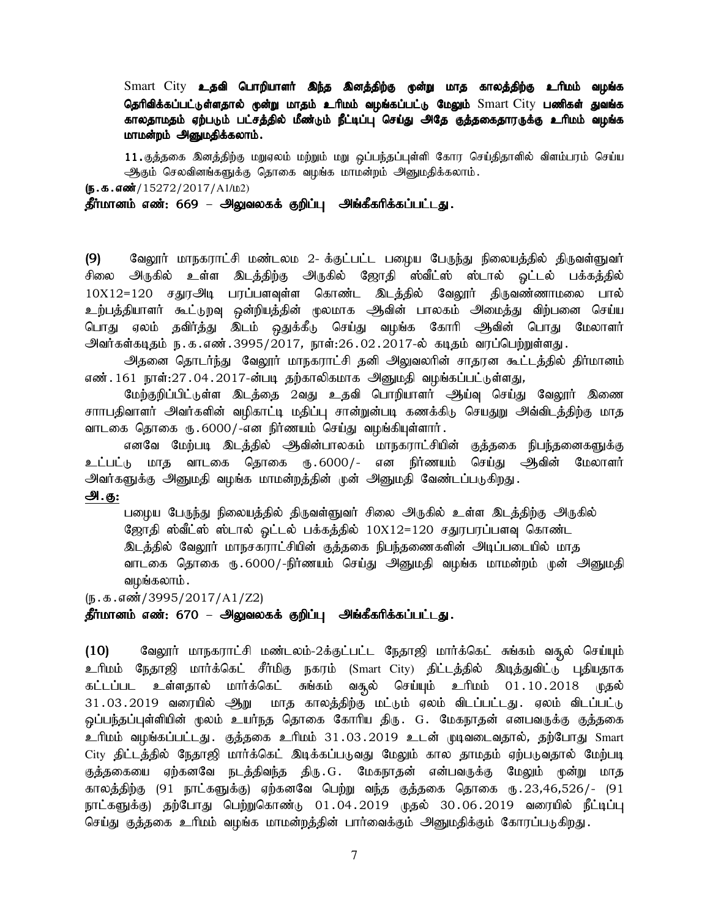**Smart City உதவி பொறியாளர் இந்த இனத்திற்கு மூன்று மாத காலத்திற்கு உரிமம் வழங்க தெரிவிக்கப்பட்டுள்ளதால் மூன்று மாதம் உரிமம் வழங்கப்பட்டு மேலும் Smart City பணிகள் துவங்க காலதாமதம் ஏற்படும் பட்சத்தில் மீண்டும் நீட்டிப்பு செய்து அதே குத்தகைதாரருக்கு உரிமம் வழங்க மாமன்றம் அனுமதிக்கலாம்.**

11.குத்தகை இனத்திற்கு மறுஏலம் மற்றும் மறு ஒப்பந்தப்புள்ளி கோர செய்திதாளில் விளம்பரம் செய்ய ஆகும் செலவினங்களுக்கு தொகை வழங்க மாமன்றம் அனுமதிக்கலாம்.

**(ந.க.எண்**/15272/2017/A1/ம2)

**தீர்மானம் எண்: 669 – அலுவலகக் குறிப்பு அங்கீகரிக்கப்பட்டது.**

**(9)** வேலூர் மாநகராட்சி மண்டலம 2- க்குட்பட்ட பழைய பேருந்து நிலையத்தில் திருவள்ளுவர் சிலை அருகில் உள்ள இடத்திற்கு அருகில் ஜோதி ஸ்வீட்ஸ் ஸ்டால் ஓட்டல் பக்கத்தில் 10X12=120 சதுரஅடி பரப்பளவுள்ள கொண்ட இடத்தில் வேலூர் திருவண்ணாமலை பால் உற்பத்தியாளர் கூட்டுறவு ஒன்றியத்தின் மூலமாக ஆவின் பாலகம் அமைத்து விற்பனை செய்ய பொது ஏலம் தவிர்த்து இடம் ஒதுக்கீடு செய்து வழங்க கோரி ஆவின் பொது மேலாளர் அவர்கள்கடிதம் ந.க.எண்.3995/2017, நாள்:26.02.2017-ல் கடிதம் வரப்பெற்றுள்ளது.

அதனை தொடர்ந்து வேலூர் மாநகராட்சி தனி அலுவலரின் சாதரன கூட்டத்தில் தீர்மானம் எண்.161 நாள்:27.04.2017-ன்படி தற்காலிகமாக அனுமதி வழங்கப்பட்டுள்ளது,

மேற்குறிப்பிட்டுள்ள இடத்தை 2வது உதவி பொறியாளர் ஆய்வு செய்து வேலூர் இணை சாாபதிவாளர் அவர்களின் வழிகாட்டி மதிப்பு சான்றுன்படி கணக்கிடு செயதுு அவ்விடத்திற்கு மாத வாடகை தொகை ரு.6000/-என நிர்ணயம் செய்து வழங்கியுள்ளார்.

எனவே மேற்படி இடத்தில் ஆவின்பாலகம் மாநகராட்சியின் குத்தகை நிபந்தனைகளுக்கு உட்பட்டு மாத வாடகை தொகை ரு.6000/- என நிர்ணயம் செய்து ஆவின் மேலாளர் அவர்களுக்கு அனுமதி வழங்க மாமன்றத்தின் முன் அனுமதி வேண்டப்படுகிறது.

**அ.கு:**

பழைய பேருந்து நிலையத்தில் திருவள்ளுவர் சிலை அருகில் உள்ள இடத்திற்கு அருகில் ஜோதி ஸ்வீட்ஸ் ஸ்டால் ஓட்டல் பக்கத்தில் 10X12=120 சதுரபரப்பளவு கொண்ட இடத்தில் வேலூர் மாநசகராட்சியின் குத்தகை நிபந்தணைகளின் அடிப்படையில் மாத வாடகை தொகை ரு.6000/-நிர்ணயம் செய்து அனுமதி வழங்க மாமன்றம் முன் அனுமதி வழங்கலாம்.

(ந.க.எண்/3995/2017/A1/Z2)

**தீர்மானம் எண்: 670 – அலுவலகக் குறிப்பு அங்கீகரிக்கப்பட்டது.**

**(10)** வேலூர் மாநகராட்சி மண்டலம்-2க்குட்பட்ட நேதாஜி மார்க்கெட் சுங்கம் வசூல் செய்யும் உரிமம் நேதாஜி மார்க்கெட் சீர்மிகு நகரம் (Smart City) திட்டத்தில் இடித்துவிட்டு புதியதாக கட்டப்பட உள்ளதால் மார்க்கெட் சுங்கம் வசூல் செய்யும் உரிமம் 01.10.2018 முதல் 31.03.2019 வரையில் ஆறு மாத காலத்திற்கு மட்டும் ஏலம் விடப்பட்டது. ஏலம் விடப்பட்டு ஒப்பந்தப்புள்ளியின் மூலம் உயர்நத தொகை கோரிய திரு. G. மேகநாதன் எனபவருக்கு குத்தகை உரிமம் வழங்கப்பட்டது. குத்தகை உரிமம் 31.03.2019 உடன் முடிவடைவதால், தற்போது Smart City திட்டத்தில் நேதாஜி மார்க்கெட் இடிக்கப்படுவது மேலும் கால தாமதம் ஏற்படுவதால் மேற்படி குத்தகையை ஏற்கனவே நடத்திவந்த திரு.G. மேகநாதன் என்பவருக்கு மேலும் மூன்று மாத காலத்திற்கு (91 நாட்களுக்கு) ஏற்கனவே பெற்று வந்த குத்தகை தொகை ரு.23,46,526/- (91 நாட்களுக்கு) தற்போது பெற்றுகொண்டு 01.04.2019 முதல் 30.06.2019 வரையில் நீட்டிப்பு செய்து குத்தகை உரிமம் வழங்க மாமன்றத்தின் பார்வைக்கும் அனுமதிக்கும் கோரப்படுகிறது.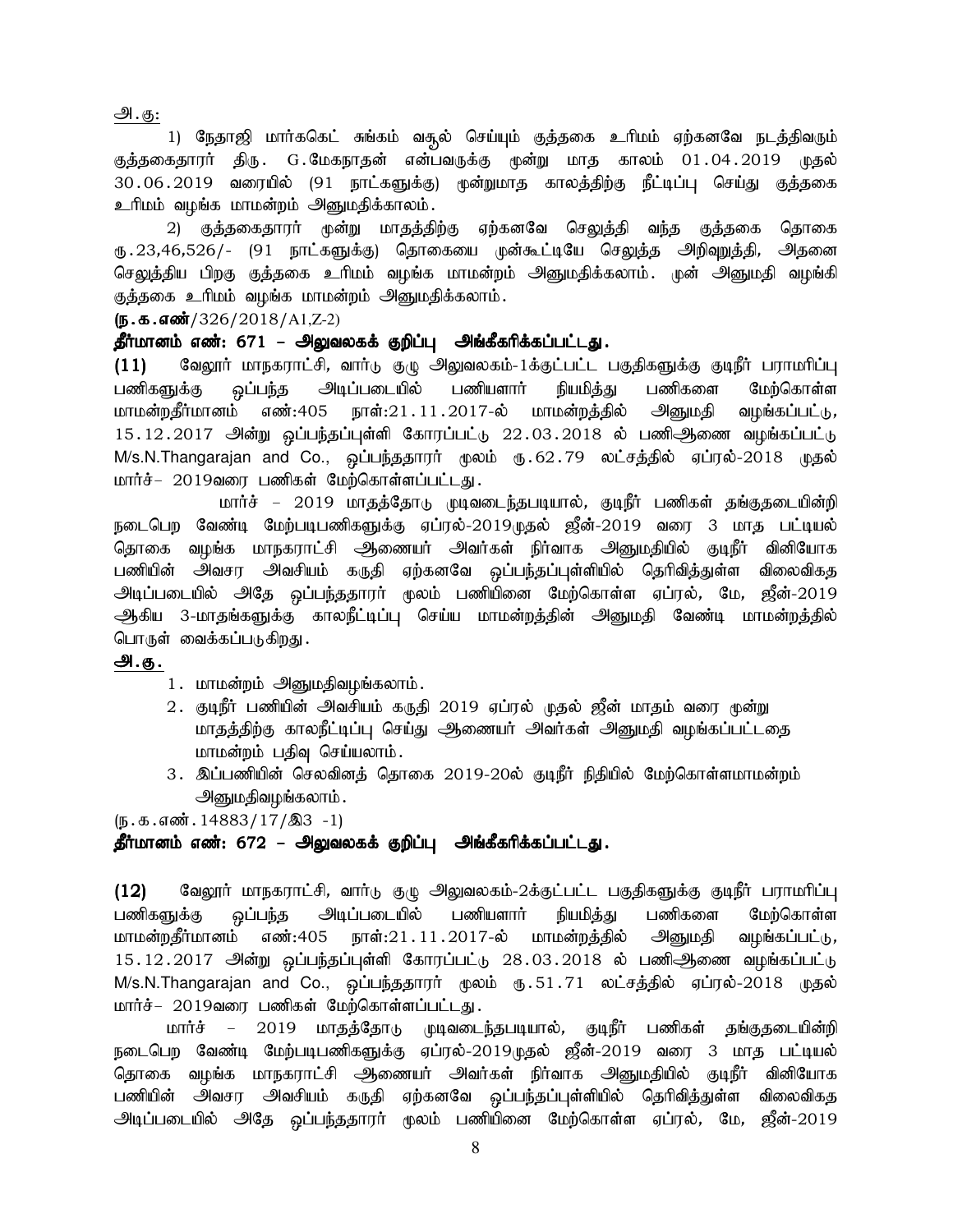அ.கு:

1) நேதாஜி மார்கெட் சுங்கம் வசூல் செய்யும் குத்தகை உரிமம் ஏற்கனவே நடத்திவரும் குத்தகைதாரர் திரு. G.மேகநாதன் என்பவருக்கு மூன்று மாத காலம் 01.04.2019 முதல் 30.06.2019 வரையில் (91 நாட்களுக்கு) மூன்றுமாத காலத்திற்கு நீட்டிப்பு செய்து குத்தகை உரிமம் வழங்க மாமன்றம் அனுமதிக்காலம்.

2) குத்தகைதாரர் மூன்று மாதத்திற்கு ஏற்கனவே செலுத்தி வந்த குத்தகை தொகை ரூ.23,46,526/- (91 நாட்களுக்கு) தொகையை முன்கூட்டியே செலுத்த அறிவுறுத்தி, அதனை செலுத்திய பிறகு குத்தகை உரிமம் வழங்க மாமன்றம் அனுமதிக்கலாம். முன் அனுமதி வழங்கி குத்தகை உரிமம் வழங்க மாமன்றம் அனுமதிக்கலாம்.

**(ந.க.எண்**/326/2018/A1,Z-2)

**தீர்மானம் எண்: 671 – அலுவலகக் குறிப்பு அங்கீகரிக்கப்பட்டது.**

**(11)** வேலூர் மாநகராட்சி, வார்டு குழு அலுவலகம்-1க்குட்பட்ட பகுதிகளுக்கு குடிநீர் பராமரிப்பு பணிகளுக்கு ஒப்பந்த அடிப்படையில் பணியாளர் நியமித்து பணிகளை மேற்கொள்ள மாமன்றதீர்மானம் எண்:405 நாள்:21.11.2017-ல் மாமன்றத்தில் அனுமதி வழங்கப்பட்டு, 15.12.2017 அன்று ஒப்பந்தப்புள்ளி கோரப்பட்டு 22.03.2018 ல் பணிஆணை வழங்கப்பட்டு M/s.N.Thangarajan and Co., ஒப்பந்ததாரர் மூலம் ரூ.62.79 லட்சத்தில் ஏப்ரல்-2018 முதல் மார்ச்– 2019வரை பணிகள் மேற்கொள்ளப்பட்டது.

மார்ச் – 2019 மாதத்தோடு முடிவடைந்தபடியால், குடிநீர் பணிகள் தங்குதடையின்றி நடைபெற வேண்டி மேற்படிபணிகளுக்கு ஏப்ரல்-2019முதல் ஜீன்-2019 வரை 3 மாத பட்டியல் தொகை வழங்க மாநகராட்சி ஆணையர் அவர்கள் நிர்வாக அனுமதியில் குடிநீர் வினியோக பணியின் அவசர அவசியம் கருதி ஏற்கனவே ஒப்பந்தப்புள்ளியில் தெரிவித்துள்ள விலைவிகத அடிப்படையில் அதே ஒப்பந்ததாரர் மூலம் பணியினை மேற்கொள்ள ஏப்ரல், மே, ஜீன்-2019 ஆகிய 3-மாதங்களுக்கு காலநீட்டிப்பு செய்ய மாமன்றத்தின் அனுமதி வேண்டி மாமன்றத்தில் பொருள் வைக்கப்படுகிறது.

**அ.கு.**

1. மாமன்றம் அனுமதிவழங்கலாம்.
2. குடிநீர் பணியின் அவசியம் கருதி 2019 ஏப்ரல் முதல் ஜீன் மாதம் வரை மூன்று மாதத்திற்கு காலநீட்டிப்பு செய்து ஆணையர் அவர்கள் அனுமதி வழங்கப்பட்டதை மாமன்றம் பதிவு செய்யலாம்.
3. இப்பணியின் செலவினத் தொகை 2019-20ல் குடிநீர் நிதியில் மேற்கொள்ளமாமன்றம் அனுமதிவழங்கலாம்.

(ந.க.எண்.14883/17/இ3 -1)

**தீர்மானம் எண்: 672 – அலுவலகக் குறிப்பு அங்கீகரிக்கப்பட்டது.**

**(12)** வேலூர் மாநகராட்சி, வார்டு குழு அலுவலகம்-2க்குட்பட்ட பகுதிகளுக்கு குடிநீர் பராமரிப்பு பணிகளுக்கு ஒப்பந்த அடிப்படையில் பணியாளர் நியமித்து பணிகளை மேற்கொள்ள மாமன்றதீர்மானம் எண்:405 நாள்:21.11.2017-ல் மாமன்றத்தில் அனுமதி வழங்கப்பட்டு, 15.12.2017 அன்று ஒப்பந்தப்புள்ளி கோரப்பட்டு 28.03.2018 ல் பணிஆணை வழங்கப்பட்டு M/s.N.Thangarajan and Co., ஒப்பந்ததாரர் மூலம் ரூ.51.71 லட்சத்தில் ஏப்ரல்-2018 முதல் மார்ச்– 2019வரை பணிகள் மேற்கொள்ளப்பட்டது.

மார்ச் – 2019 மாதத்தோடு முடிவடைந்தபடியால், குடிநீர் பணிகள் தங்குதடையின்றி நடைபெற வேண்டி மேற்படிபணிகளுக்கு ஏப்ரல்-2019முதல் ஜீன்-2019 வரை 3 மாத பட்டியல் தொகை வழங்க மாநகராட்சி ஆணையர் அவர்கள் நிர்வாக அனுமதியில் குடிநீர் வினியோக பணியின் அவசர அவசியம் கருதி ஏற்கனவே ஒப்பந்தப்புள்ளியில் தெரிவித்துள்ள விலைவிகத அடிப்படையில் அதே ஒப்பந்ததாரர் மூலம் பணியினை மேற்கொள்ள ஏப்ரல், மே, ஜீன்-2019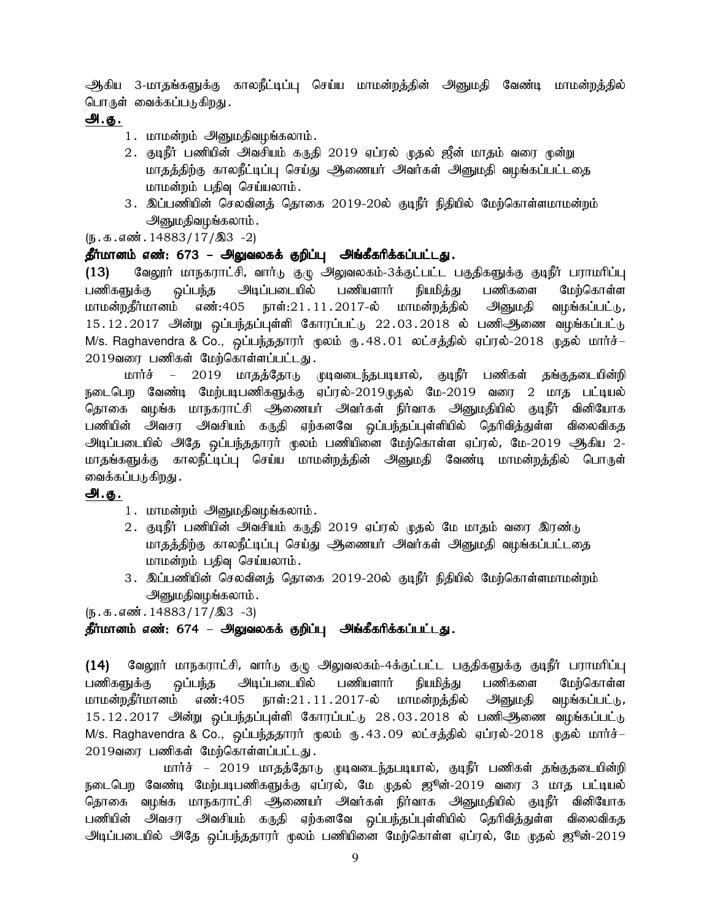ஆகிய 3-மாதங்களுக்கு காலநீட்டிப்பு செய்ய மாமன்றத்தின் அனுமதி வேண்டி மாமன்றத்தில் பொருள் வைக்கப்படுகிறது.

**அ.கு.**

1. மாமன்றம் அனுமதிவழங்கலாம்.
2. குடிநீர் பணியின் அவசியம் கருதி 2019 ஏப்ரல் முதல் ஜீன் மாதம் வரை மூன்று மாதத்திற்கு காலநீட்டிப்பு செய்து ஆணையர் அவர்கள் அனுமதி வழங்கப்பட்டதை மாமன்றம் பதிவு செய்யலாம்.
3. இப்பணியின் செலவினத் தொகை 2019-20ல் குடிநீர் நிதியில் மேற்கொள்ளமாமன்றம் அனுமதிவழங்கலாம்.

(ந.க.எண்.14883/17/இ3 -2)

**தீர்மானம் எண்: 673 – அலுவலகக் குறிப்பு அங்கீகரிக்கப்பட்டது.**

**(13)** வேலூர் மாநகராட்சி, வார்டு குழு அலுவலகம்-3க்குட்பட்ட பகுதிகளுக்கு குடிநீர் பராமரிப்பு பணிகளுக்கு ஒப்பந்த அடிப்படையில் பணியளார் நியமித்து பணிகளை மேற்கொள்ள மாமன்றதீர்மானம் எண்:405 நாள்:21.11.2017-ல் மாமன்றத்தில் அனுமதி வழங்கப்பட்டு, 15.12.2017 அன்று ஒப்பந்தப்புள்ளி கோரப்பட்டு 22.03.2018 ல் பணிஆணை வழங்கப்பட்டு M/s. Raghavendra & Co., ஒப்பந்ததாரர் மூலம் ரு.48.01 லட்சத்தில் ஏப்ரல்-2018 முதல் மார்ச்-2019வரை பணிகள் மேற்கொள்ளப்பட்டது.

மார்ச் – 2019 மாதத்தோடு முடிவடைந்தபடியால், குடிநீர் பணிகள் தங்குதடையின்றி நடைபெற வேண்டி மேற்படிபணிகளுக்கு ஏப்ரல்-2019முதல் மே-2019 வரை 2 மாத பட்டியல் தொகை வழங்க மாநகராட்சி ஆணையர் அவர்கள் நிர்வாக அனுமதியில் குடிநீர் வினியோக பணியின் அவசர அவசியம் கருதி ஏற்கனவே ஒப்பந்தப்புள்ளியில் தெரிவித்துள்ள விலைவிகத அடிப்படையில் அதே ஒப்பந்ததாரர் மூலம் பணியினை மேற்கொள்ள ஏப்ரல், மே-2019 ஆகிய 2-மாதங்களுக்கு காலநீட்டிப்பு செய்ய மாமன்றத்தின் அனுமதி வேண்டி மாமன்றத்தில் பொருள் வைக்கப்படுகிறது.

**அ.கு.**

1. மாமன்றம் அனுமதிவழங்கலாம்.
2. குடிநீர் பணியின் அவசியம் கருதி 2019 ஏப்ரல் முதல் மே மாதம் வரை இரண்டு மாதத்திற்கு காலநீட்டிப்பு செய்து ஆணையர் அவர்கள் அனுமதி வழங்கப்பட்டதை மாமன்றம் பதிவு செய்யலாம்.
3. இப்பணியின் செலவினத் தொகை 2019-20ல் குடிநீர் நிதியில் மேற்கொள்ளமாமன்றம் அனுமதிவழங்கலாம்.

(ந.க.எண்.14883/17/இ3 -3)

**தீர்மானம் எண்: 674 – அலுவலகக் குறிப்பு அங்கீகரிக்கப்பட்டது.**

**(14)** வேலூர் மாநகராட்சி, வார்டு குழு அலுவலகம்-4க்குட்பட்ட பகுதிகளுக்கு குடிநீர் பராமரிப்பு பணிகளுக்கு ஒப்பந்த அடிப்படையில் பணியளார் நியமித்து பணிகளை மேற்கொள்ள மாமன்றதீர்மானம் எண்:405 நாள்:21.11.2017-ல் மாமன்றத்தில் அனுமதி வழங்கப்பட்டு, 15.12.2017 அன்று ஒப்பந்தப்புள்ளி கோரப்பட்டு 28.03.2018 ல் பணிஆணை வழங்கப்பட்டு M/s. Raghavendra & Co., ஒப்பந்ததாரர் மூலம் ரு.43.09 லட்சத்தில் ஏப்ரல்-2018 முதல் மார்ச்-2019வரை பணிகள் மேற்கொள்ளப்பட்டது.

மார்ச் – 2019 மாதத்தோடு முடிவடைந்தபடியால், குடிநீர் பணிகள் தங்குதடையின்றி நடைபெற வேண்டி மேற்படிபணிகளுக்கு ஏப்ரல், மே முதல் ஜீன்-2019 வரை 3 மாத பட்டியல் தொகை வழங்க மாநகராட்சி ஆணையர் அவர்கள் நிர்வாக அனுமதியில் குடிநீர் வினியோக பணியின் அவசர அவசியம் கருதி ஏற்கனவே ஒப்பந்தப்புள்ளியில் தெரிவித்துள்ள விலைவிகத அடிப்படையில் அதே ஒப்பந்ததாரர் மூலம் பணியினை மேற்கொள்ள ஏப்ரல், மே முதல் ஜீன்-2019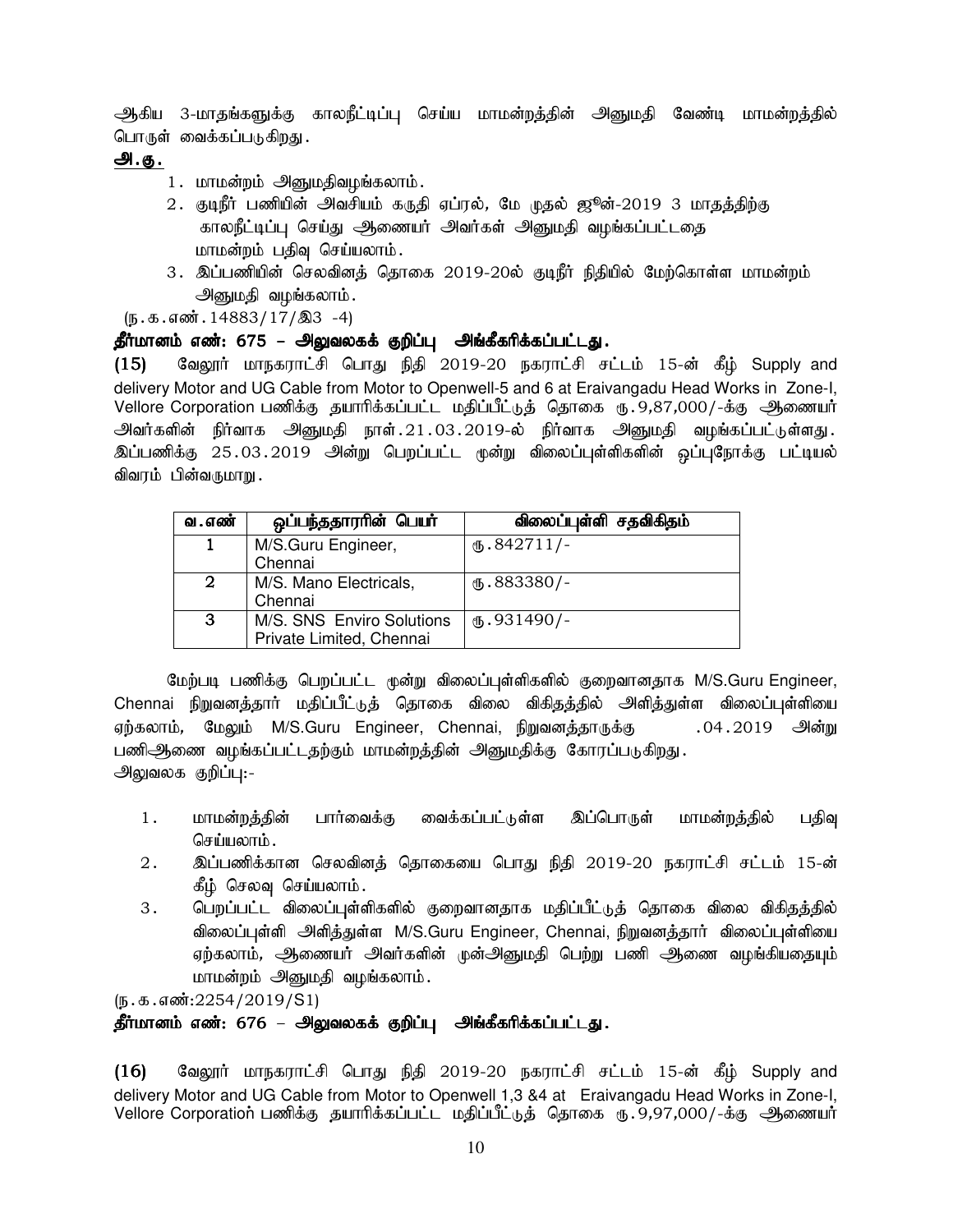ஆகிய 3-மாதங்களுக்கு காலநீட்டிப்பு செய்ய மாமன்றத்தின் அனுமதி வேண்டி மாமன்றத்தில் பொருள் வைக்கப்படுகிறது.

**அ.கு.**

1. மாமன்றம் அனுமதிவழங்கலாம்.
2. குடிநீர் பணியின் அவசியம் கருதி ஏப்ரல், மே முதல் ஜுன்-2019 3 மாதத்திற்கு காலநீட்டிப்பு செய்து ஆணையர் அவர்கள் அனுமதி வழங்கப்பட்டதை மாமன்றம் பதிவு செய்யலாம்.
3. இப்பணியின் செலவினத் தொகை 2019-20ல் குடிநீர் நிதியில் மேற்கொள்ள மாமன்றம் அனுமதி வழங்கலாம்.

(ந.க.எண்.14883/17/இ3 -4)

**தீர்மானம் எண்: 675 – அலுவலகக் குறிப்பு அங்கீகரிக்கப்பட்டது.**

**(15)** வேலூர் மாநகராட்சி பொது நிதி 2019-20 நகராட்சி சட்டம் 15-ன் கீழ் Supply and delivery Motor and UG Cable from Motor to Openwell-5 and 6 at Eraivangadu Head Works in Zone-I, Vellore Corporation பணிக்கு தயாரிக்கப்பட்ட மதிப்பீட்டுத் தொகை ரு.9,87,000/-க்கு ஆணையர் அவர்களின் நிர்வாக அனுமதி நாள்.21.03.2019-ல் நிர்வாக அனுமதி வழங்கப்பட்டுள்ளது. இப்பணிக்கு 25.03.2019 அன்று பெறப்பட்ட மூன்று விலைப்புள்ளிகளின் ஒப்புநோக்கு பட்டியல் விவரம் பின்வருமாறு.

| வ.எண் | ஒப்பந்ததாரரின் பெயர் | விலைப்புள்ளி சதவிகிதம் |
|---|---|---|
| 1 | M/S.Guru Engineer, Chennai | ரு.842711/- |
| 2 | M/S. Mano Electricals, Chennai | ரு.883380/- |
| 3 | M/S. SNS Enviro Solutions Private Limited, Chennai | ரு.931490/- |

மேற்படி பணிக்கு பெறப்பட்ட மூன்று விலைப்புள்ளிகளில் குறைவானதாக M/S.Guru Engineer, Chennai நிறுவனத்தார் மதிப்பீட்டுத் தொகை விலை விகிதத்தில் அளித்துள்ள விலைப்புள்ளியை ஏற்கலாம், மேலும் M/S.Guru Engineer, Chennai, நிறுவனத்தாருக்கு .04.2019 அன்று பணிஆணை வழங்கப்பட்டதற்கும் மாமன்றத்தின் அனுமதிக்கு கோரப்படுகிறது.

அலுவலக குறிப்பு:-

1. மாமன்றத்தின் பார்வைக்கு வைக்கப்பட்டுள்ள இப்பொருள் மாமன்றத்தில் பதிவு செய்யலாம்.
2. இப்பணிக்கான செலவினத் தொகையை பொது நிதி 2019-20 நகராட்சி சட்டம் 15-ன் கீழ் செலவு செய்யலாம்.
3. பெறப்பட்ட விலைப்புள்ளிகளில் குறைவானதாக மதிப்பீட்டுத் தொகை விலை விகிதத்தில் விலைப்புள்ளி அளித்துள்ள M/S.Guru Engineer, Chennai, நிறுவனத்தார் விலைப்புள்ளியை ஏற்கலாம், ஆணையர் அவர்களின் முன்அனுமதி பெற்று பணி ஆணை வழங்கியதையும் மாமன்றம் அனுமதி வழங்கலாம்.

(ந.க.எண்:2254/2019/S1)

**தீர்மானம் எண்: 676 – அலுவலகக் குறிப்பு அங்கீகரிக்கப்பட்டது.**

**(16)** வேலூர் மாநகராட்சி பொது நிதி 2019-20 நகராட்சி சட்டம் 15-ன் கீழ் Supply and delivery Motor and UG Cable from Motor to Openwell 1,3 &4 at Eraivangadu Head Works in Zone-I, Vellore Corporation பணிக்கு தயாரிக்கப்பட்ட மதிப்பீட்டுத் தொகை ரு.9,97,000/-க்கு ஆணையர்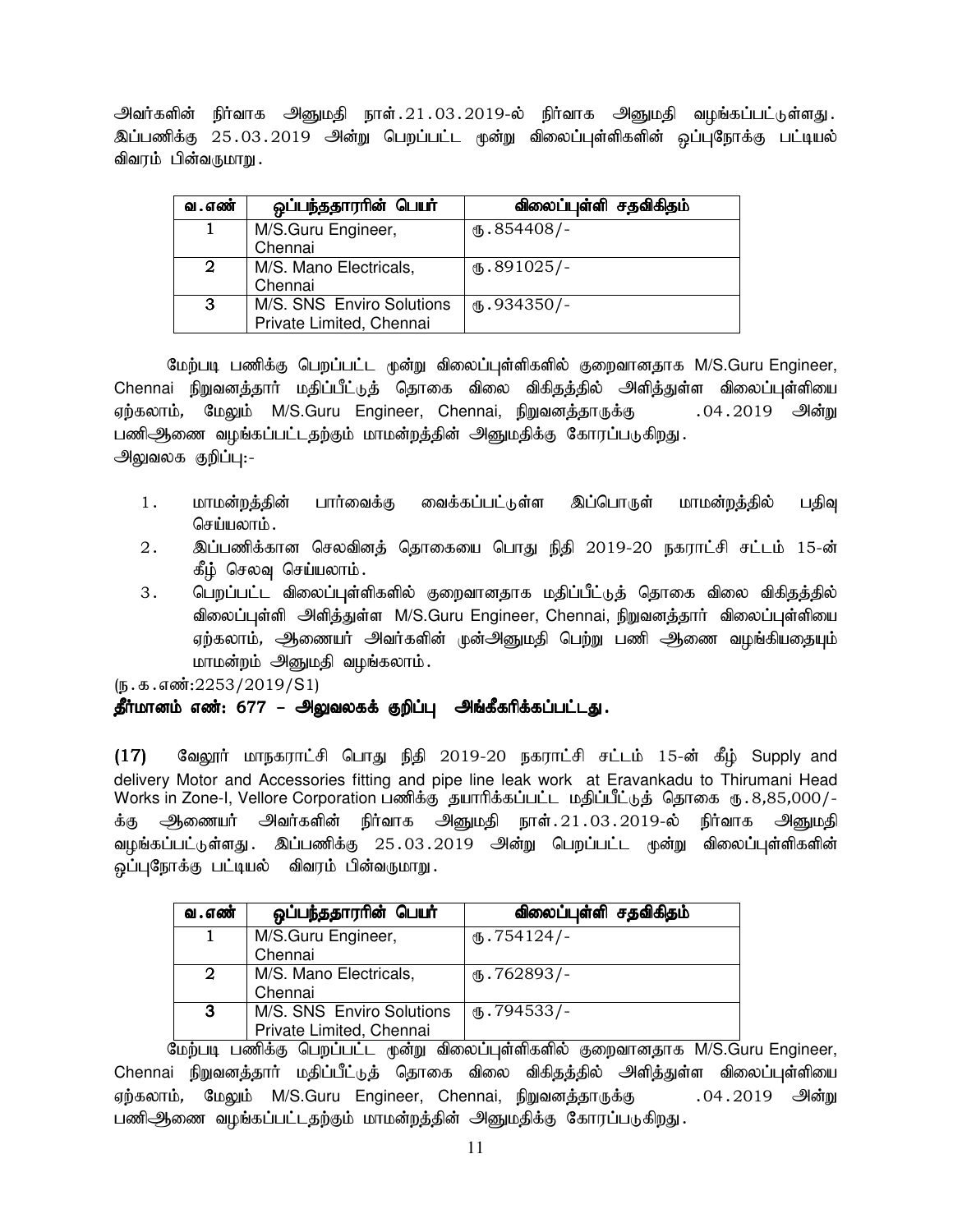அவர்களின் நிர்வாக அனுமதி நாள்.21.03.2019-ல் நிர்வாக அனுமதி வழங்கப்பட்டுள்ளது. இப்பணிக்கு 25.03.2019 அன்று பெறப்பட்ட மூன்று விலைப்புள்ளிகளின் ஒப்புநோக்கு பட்டியல் விவரம் பின்வருமாறு.

| வ.எண் | ஒப்பந்ததாரரின் பெயர் | விலைப்புள்ளி சதவிகிதம் |
|---|---|---|
| 1 | M/S.Guru Engineer, Chennai | ரூ.854408/- |
| 2 | M/S. Mano Electricals, Chennai | ரூ.891025/- |
| 3 | M/S. SNS Enviro Solutions Private Limited, Chennai | ரூ.934350/- |

மேற்படி பணிக்கு பெறப்பட்ட மூன்று விலைப்புள்ளிகளில் குறைவானதாக M/S.Guru Engineer, Chennai நிறுவனத்தார் மதிப்பீட்டுத் தொகை விலை விகிதத்தில் அளித்துள்ள விலைப்புள்ளியை ஏற்கலாம், மேலும் M/S.Guru Engineer, Chennai, நிறுவனத்தாருக்கு .04.2019 அன்று பணிஆணை வழங்கப்பட்டதற்கும் மாமன்றத்தின் அனுமதிக்கு கோரப்படுகிறது.

அலுவலக குறிப்பு:-

1. மாமன்றத்தின் பார்வைக்கு வைக்கப்பட்டுள்ள இப்பொருள் மாமன்றத்தில் பதிவு செய்யலாம்.
2. இப்பணிக்கான செலவினத் தொகையை பொது நிதி 2019-20 நகராட்சி சட்டம் 15-ன் கீழ் செலவு செய்யலாம்.
3. பெறப்பட்ட விலைப்புள்ளிகளில் குறைவானதாக மதிப்பீட்டுத் தொகை விலை விகிதத்தில் விலைப்புள்ளி அளித்துள்ள M/S.Guru Engineer, Chennai, நிறுவனத்தார் விலைப்புள்ளியை ஏற்கலாம், ஆணையர் அவர்களின் முன்அனுமதி பெற்று பணி ஆணை வழங்கியதையும் மாமன்றம் அனுமதி வழங்கலாம்.

(ந.க.எண்:2253/2019/S1)

**தீர்மானம் எண்: 677 – அலுவலகக் குறிப்பு அங்கீகரிக்கப்பட்டது.**

**(17)** வேலூர் மாநகராட்சி பொது நிதி 2019-20 நகராட்சி சட்டம் 15-ன் கீழ் Supply and delivery Motor and Accessories fitting and pipe line leak work at Eravankadu to Thirumani Head Works in Zone-I, Vellore Corporation பணிக்கு தயாரிக்கப்பட்ட மதிப்பீட்டுத் தொகை ரூ.8,85,000/-க்கு ஆணையர் அவர்களின் நிர்வாக அனுமதி நாள்.21.03.2019-ல் நிர்வாக அனுமதி வழங்கப்பட்டுள்ளது. இப்பணிக்கு 25.03.2019 அன்று பெறப்பட்ட மூன்று விலைப்புள்ளிகளின் ஒப்புநோக்கு பட்டியல் விவரம் பின்வருமாறு.

| வ.எண் | ஒப்பந்ததாரரின் பெயர் | விலைப்புள்ளி சதவிகிதம் |
|---|---|---|
| 1 | M/S.Guru Engineer, Chennai | ரூ.754124/- |
| 2 | M/S. Mano Electricals, Chennai | ரூ.762893/- |
| 3 | M/S. SNS Enviro Solutions Private Limited, Chennai | ரூ.794533/- |

மேற்படி பணிக்கு பெறப்பட்ட மூன்று விலைப்புள்ளிகளில் குறைவானதாக M/S.Guru Engineer, Chennai நிறுவனத்தார் மதிப்பீட்டுத் தொகை விலை விகிதத்தில் அளித்துள்ள விலைப்புள்ளியை ஏற்கலாம், மேலும் M/S.Guru Engineer, Chennai, நிறுவனத்தாருக்கு .04.2019 அன்று பணிஆணை வழங்கப்பட்டதற்கும் மாமன்றத்தின் அனுமதிக்கு கோரப்படுகிறது.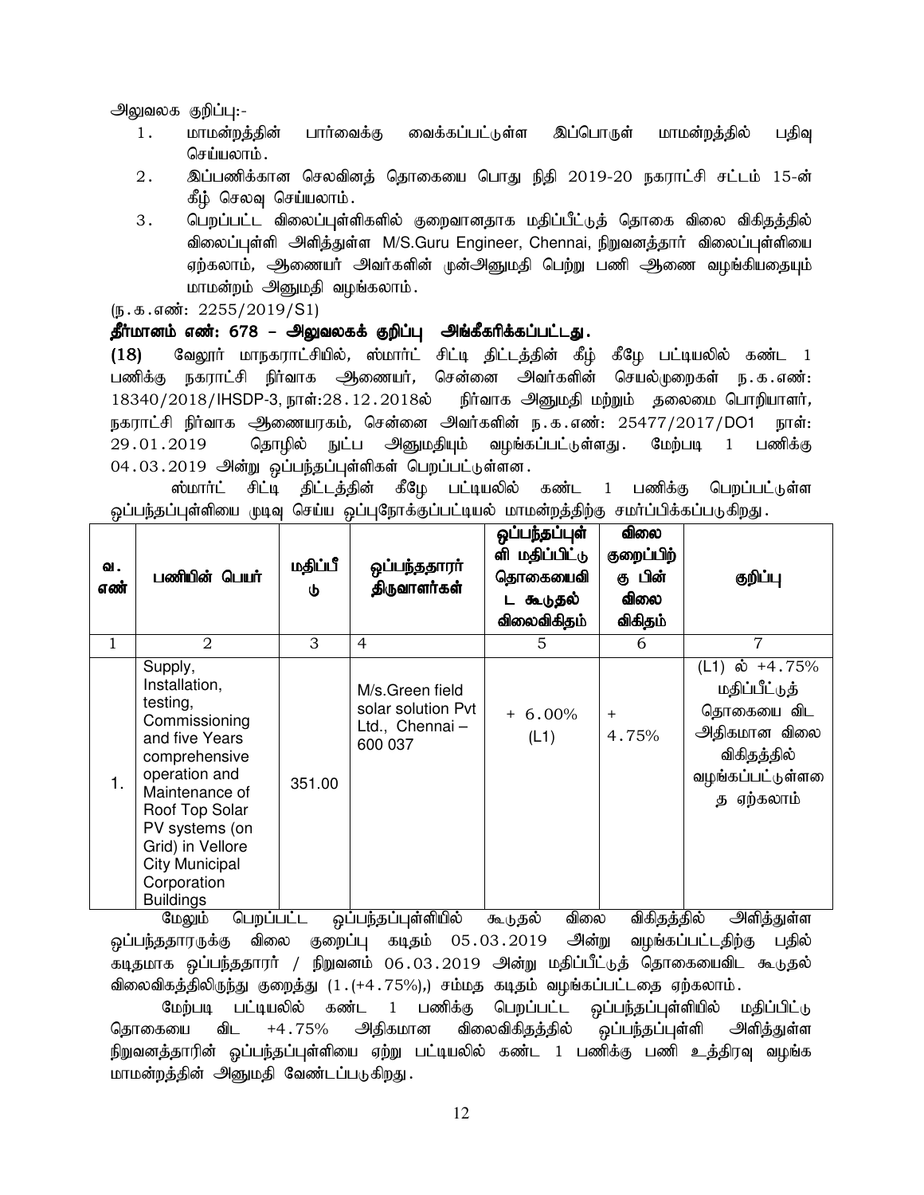அலுவலக குறிப்பு:-

1. மாமன்றத்தின் பார்வைக்கு வைக்கப்பட்டுள்ள இப்பொருள் மாமன்றத்தில் பதிவு செய்யலாம்.
2. இப்பணிக்கான செலவினத் தொகையை பொது நிதி 2019-20 நகராட்சி சட்டம் 15-ன் கீழ் செலவு செய்யலாம்.
3. பெறப்பட்ட விலைப்புள்ளிகளில் குறைவானதாக மதிப்பீட்டுத் தொகை விலை விகிதத்தில் விலைப்புள்ளி அளித்துள்ள M/S.Guru Engineer, Chennai, நிறுவனத்தார் விலைப்புள்ளியை ஏற்கலாம், ஆணையர் அவர்களின் முன்அனுமதி பெற்று பணி ஆணை வழங்கியதையும் மாமன்றம் அனுமதி வழங்கலாம்.

(ந.க.எண்: 2255/2019/S1)

**தீர்மானம் எண்: 678 – அலுவலகக் குறிப்பு அங்கீகரிக்கப்பட்டது.**

**(18)** வேலூர் மாநகராட்சியில், ஸ்மார்ட் சிட்டி திட்டத்தின் கீழ் கீழே பட்டியலில் கண்ட 1 பணிக்கு நகராட்சி நிர்வாக ஆணையர், சென்னை அவர்களின் செயல்முறைகள் ந.க.எண்: 18340/2018/IHSDP-3, நாள்:28.12.2018ல் நிர்வாக அனுமதி மற்றும் தலைமை பொறியாளர், நகராட்சி நிர்வாக ஆணையரகம், சென்னை அவர்களின் ந.க.எண்: 25477/2017/DO1 நாள்: 29.01.2019 தொழில் நுட்ப அனுமதியும் வழங்கப்பட்டுள்ளது. மேற்படி 1 பணிக்கு 04.03.2019 அன்று ஒப்பந்தப்புள்ளிகள் பெறப்பட்டுள்ளன.

ஸ்மார்ட் சிட்டி திட்டத்தின் கீழே பட்டியலில் கண்ட 1 பணிக்கு பெறப்பட்டுள்ள ஒப்பந்தப்புள்ளியை முடிவு செய்ய ஒப்புநோக்குப்பட்டியல் மாமன்றத்திற்கு சமர்ப்பிக்கப்படுகிறது.

| வ. எண் | பணியின் பெயர் | மதிப்பீடு | ஒப்பந்ததாரர் திருவாளர்கள் | ஒப்பந்தப்புள்ளி மதிப்பிட்டு தொகையைவிட கூடுதல் விலைவிகிதம் | விலை குறைப்பிற்கு பின் விலை விகிதம் | குறிப்பு |
|---|---|---|---|---|---|---|
| 1 | 2 | 3 | 4 | 5 | 6 | 7 |
| 1. | Supply, Installation, testing, Commissioning and five Years comprehensive operation and Maintenance of Roof Top Solar PV systems (on Grid) in Vellore City Municipal Corporation Buildings | 351.00 | M/s.Green field solar solution Pvt Ltd., Chennai – 600 037 | + 6.00% (L1) | + 4.75% | (L1) ல் +4.75% மதிப்பீட்டுத் தொகையை விட அதிகமான விலை விகிதத்தில் வழங்கப்பட்டுள்ளதை ஏற்கலாம் |

மேலும் பெறப்பட்ட ஒப்பந்தப்புள்ளியில் கூடுதல் விலை விகிதத்தில் அளித்துள்ள ஒப்பந்ததாரருக்கு விலை குறைப்பு கடிதம் 05.03.2019 அன்று வழங்கப்பட்டதிற்கு பதில் கடிதமாக ஒப்பந்ததாரர் / நிறுவனம் 06.03.2019 அன்று மதிப்பீட்டுத் தொகையைவிட கூடுதல் விலைவிகத்திலிருந்து குறைத்து (1.(+4.75%),) சம்மத கடிதம் வழங்கப்பட்டதை ஏற்கலாம்.

மேற்படி பட்டியலில் கண்ட 1 பணிக்கு பெறப்பட்ட ஒப்பந்தப்புள்ளியில் மதிப்பிட்டு தொகையை விட +4.75% அதிகமான விலைவிகிதத்தில் ஒப்பந்தப்புள்ளி அளித்துள்ள நிறுவனத்தாரின் ஒப்பந்தப்புள்ளியை ஏற்று பட்டியலில் கண்ட 1 பணிக்கு பணி உத்திரவு வழங்க மாமன்றத்தின் அனுமதி வேண்டப்படுகிறது.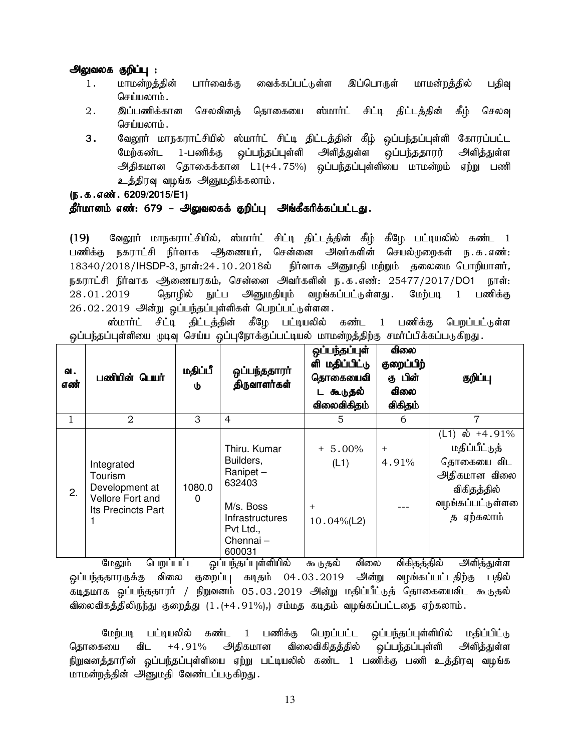**அலுவலக குறிப்பு :**

1. மாமன்றத்தின் பார்வைக்கு வைக்கப்பட்டுள்ள இப்பொருள் மாமன்றத்தில் பதிவு செய்யலாம்.
2. இப்பணிக்கான செலவினத் தொகையை ஸ்மார்ட் சிட்டி திட்டத்தின் கீழ் செலவு செய்யலாம்.
3. வேலூர் மாநகராட்சியில் ஸ்மார்ட் சிட்டி திட்டத்தின் கீழ் ஒப்பந்தப்புள்ளி கோரப்பட்ட மேற்கண்ட 1-பணிக்கு ஒப்பந்தப்புள்ளி அளித்துள்ள ஒப்பந்ததாரர் அளித்துள்ள அதிகமான தொகைக்கான L1(+4.75%) ஒப்பந்தப்புள்ளியை மாமன்றம் ஏற்று பணி உத்திரவு வழங்க அனுமதிக்கலாம்.

**(ந.க.எண். 6209/2015/E1)**

**தீர்மானம் எண்: 679 – அலுவலகக் குறிப்பு அங்கீகரிக்கப்பட்டது.**

**(19)** வேலூர் மாநகராட்சியில், ஸ்மார்ட் சிட்டி திட்டத்தின் கீழ் கீழே பட்டியலில் கண்ட 1 பணிக்கு நகராட்சி நிர்வாக ஆணையர், சென்னை அவர்களின் செயல்முறைகள் ந.க.எண்: 18340/2018/IHSDP-3, நாள்:24.10.2018ல் நிர்வாக அனுமதி மற்றும் தலைமை பொறியாளர், நகராட்சி நிர்வாக ஆணையரகம், சென்னை அவர்களின் ந.க.எண்: 25477/2017/DO1 நாள்: 28.01.2019 தொழில் நுட்ப அனுமதியும் வழங்கப்பட்டுள்ளது. மேற்படி 1 பணிக்கு 26.02.2019 அன்று ஒப்பந்தப்புள்ளிகள் பெறப்பட்டுள்ளன.

ஸ்மார்ட் சிட்டி திட்டத்தின் கீழே பட்டியலில் கண்ட 1 பணிக்கு பெறப்பட்டுள்ள ஒப்பந்தப்புள்ளியை முடிவு செய்ய ஒப்புநோக்குப்பட்டியல் மாமன்றத்திற்கு சமர்ப்பிக்கப்படுகிறது.

| வ. எண் | பணியின் பெயர் | மதிப்பீடு | ஒப்பந்ததாரர் திருவாளர்கள் | ஒப்பந்தப்புள்ளி மதிப்பிட்டு தொகையைவிட கூடுதல் விலைவிகிதம் | விலை குறைப்பிற்கு பின் விலை விகிதம் | குறிப்பு |
|---|---|---|---|---|---|---|
| 1 | 2 | 3 | 4 | 5 | 6 | 7 |
| 2. | Integrated Tourism Development at Vellore Fort and Its Precincts Part 1 | 1080.00 | Thiru. Kumar Builders, Ranipet – 632403 | + 5.00% (L1) | + 4.91% | (L1) ல் +4.91% மதிப்பீட்டுத் தொகையை விட அதிகமான விலை விகிதத்தில் வழங்கப்பட்டுள்ளதை ஏற்கலாம் |
| | | | M/s. Boss Infrastructures Pvt Ltd., Chennai – 600031 | + 10.04%(L2) | --- | |

மேலும் பெறப்பட்ட ஒப்பந்தப்புள்ளியில் கூடுதல் விலை விகிதத்தில் அளித்துள்ள ஒப்பந்ததாரருக்கு விலை குறைப்பு கடிதம் 04.03.2019 அன்று வழங்கப்பட்டதிற்கு பதில் கடிதமாக ஒப்பந்ததாரர் / நிறுவனம் 05.03.2019 அன்று மதிப்பீட்டுத் தொகையைவிட கூடுதல் விலைவிகத்திலிருந்து குறைத்து (1.(+4.91%),) சம்மத கடிதம் வழங்கப்பட்டதை ஏற்கலாம்.

மேற்படி பட்டியலில் கண்ட 1 பணிக்கு பெறப்பட்ட ஒப்பந்தப்புள்ளியில் மதிப்பிட்டு தொகையை விட +4.91% அதிகமான விலைவிகிதத்தில் ஒப்பந்தப்புள்ளி அளித்துள்ள நிறுவனத்தாரின் ஒப்பந்தப்புள்ளியை ஏற்று பட்டியலில் கண்ட 1 பணிக்கு பணி உத்திரவு வழங்க மாமன்றத்தின் அனுமதி வேண்டப்படுகிறது.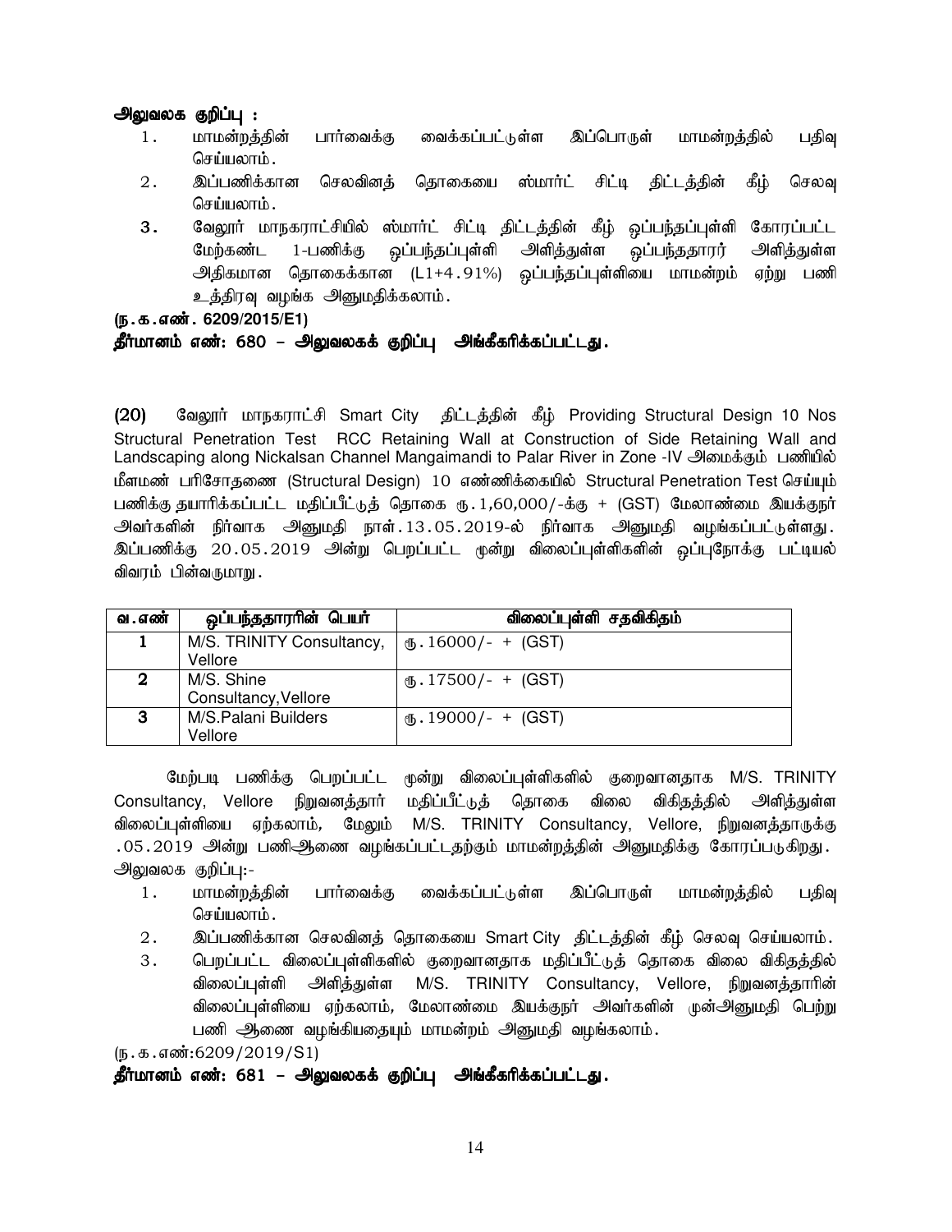**அலுவலக குறிப்பு :**

1. மாமன்றத்தின் பார்வைக்கு வைக்கப்பட்டுள்ள இப்பொருள் மாமன்றத்தில் பதிவு செய்யலாம்.
2. இப்பணிக்கான செலவினத் தொகையை ஸ்மார்ட் சிட்டி திட்டத்தின் கீழ் செலவு செய்யலாம்.
3. வேலூர் மாநகராட்சியில் ஸ்மார்ட் சிட்டி திட்டத்தின் கீழ் ஒப்பந்தப்புள்ளி கோரப்பட்ட மேற்கண்ட 1-பணிக்கு ஒப்பந்தப்புள்ளி அளித்துள்ள ஒப்பந்ததாரர் அளித்துள்ள அதிகமான தொகைக்கான (L1+4.91%) ஒப்பந்தப்புள்ளியை மாமன்றம் ஏற்று பணி உத்திரவு வழங்க அனுமதிக்கலாம்.

**(ந.க.எண். 6209/2015/E1)**

**தீர்மானம் எண்: 680 – அலுவலகக் குறிப்பு அங்கீகரிக்கப்பட்டது.**

**(20)** வேலூர் மாநகராட்சி Smart City திட்டத்தின் கீழ் Providing Structural Design 10 Nos Structural Penetration Test RCC Retaining Wall at Construction of Side Retaining Wall and Landscaping along Nickalsan Channel Mangaimandi to Palar River in Zone -IV அமைக்கும் பணியில் மீளமண் பரிசோதனை (Structural Design) 10 எண்ணிக்கையில் Structural Penetration Test செய்யும் பணிக்கு தயாரிக்கப்பட்ட மதிப்பீட்டுத் தொகை ரு.1,60,000/-க்கு + (GST) மேலாண்மை இயக்குநர் அவர்களின் நிர்வாக அனுமதி நாள்.13.05.2019-ல் நிர்வாக அனுமதி வழங்கப்பட்டுள்ளது. இப்பணிக்கு 20.05.2019 அன்று பெறப்பட்ட மூன்று விலைப்புள்ளிகளின் ஒப்புநோக்கு பட்டியல் விவரம் பின்வருமாறு.

| வ.எண் | ஒப்பந்ததாரரின் பெயர் | விலைப்புள்ளி சதவிகிதம் |
|---|---|---|
| 1 | M/S. TRINITY Consultancy, Vellore | ரு.16000/- + (GST) |
| 2 | M/S. Shine Consultancy,Vellore | ரு.17500/- + (GST) |
| 3 | M/S.Palani Builders Vellore | ரு.19000/- + (GST) |

மேற்படி பணிக்கு பெறப்பட்ட மூன்று விலைப்புள்ளிகளில் குறைவானதாக M/S. TRINITY Consultancy, Vellore நிறுவனத்தார் மதிப்பீட்டுத் தொகை விலை விகிதத்தில் அளித்துள்ள விலைப்புள்ளியை ஏற்கலாம், மேலும் M/S. TRINITY Consultancy, Vellore, நிறுவனத்தாருக்கு .05.2019 அன்று பணிஆணை வழங்கப்பட்டதற்கும் மாமன்றத்தின் அனுமதிக்கு கோரப்படுகிறது.

அலுவலக குறிப்பு:-

1. மாமன்றத்தின் பார்வைக்கு வைக்கப்பட்டுள்ள இப்பொருள் மாமன்றத்தில் பதிவு செய்யலாம்.
2. இப்பணிக்கான செலவினத் தொகையை Smart City திட்டத்தின் கீழ் செலவு செய்யலாம்.
3. பெறப்பட்ட விலைப்புள்ளிகளில் குறைவானதாக மதிப்பீட்டுத் தொகை விலை விகிதத்தில் விலைப்புள்ளி அளித்துள்ள M/S. TRINITY Consultancy, Vellore, நிறுவனத்தாரின் விலைப்புள்ளியை ஏற்கலாம், மேலாண்மை இயக்குநர் அவர்களின் முன்அனுமதி பெற்று பணி ஆணை வழங்கியதையும் மாமன்றம் அனுமதி வழங்கலாம்.

(ந.க.எண்:6209/2019/S1)

**தீர்மானம் எண்: 681 – அலுவலகக் குறிப்பு அங்கீகரிக்கப்பட்டது.**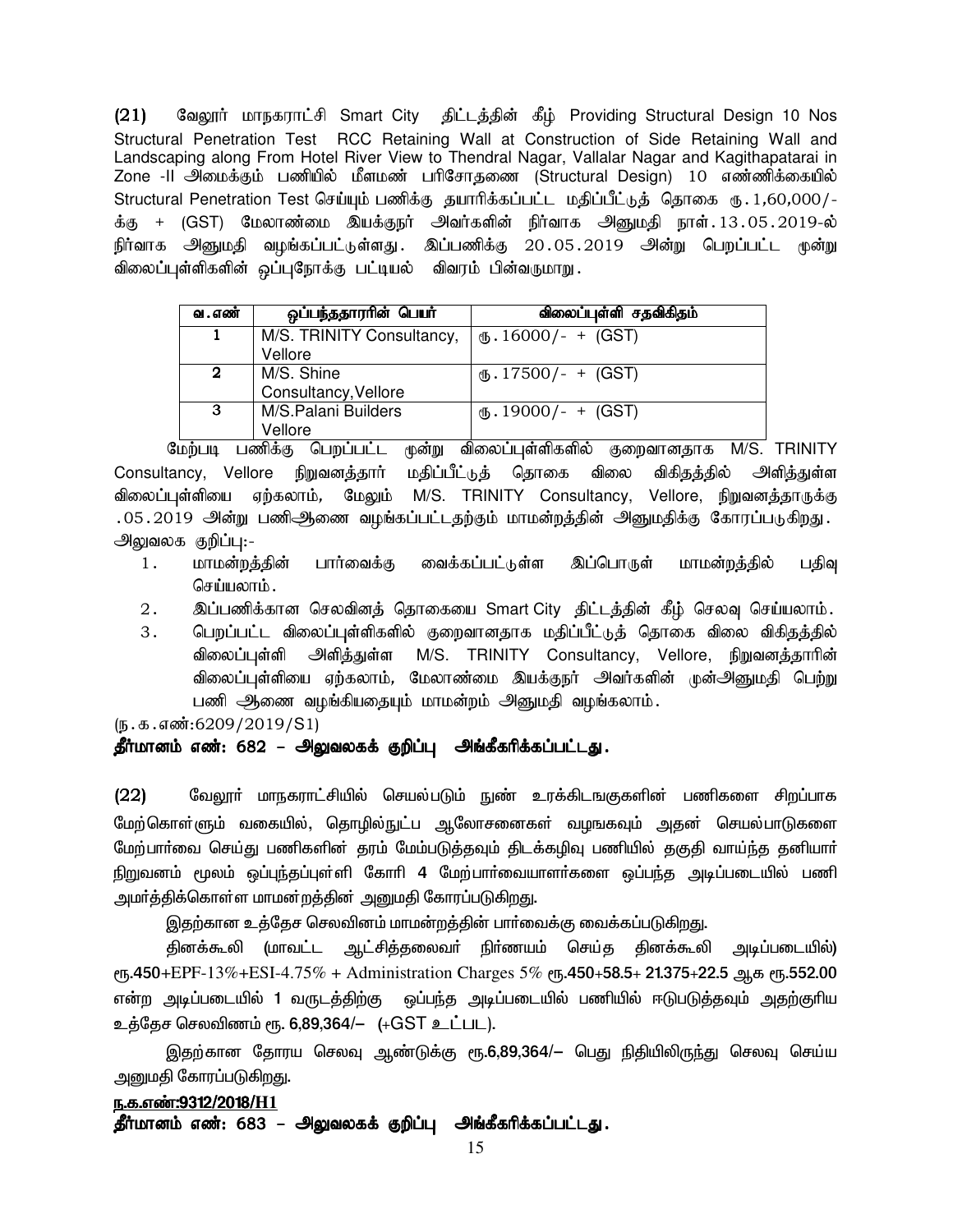**(21)** வேலூர் மாநகராட்சி Smart City திட்டத்தின் கீழ் Providing Structural Design 10 Nos Structural Penetration Test RCC Retaining Wall at Construction of Side Retaining Wall and Landscaping along From Hotel River View to Thendral Nagar, Vallalar Nagar and Kagithapatarai in Zone -II அமைக்கும் பணியில் மீளமண் பரிசோதனை (Structural Design) 10 எண்ணிக்கையில் Structural Penetration Test செய்யும் பணிக்கு தயாரிக்கப்பட்ட மதிப்பீட்டுத் தொகை ரூ.1,60,000/-க்கு + (GST) மேலாண்மை இயக்குநர் அவர்களின் நிர்வாக அனுமதி நாள்.13.05.2019-ல் நிர்வாக அனுமதி வழங்கப்பட்டுள்ளது. இப்பணிக்கு 20.05.2019 அன்று பெறப்பட்ட மூன்று விலைப்புள்ளிகளின் ஒப்புநோக்கு பட்டியல் விவரம் பின்வருமாறு.

| வ.எண் | ஒப்பந்ததாரரின் பெயர் | விலைப்புள்ளி சதவிகிதம் |
|---|---|---|
| 1 | M/S. TRINITY Consultancy, Vellore | ரூ.16000/- + (GST) |
| 2 | M/S. Shine Consultancy,Vellore | ரூ.17500/- + (GST) |
| 3 | M/S.Palani Builders Vellore | ரூ.19000/- + (GST) |

மேற்படி பணிக்கு பெறப்பட்ட மூன்று விலைப்புள்ளிகளில் குறைவானதாக M/S. TRINITY Consultancy, Vellore நிறுவனத்தார் மதிப்பீட்டுத் தொகை விலை விகிதத்தில் அளித்துள்ள விலைப்புள்ளியை ஏற்கலாம், மேலும் M/S. TRINITY Consultancy, Vellore, நிறுவனத்தாருக்கு .05.2019 அன்று பணிஆணை வழங்கப்பட்டதற்கும் மாமன்றத்தின் அனுமதிக்கு கோரப்படுகிறது.

அலுவலக குறிப்பு:-

1. மாமன்றத்தின் பார்வைக்கு வைக்கப்பட்டுள்ள இப்பொருள் மாமன்றத்தில் பதிவு செய்யலாம்.
2. இப்பணிக்கான செலவினத் தொகையை Smart City திட்டத்தின் கீழ் செலவு செய்யலாம்.
3. பெறப்பட்ட விலைப்புள்ளிகளில் குறைவானதாக மதிப்பீட்டுத் தொகை விலை விகிதத்தில் விலைப்புள்ளி அளித்துள்ள M/S. TRINITY Consultancy, Vellore, நிறுவனத்தாரின் விலைப்புள்ளியை ஏற்கலாம், மேலாண்மை இயக்குநர் அவர்களின் முன்அனுமதி பெற்று பணி ஆணை வழங்கியதையும் மாமன்றம் அனுமதி வழங்கலாம்.

(ந.க.எண்:6209/2019/S1)

**தீர்மானம் எண்: 682 – அலுவலகக் குறிப்பு அங்கீகரிக்கப்பட்டது.**

**(22)** வேலூர் மாநகராட்சியில் செயல்படும் நுண் உரக்கிடங்குகளின் பணிகளை சிறப்பாக மேற்கொள்ளும் வகையில், தொழில்நுட்ப ஆலோசனைகள் வழஙகவும் அதன் செயல்பாடுகளை மேற்பார்வை செய்து பணிகளின் தரம் மேம்படுத்தவும் திடக்கழிவு பணியில் தகுதி வாய்ந்த தனியார் நிறுவனம் மூலம் ஒப்பந்தப்புள்ளி கோரி 4 மேற்பார்வையாளர்களை ஒப்பந்த அடிப்படையில் பணி அமர்த்திக்கொள்ள மாமன்றத்தின் அனுமதி கோரப்படுகிறது.

இதற்கான உத்தேச செலவினம் மாமன்றத்தின் பார்வைக்கு வைக்கப்படுகிறது.

தினக்கூலி (மாவட்ட ஆட்சித்தலைவர் நிர்ணயம் செய்த தினக்கூலி அடிப்படையில்) ரூ.450+EPF-13%+ESI-4.75% + Administration Charges 5% ரூ.450+58.5+ 21.375+22.5 ஆக ரூ.552.00 என்ற அடிப்படையில் 1 வருடத்திற்கு ஒப்பந்த அடிப்படையில் பணியில் ஈடுபடுத்தவும் அதற்குரிய உத்தேச செலவிணம் ரூ. 6,89,364/– (+GST உட்பட).

இதற்கான தோரய செலவு ஆண்டுக்கு ரூ.6,89,364/– பெது நிதியிலிருந்து செலவு செய்ய அனுமதி கோரப்படுகிறது.

**ந.க.எண்:9312/2018/H1**

**தீர்மானம் எண்: 683 – அலுவலகக் குறிப்பு அங்கீகரிக்கப்பட்டது.**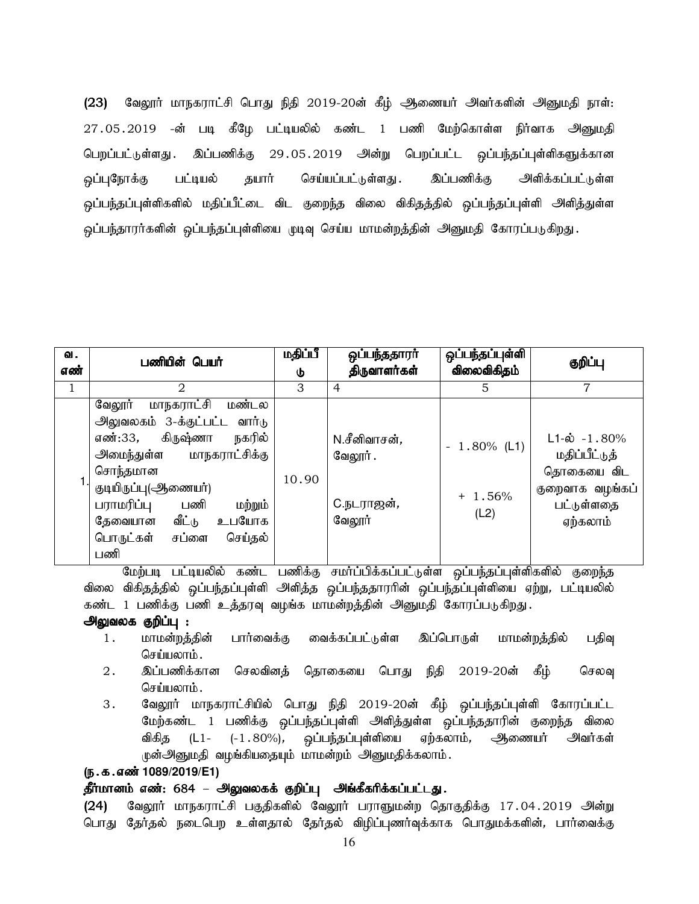**(23)** வேலூர் மாநகராட்சி பொது நிதி 2019-20ன் கீழ் ஆணையர் அவர்களின் அனுமதி நாள்: 27.05.2019 -ன் படி கீழே பட்டியலில் கண்ட 1 பணி மேற்கொள்ள நிர்வாக அனுமதி பெறப்பட்டுள்ளது. இப்பணிக்கு 29.05.2019 அன்று பெறப்பட்ட ஒப்பந்தப்புள்ளிகளுக்கான ஒப்புநோக்கு பட்டியல் தயார் செய்யப்பட்டுள்ளது. இப்பணிக்கு அளிக்கப்பட்டுள்ள ஒப்பந்தப்புள்ளிகளில் மதிப்பீட்டை விட குறைந்த விலை விகிதத்தில் ஒப்பந்தப்புள்ளி அளித்துள்ள ஒப்பந்தாரர்களின் ஒப்பந்தப்புள்ளியை முடிவு செய்ய மாமன்றத்தின் அனுமதி கோரப்படுகிறது.

| வ. எண் | பணியின் பெயர் | மதிப்பீடு | ஒப்பந்ததாரர் திருவாளர்கள் | ஒப்பந்தப்புள்ளி விலைவிகிதம் | குறிப்பு |
|---|---|---|---|---|---|
| 1 | 2 | 3 | 4 | 5 | 7 |
| 1. | வேலூர் மாநகராட்சி மண்டல அலுவலகம் 3-க்குட்பட்ட வார்டு எண்:33, கிருஷ்ணா நகரில் அமைந்துள்ள மாநகராட்சிக்கு சொந்தமான குடியிருப்பு(ஆணையர்) பராமரிப்பு பணி மற்றும் தேவையான வீட்டு உபயோக பொருட்கள் சப்ளை செய்தல் பணி | 10.90 | N.சீனிவாசன், வேலூர்.<br><br>C.நடராஜன், வேலூர் | - 1.80% (L1)<br><br>+ 1.56% (L2) | L1-ல் -1.80% மதிப்பீட்டுத் தொகையை விட குறைவாக வழங்கப் பட்டுள்ளதை ஏற்கலாம் |

மேற்படி பட்டியலில் கண்ட பணிக்கு சமர்ப்பிக்கப்பட்டுள்ள ஒப்பந்தப்புள்ளிகளில் குறைந்த விலை விகிதத்தில் ஒப்பந்தப்புள்ளி அளித்த ஒப்பந்ததாரரின் ஒப்பந்தப்புள்ளியை ஏற்று, பட்டியலில் கண்ட 1 பணிக்கு பணி உத்தரவு வழங்க மாமன்றத்தின் அனுமதி கோரப்படுகிறது.

**அலுவலக குறிப்பு :**

1. மாமன்றத்தின் பார்வைக்கு வைக்கப்பட்டுள்ள இப்பொருள் மாமன்றத்தில் பதிவு செய்யலாம்.
2. இப்பணிக்கான செலவினத் தொகையை பொது நிதி 2019-20ன் கீழ் செலவு செய்யலாம்.
3. வேலூர் மாநகராட்சியில் பொது நிதி 2019-20ன் கீழ் ஒப்பந்தப்புள்ளி கோரப்பட்ட மேற்கண்ட 1 பணிக்கு ஒப்பந்தப்புள்ளி அளித்துள்ள ஒப்பந்ததாரின் குறைந்த விலை விகித (L1- (-1.80%), ஒப்பந்தப்புள்ளியை ஏற்கலாம், ஆணையர் அவர்கள் முன்அனுமதி வழங்கியதையும் மாமன்றம் அனுமதிக்கலாம்.

**(ந.க.எண் 1089/2019/E1)**

**தீர்மானம் எண்: 684 – அலுவலகக் குறிப்பு அங்கீகரிக்கப்பட்டது.**

**(24)** வேலூர் மாநகராட்சி பகுதிகளில் வேலூர் பாராளுமன்ற தொகுதிக்கு 17.04.2019 அன்று பொது தேர்தல் நடைபெற உள்ளதால் தேர்தல் விழிப்புணர்வுக்காக பொதுமக்களின், பார்வைக்கு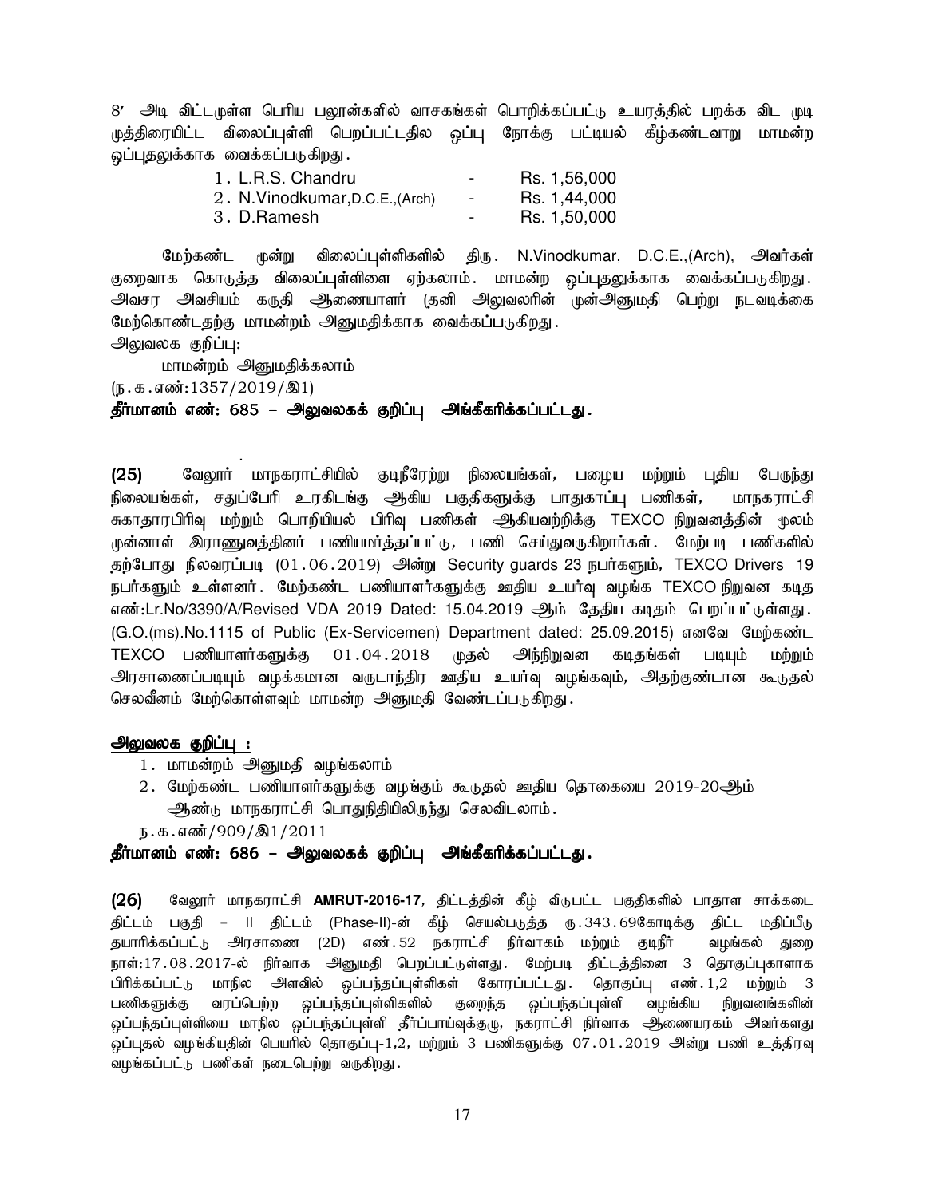8′ அடி விட்டமுள்ள பெரிய பலூன்களில் வாசகங்கள் பொறிக்கப்பட்டு உயரத்தில் பறக்க விட முடி முத்திரையிட்ட விலைப்புள்ளி பெறப்பட்டதில ஒப்பு நோக்கு பட்டியல் கீழ்கண்டவாறு மாமன்ற ஒப்புதலுக்காக வைக்கப்படுகிறது.

| | | |
|---|---|---|
| 1. L.R.S. Chandru | - | Rs. 1,56,000 |
| 2. N.Vinodkumar,D.C.E.,(Arch) | - | Rs. 1,44,000 |
| 3. D.Ramesh | - | Rs. 1,50,000 |

மேற்கண்ட மூன்று விலைப்புள்ளிகளில் திரு. N.Vinodkumar, D.C.E.,(Arch), அவர்கள் குறைவாக கொடுத்த விலைப்புள்ளிளை ஏற்கலாம். மாமன்ற ஒப்புதலுக்காக வைக்கப்படுகிறது. அவசர அவசியம் கருதி ஆணையாளர் (தனி அலுவலரின் முன்அனுமதி பெற்று நடவடிக்கை மேற்கொண்டதற்கு மாமன்றம் அனுமதிக்காக வைக்கப்படுகிறது.

அலுவலக குறிப்பு:

மாமன்றம் அனுமதிக்கலாம்

(ந.க.எண்:1357/2019/இ1)

**தீர்மானம் எண்: 685 – அலுவலகக் குறிப்பு அங்கீகரிக்கப்பட்டது.**

**(25)** வேலூர் மாநகராட்சியில் குடிநீரேற்று நிலையங்கள், பழைய மற்றும் புதிய பேருந்து நிலையங்கள், சதுப்பேரி உரகிடங்கு ஆகிய பகுதிகளுக்கு பாதுகாப்பு பணிகள், மாநகராட்சி சுகாதாரபிரிவு மற்றும் பொறியியல் பிரிவு பணிகள் ஆகியவற்றிக்கு TEXCO நிறுவனத்தின் மூலம் முன்னாள் இராணுவத்தினர் பணியமர்த்தப்பட்டு, பணி செய்துவருகிறார்கள். மேற்படி பணிகளில் தற்போது நிலவரப்படி (01.06.2019) அன்று Security guards 23 நபர்களும், TEXCO Drivers 19 நபர்களும் உள்ளனர். மேற்கண்ட பணியாளர்களுக்கு ஊதிய உயர்வு வழங்க TEXCO நிறுவன கடித எண்:Lr.No/3390/A/Revised VDA 2019 Dated: 15.04.2019 ஆம் தேதிய கடிதம் பெறப்பட்டுள்ளது. (G.O.(ms).No.1115 of Public (Ex-Servicemen) Department dated: 25.09.2015) எனவே மேற்கண்ட TEXCO பணியாளர்களுக்கு 01.04.2018 முதல் அந்நிறுவன கடிதங்கள் படியும் மற்றும் அரசாணைப்படியும் வழக்கமான வருடாந்திர ஊதிய உயர்வு வழங்கவும், அதற்குண்டான கூடுதல் செலவீனம் மேற்கொள்ளவும் மாமன்ற அனுமதி வேண்டப்படுகிறது.

**அலுவலக குறிப்பு :**

1. மாமன்றம் அனுமதி வழங்கலாம்
2. மேற்கண்ட பணியாளர்களுக்கு வழங்கும் கூடுதல் ஊதிய தொகையை 2019-20ஆம் ஆண்டு மாநகராட்சி பொதுநிதியிலிருந்து செலவிடலாம்.

ந.க.எண்/909/இ1/2011

**தீர்மானம் எண்: 686 – அலுவலகக் குறிப்பு அங்கீகரிக்கப்பட்டது.**

**(26)** வேலூர் மாநகராட்சி **AMRUT-2016-17**, திட்டத்தின் கீழ் விடுபட்ட பகுதிகளில் பாதாள சாக்கடை திட்டம் பகுதி – II திட்டம் (Phase-II)-ன் கீழ் செயல்படுத்த ரு.343.69கோடிக்கு திட்ட மதிப்பீடு தயாரிக்கப்பட்டு அரசாணை (2D) எண்.52 நகராட்சி நிர்வாகம் மற்றும் குடிநீர் வழங்கல் துறை நாள்:17.08.2017-ல் நிர்வாக அனுமதி பெறப்பட்டுள்ளது. மேற்படி திட்டத்தினை 3 தொகுப்புகளாக பிரிக்கப்பட்டு மாநில அளவில் ஒப்பந்தப்புள்ளிகள் கோரப்பட்டது. தொகுப்பு எண்.1,2 மற்றும் 3 பணிகளுக்கு வரப்பெற்ற ஒப்பந்தப்புள்ளிகளில் குறைந்த ஒப்பந்தப்புள்ளி வழங்கிய நிறுவனங்களின் ஒப்பந்தப்புள்ளியை மாநில ஒப்பந்தப்புள்ளி தீர்ப்பாய்வுக்குழு, நகராட்சி நிர்வாக ஆணையரகம் அவர்களது ஒப்புதல் வழங்கியதின் பெயரில் தொகுப்பு-1,2, மற்றும் 3 பணிகளுக்கு 07.01.2019 அன்று பணி உத்திரவு வழங்கப்பட்டு பணிகள் நடைபெற்று வருகிறது.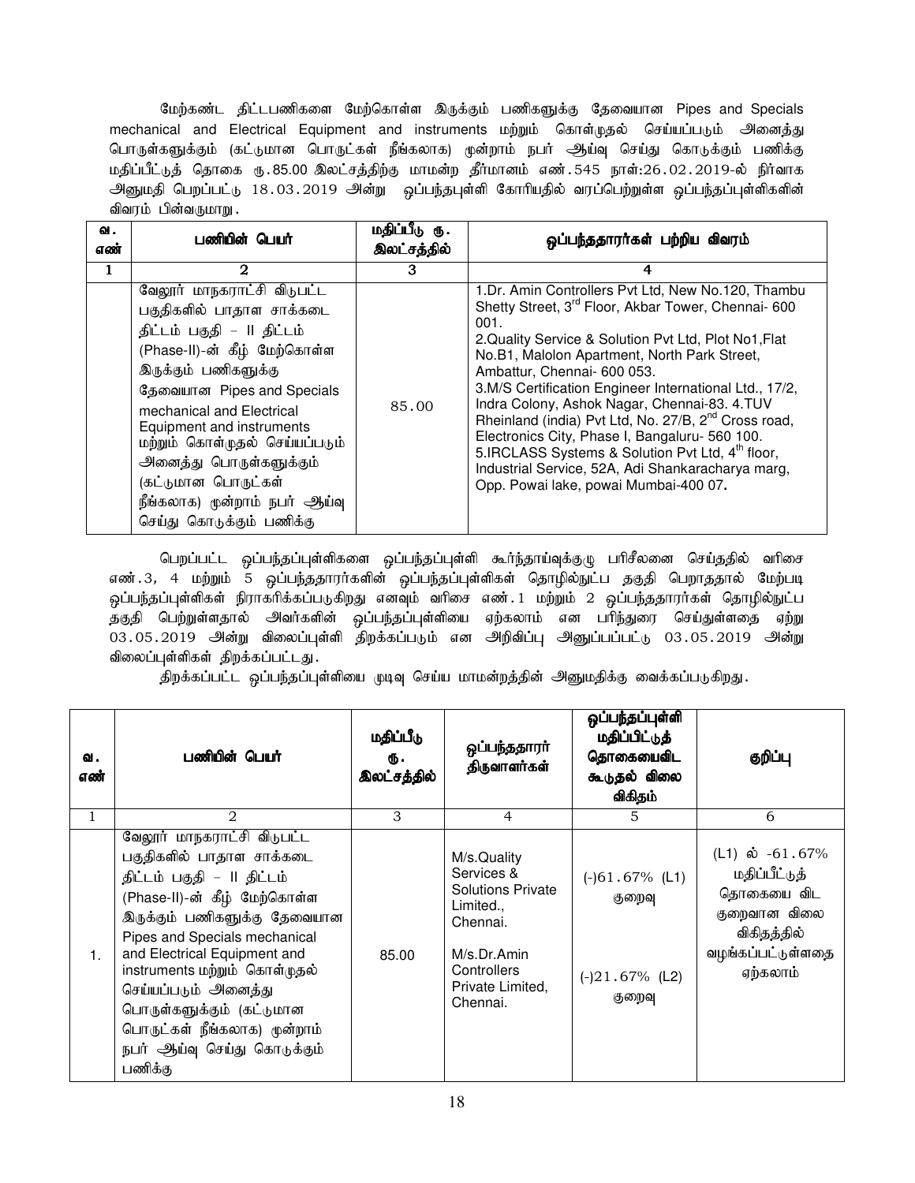மேற்கண்ட திட்டபணிகளை மேற்கொள்ள இருக்கும் பணிகளுக்கு தேவையான Pipes and Specials mechanical and Electrical Equipment and instruments மற்றும் கொள்முதல் செய்யப்படும் அனைத்து பொருள்களுக்கும் (கட்டுமான பொருட்கள் நீங்கலாக) மூன்றாம் நபர் ஆய்வு செய்து கொடுக்கும் பணிக்கு மதிப்பீட்டுத் தொகை ரூ.85.00 இலட்சத்திற்கு மாமன்ற தீர்மானம் எண்.545 நாள்:26.02.2019-ல் நிர்வாக அனுமதி பெறப்பட்டு 18.03.2019 அன்று ஒப்பந்தபுள்ளி கோரியதில் வரப்பெற்றுள்ள ஒப்பந்தப்புள்ளிகளின் விவரம் பின்வருமாறு.

| வ. எண் | பணியின் பெயர் | மதிப்பீடு ரூ. இலட்சத்தில் | ஒப்பந்ததாரர்கள் பற்றிய விவரம் |
|---|---|---|---|
| 1 | 2 | 3 | 4 |
| | வேலூர் மாநகராட்சி விடுபட்ட பகுதிகளில் பாதாள சாக்கடை திட்டம் பகுதி – II திட்டம் (Phase-II)-ன் கீழ் மேற்கொள்ள இருக்கும் பணிகளுக்கு தேவையான Pipes and Specials mechanical and Electrical Equipment and instruments மற்றும் கொள்முதல் செய்யப்படும் அனைத்து பொருள்களுக்கும் (கட்டுமான பொருட்கள் நீங்கலாக) மூன்றாம் நபர் ஆய்வு செய்து கொடுக்கும் பணிக்கு | 85.00 | 1.Dr. Amin Controllers Pvt Ltd, New No.120, Thambu Shetty Street, 3rd Floor, Akbar Tower, Chennai- 600 001. 2.Quality Service & Solution Pvt Ltd, Plot No1,Flat No.B1, Malolon Apartment, North Park Street, Ambattur, Chennai- 600 053. 3.M/S Certification Engineer International Ltd., 17/2, Indra Colony, Ashok Nagar, Chennai-83. 4.TUV Rheinland (india) Pvt Ltd, No. 27/B, 2nd Cross road, Electronics City, Phase I, Bangaluru- 560 100. 5.IRCLASS Systems & Solution Pvt Ltd, 4th floor, Industrial Service, 52A, Adi Shankaracharya marg, Opp. Powai lake, powai Mumbai-400 07. |

பெறப்பட்ட ஒப்பந்தப்புள்ளிகளை ஒப்பந்தப்புள்ளி கூர்ந்தாய்வுக்குழு பரிசீலனை செய்ததில் வரிசை எண்.3, 4 மற்றும் 5 ஒப்பந்ததாரர்களின் ஒப்பந்தப்புள்ளிகள் தொழில்நுட்ப தகுதி பெறாததால் மேற்படி ஒப்பந்தப்புள்ளிகள் நிராகரிக்கப்படுகிறது எனவும் வரிசை எண்.1 மற்றும் 2 ஒப்பந்ததாரர்கள் தொழில்நுட்ப தகுதி பெற்றுள்ளதால் அவர்களின் ஒப்பந்தப்புள்ளியை ஏற்கலாம் என பரிந்துரை செய்துள்ளதை ஏற்று 03.05.2019 அன்று விலைப்புள்ளி திறக்கப்படும் என அறிவிப்பு அனுப்பப்பட்டு 03.05.2019 அன்று விலைப்புள்ளிகள் திறக்கப்பட்டது.

திறக்கப்பட்ட ஒப்பந்தப்புள்ளியை முடிவு செய்ய மாமன்றத்தின் அனுமதிக்கு வைக்கப்படுகிறது.

| வ. எண் | பணியின் பெயர் | மதிப்பீடு ரூ. இலட்சத்தில் | ஒப்பந்ததாரர் திருவாளர்கள் | ஒப்பந்தப்புள்ளி மதிப்பிட்டுத் தொகையைவிட கூடுதல் விலை விகிதம் | குறிப்பு |
|---|---|---|---|---|---|
| 1 | 2 | 3 | 4 | 5 | 6 |
| 1. | வேலூர் மாநகராட்சி விடுபட்ட பகுதிகளில் பாதாள சாக்கடை திட்டம் பகுதி – II திட்டம் (Phase-II)-ன் கீழ் மேற்கொள்ள இருக்கும் பணிகளுக்கு தேவையான Pipes and Specials mechanical and Electrical Equipment and instruments மற்றும் கொள்முதல் செய்யப்படும் அனைத்து பொருள்களுக்கும் (கட்டுமான பொருட்கள் நீங்கலாக) மூன்றாம் நபர் ஆய்வு செய்து கொடுக்கும் பணிக்கு | 85.00 | M/s.Quality Services & Solutions Private Limited., Chennai. M/s.Dr.Amin Controllers Private Limited, Chennai. | (-)61.67% (L1) குறைவு (-)21.67% (L2) குறைவு | (L1) ல் -61.67% மதிப்பீட்டுத் தொகையை விட குறைவான விலை விகிதத்தில் வழங்கப்பட்டுள்ளதை ஏற்கலாம் |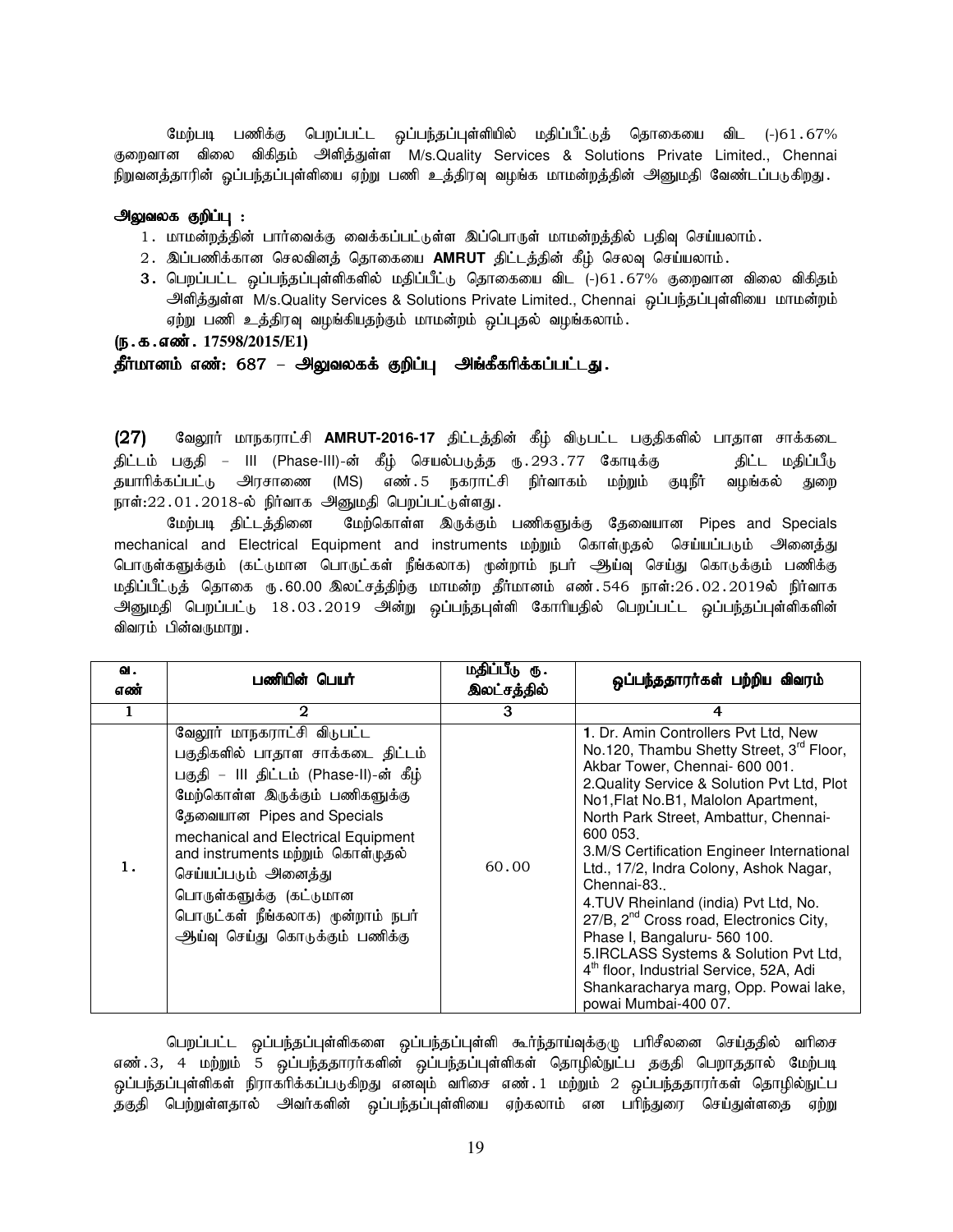மேற்படி பணிக்கு பெறப்பட்ட ஒப்பந்தப்புள்ளியில் மதிப்பீட்டுத் தொகையை விட (-)61.67% குறைவான விலை விகிதம் அளித்துள்ள M/s.Quality Services & Solutions Private Limited., Chennai நிறுவனத்தாரின் ஒப்பந்தப்புள்ளியை ஏற்று பணி உத்திரவு வழங்க மாமன்றத்தின் அனுமதி வேண்டப்படுகிறது.

**அலுவலக குறிப்பு :**

1. மாமன்றத்தின் பார்வைக்கு வைக்கப்பட்டுள்ள இப்பொருள் மாமன்றத்தில் பதிவு செய்யலாம்.
2. இப்பணிக்கான செலவினத் தொகையை **AMRUT** திட்டத்தின் கீழ் செலவு செய்யலாம்.
3. பெறப்பட்ட ஒப்பந்தப்புள்ளிகளில் மதிப்பீட்டு தொகையை விட (-)61.67% குறைவான விலை விகிதம் அளித்துள்ள M/s.Quality Services & Solutions Private Limited., Chennai ஒப்பந்தப்புள்ளியை மாமன்றம் ஏற்று பணி உத்திரவு வழங்கியதற்கும் மாமன்றம் ஒப்புதல் வழங்கலாம்.

**(ந.க.எண். 17598/2015/E1)**

**தீர்மானம் எண்: 687 – அலுவலகக் குறிப்பு அங்கீகரிக்கப்பட்டது.**

**(27)** வேலூர் மாநகராட்சி **AMRUT-2016-17** திட்டத்தின் கீழ் விடுபட்ட பகுதிகளில் பாதாள சாக்கடை திட்டம் பகுதி – III (Phase-III)-ன் கீழ் செயல்படுத்த ரூ.293.77 கோடிக்கு திட்ட மதிப்பீடு தயாரிக்கப்பட்டு அரசாணை (MS) எண்.5 நகராட்சி நிர்வாகம் மற்றும் குடிநீர் வழங்கல் துறை நாள்:22.01.2018-ல் நிர்வாக அனுமதி பெறப்பட்டுள்ளது.

மேற்படி திட்டத்தினை மேற்கொள்ள இருக்கும் பணிகளுக்கு தேவையான Pipes and Specials mechanical and Electrical Equipment and instruments மற்றும் கொள்முதல் செய்யப்படும் அனைத்து பொருள்களுக்கும் (கட்டுமான பொருட்கள் நீங்கலாக) மூன்றாம் நபர் ஆய்வு செய்து கொடுக்கும் பணிக்கு மதிப்பீட்டுத் தொகை ரூ.60.00 இலட்சத்திற்கு மாமன்ற தீர்மானம் எண்.546 நாள்:26.02.2019ல் நிர்வாக அனுமதி பெறப்பட்டு 18.03.2019 அன்று ஒப்பந்தபுள்ளி கோரியதில் பெறப்பட்ட ஒப்பந்தப்புள்ளிகளின் விவரம் பின்வருமாறு.

| வ. எண் | பணியின் பெயர் | மதிப்பீடு ரூ. இலட்சத்தில் | ஒப்பந்ததாரர்கள் பற்றிய விவரம் |
|---|---|---|---|
| 1 | 2 | 3 | 4 |
| 1. | வேலூர் மாநகராட்சி விடுபட்ட பகுதிகளில் பாதாள சாக்கடை திட்டம் பகுதி – III திட்டம் (Phase-II)-ன் கீழ் மேற்கொள்ள இருக்கும் பணிகளுக்கு தேவையான Pipes and Specials mechanical and Electrical Equipment and instruments மற்றும் கொள்முதல் செய்யப்படும் அனைத்து பொருள்களுக்கு (கட்டுமான பொருட்கள் நீங்கலாக) மூன்றாம் நபர் ஆய்வு செய்து கொடுக்கும் பணிக்கு | 60.00 | **1**. Dr. Amin Controllers Pvt Ltd, New No.120, Thambu Shetty Street, 3rd Floor, Akbar Tower, Chennai- 600 001.<br>2.Quality Service & Solution Pvt Ltd, Plot No1,Flat No.B1, Malolon Apartment, North Park Street, Ambattur, Chennai- 600 053.<br>3.M/S Certification Engineer International Ltd., 17/2, Indra Colony, Ashok Nagar, Chennai-83..<br>4.TUV Rheinland (india) Pvt Ltd, No. 27/B, 2nd Cross road, Electronics City, Phase I, Bangaluru- 560 100.<br>5.IRCLASS Systems & Solution Pvt Ltd, 4th floor, Industrial Service, 52A, Adi Shankaracharya marg, Opp. Powai lake, powai Mumbai-400 07. |

பெறப்பட்ட ஒப்பந்தப்புள்ளிகளை ஒப்பந்தப்புள்ளி கூர்ந்தாய்வுக்குழு பரிசீலனை செய்ததில் வரிசை எண்.3, 4 மற்றும் 5 ஒப்பந்ததாரர்களின் ஒப்பந்தப்புள்ளிகள் தொழில்நுட்ப தகுதி பெறாததால் மேற்படி ஒப்பந்தப்புள்ளிகள் நிராகரிக்கப்படுகிறது எனவும் வரிசை எண்.1 மற்றும் 2 ஒப்பந்ததாரர்கள் தொழில்நுட்ப தகுதி பெற்றுள்ளதால் அவர்களின் ஒப்பந்தப்புள்ளியை ஏற்கலாம் என பரிந்துரை செய்துள்ளதை ஏற்று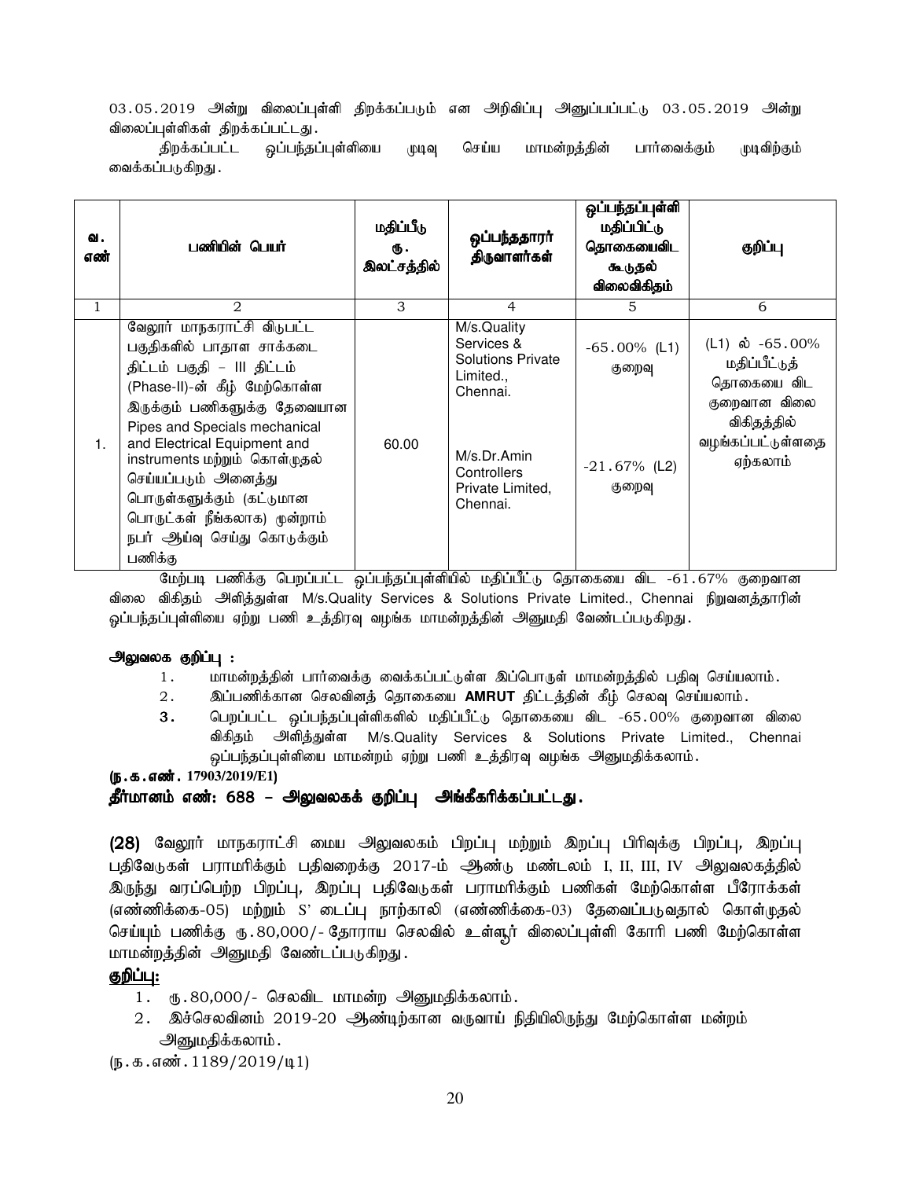03.05.2019 அன்று விலைப்புள்ளி திறக்கப்படும் என அறிவிப்பு அனுப்பப்பட்டு 03.05.2019 அன்று விலைப்புள்ளிகள் திறக்கப்பட்டது.

திறக்கப்பட்ட ஒப்பந்தப்புள்ளியை முடிவு செய்ய மாமன்றத்தின் பார்வைக்கும் முடிவிற்கும் வைக்கப்படுகிறது.

| வ. எண் | பணியின் பெயர் | மதிப்பீடு ரூ. இலட்சத்தில் | ஒப்பந்ததாரர் திருவாளர்கள் | ஒப்பந்தப்புள்ளி மதிப்பிட்டு தொகையைவிட கூடுதல் விலைவிகிதம் | குறிப்பு |
|---|---|---|---|---|---|
| 1 | 2 | 3 | 4 | 5 | 6 |
| 1. | வேலூர் மாநகராட்சி விடுபட்ட பகுதிகளில் பாதாள சாக்கடை திட்டம் பகுதி – III திட்டம் (Phase-II)-ன் கீழ் மேற்கொள்ள இருக்கும் பணிகளுக்கு தேவையான Pipes and Specials mechanical and Electrical Equipment and instruments மற்றும் கொள்முதல் செய்யப்படும் அனைத்து பொருள்களுக்கும் (கட்டுமான பொருட்கள் நீங்கலாக) மூன்றாம் நபர் ஆய்வு செய்து கொடுக்கும் பணிக்கு | 60.00 | M/s.Quality Services & Solutions Private Limited., Chennai.<br><br>M/s.Dr.Amin Controllers Private Limited, Chennai. | -65.00% (L1) குறைவு<br><br>-21.67% (L2) குறைவு | (L1) ல் -65.00% மதிப்பீட்டுத் தொகையை விட குறைவான விலை விகிதத்தில் வழங்கப்பட்டுள்ளதை ஏற்கலாம் |

மேற்படி பணிக்கு பெறப்பட்ட ஒப்பந்தப்புள்ளியில் மதிப்பீட்டு தொகையை விட -61.67% குறைவான விலை விகிதம் அளித்துள்ள M/s.Quality Services & Solutions Private Limited., Chennai நிறுவனத்தாரின் ஒப்பந்தப்புள்ளியை ஏற்று பணி உத்திரவு வழங்க மாமன்றத்தின் அனுமதி வேண்டப்படுகிறது.

**அலுவலக குறிப்பு :**

1. மாமன்றத்தின் பார்வைக்கு வைக்கப்பட்டுள்ள இப்பொருள் மாமன்றத்தில் பதிவு செய்யலாம்.
2. இப்பணிக்கான செலவினத் தொகையை **AMRUT** திட்டத்தின் கீழ் செலவு செய்யலாம்.
3. பெறப்பட்ட ஒப்பந்தப்புள்ளிகளில் மதிப்பீட்டு தொகையை விட -65.00% குறைவான விலை விகிதம் அளித்துள்ள M/s.Quality Services & Solutions Private Limited., Chennai ஒப்பந்தப்புள்ளியை மாமன்றம் ஏற்று பணி உத்திரவு வழங்க அனுமதிக்கலாம்.

**(ந.க.எண். 17903/2019/E1)**

**தீர்மானம் எண்: 688 – அலுவலகக் குறிப்பு அங்கீகரிக்கப்பட்டது.**

**(28)** வேலூர் மாநகராட்சி மைய அலுவலகம் பிறப்பு மற்றும் இறப்பு பிரிவுக்கு பிறப்பு, இறப்பு பதிவேடுகள் பராமரிக்கும் பதிவறைக்கு 2017-ம் ஆண்டு மண்டலம் I, II, III, IV அலுவலகத்தில் இருந்து வரப்பெற்ற பிறப்பு, இறப்பு பதிவேடுகள் பராமரிக்கும் பணிகள் மேற்கொள்ள பீரோக்கள் (எண்ணிக்கை-05) மற்றும் S' டைப்பு நாற்காலி (எண்ணிக்கை-03) தேவைப்படுவதால் கொள்முதல் செய்யும் பணிக்கு ரூ.80,000/- தோராய செலவில் உள்ளூர் விலைப்புள்ளி கோரி பணி மேற்கொள்ள மாமன்றத்தின் அனுமதி வேண்டப்படுகிறது.

**குறிப்பு:**

1. ரூ.80,000/- செலவிட மாமன்ற அனுமதிக்கலாம்.
2. இச்செலவினம் 2019-20 ஆண்டிற்கான வருவாய் நிதியிலிருந்து மேற்கொள்ள மன்றம் அனுமதிக்கலாம்.

(ந.க.எண்.1189/2019/டி1)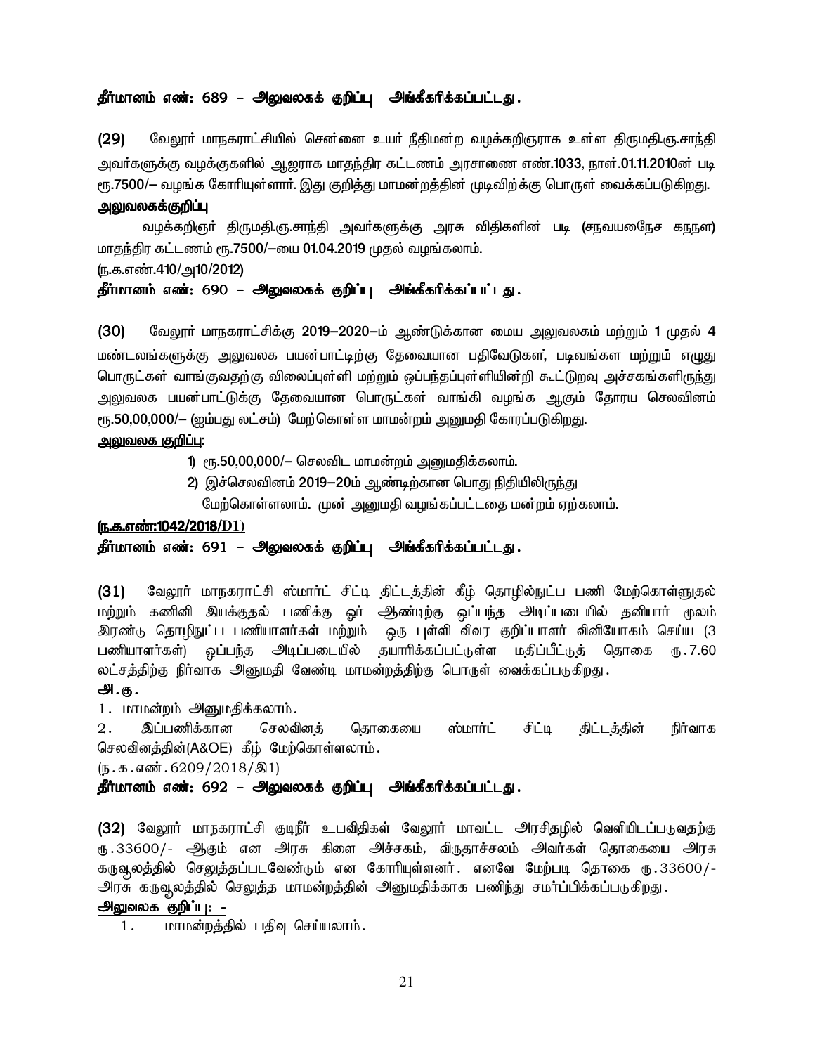**தீர்மானம் எண்: 689 – அலுவலகக் குறிப்பு அங்கீகரிக்கப்பட்டது.**

**(29)** வேலூர் மாநகராட்சியில் சென்னை உயர் நீதிமன்ற வழக்கறிஞராக உள்ள திருமதி.ஞ.சாந்தி அவர்களுக்கு வழக்குகளில் ஆஜராக மாதந்திர கட்டணம் அரசாணை எண்.1033, நாள்.01.11.2010ன் படி ரூ.7500/– வழங்க கோரியுள்ளார். இது குறித்து மாமன்றத்தின் முடிவிற்க்கு பொருள் வைக்கப்படுகிறது.

**அலுவலகக்குறிப்பு**

வழக்கறிஞர் திருமதி.ஞ.சாந்தி அவர்களுக்கு அரசு விதிகளின் படி (சநவயபைநேச கநநள) மாதந்திர கட்டணம் ரூ.7500/–யை 01.04.2019 முதல் வழங்கலாம்.

(ந.க.எண்.410/அ10/2012)

**தீர்மானம் எண்: 690 – அலுவலகக் குறிப்பு அங்கீகரிக்கப்பட்டது.**

**(30)** வேலூர் மாநகராட்சிக்கு 2019–2020–ம் ஆண்டுக்கான மைய அலுவலகம் மற்றும் 1 முதல் 4 மண்டலங்களுக்கு அலுவலக பயன்பாட்டிற்கு தேவையான பதிவேடுகள், படிவங்கள மற்றும் எழுது பொருட்கள் வாங்குவதற்கு விலைப்புள்ளி மற்றும் ஒப்பந்தப்புள்ளியின்றி கூட்டுறவு அச்சகங்களிருந்து அலுவலக பயன்பாட்டுக்கு தேவையான பொருட்கள் வாங்கி வழங்க ஆகும் தோரய செலவினம் ரூ.50,00,000/– (ஐம்பது லட்சம்) மேற்கொள்ள மாமன்றம் அனுமதி கோரப்படுகிறது.

**அலுவலக குறிப்பு:**

1) ரூ.50,00,000/– செலவிட மாமன்றம் அனுமதிக்கலாம்.
2) இச்செலவினம் 2019–20ம் ஆண்டிற்கான பொது நிதியிலிருந்து மேற்கொள்ளலாம். முன் அனுமதி வழங்கப்பட்டதை மன்றம் ஏற்கலாம்.

**(ந.க.எண்:1042/2018/D1)**

**தீர்மானம் எண்: 691 – அலுவலகக் குறிப்பு அங்கீகரிக்கப்பட்டது.**

**(31)** வேலூர் மாநகராட்சி ஸ்மார்ட் சிட்டி திட்டத்தின் கீழ் தொழில்நுட்ப பணி மேற்கொள்ளுதல் மற்றும் கணினி இயக்குதல் பணிக்கு ஓர் ஆண்டிற்கு ஒப்பந்த அடிப்படையில் தனியார் மூலம் இரண்டு தொழிநுட்ப பணியாளர்கள் மற்றும் ஒரு புள்ளி விவர குறிப்பாளர் வினியோகம் செய்ய (3 பணியாளர்கள்) ஒப்பந்த அடிப்படையில் தயாரிக்கப்பட்டுள்ள மதிப்பீட்டுத் தொகை ரூ.7.60 லட்சத்திற்கு நிர்வாக அனுமதி வேண்டி மாமன்றத்திற்கு பொருள் வைக்கப்படுகிறது.

**அ.கு.**

1. மாமன்றம் அனுமதிக்கலாம்.
2. இப்பணிக்கான செலவினத் தொகையை ஸ்மார்ட் சிட்டி திட்டத்தின் நிர்வாக செலவினத்தின்(A&OE) கீழ் மேற்கொள்ளலாம்.

(ந.க.எண்.6209/2018/இ1)

**தீர்மானம் எண்: 692 – அலுவலகக் குறிப்பு அங்கீகரிக்கப்பட்டது.**

**(32)** வேலூர் மாநகராட்சி குடிநீர் உபவிதிகள் வேலூர் மாவட்ட அரசிதழில் வெளியிடப்படுவதற்கு ரு.33600/- ஆகும் என அரசு கிளை அச்சகம், விருதாசலம் அவர்கள் தொகையை அரசு கருவூலத்தில் செலுத்தப்படவேண்டும் என கோரியுள்ளனர். எனவே மேற்படி தொகை ரு.33600/- அரசு கருவூலத்தில் செலுத்த மாமன்றத்தின் அனுமதிக்காக பணிந்து சமர்ப்பிக்கப்படுகிறது.

**அலுவலக குறிப்பு: -**

1. மாமன்றத்தில் பதிவு செய்யலாம்.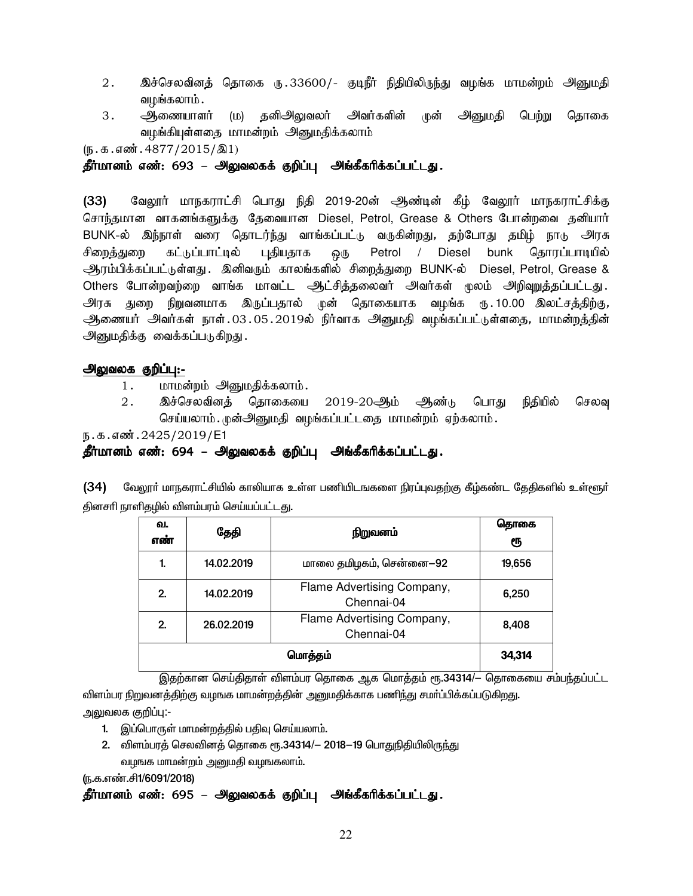2. இச்செலவினத் தொகை ரு.33600/- குடிநீர் நிதியிலிருந்து வழங்க மாமன்றம் அனுமதி வழங்கலாம்.
3. ஆணையாளர் (ம) தனிஅலுவலர் அவர்களின் முன் அனுமதி பெற்று தொகை வழங்கியுள்ளதை மாமன்றம் அனுமதிக்கலாம்

(ந.க.எண்.4877/2015/இ1)

**தீர்மானம் எண்: 693 – அலுவலகக் குறிப்பு அங்கீகரிக்கப்பட்டது.**

**(33)** வேலூர் மாநகராட்சி பொது நிதி 2019-20ன் ஆண்டின் கீழ் வேலூர் மாநகராட்சிக்கு சொந்தமான வாகனங்களுக்கு தேவையான Diesel, Petrol, Grease & Others போன்றவை தனியார் BUNK-ல் இந்நாள் வரை தொடர்ந்து வாங்கப்பட்டு வருகின்றது, தற்போது தமிழ் நாடு அரசு சிறைத்துறை கட்டுப்பாட்டில் புதியதாக ஒரு Petrol / Diesel bunk தொரப்பாடியில் ஆரம்பிக்கப்பட்டுள்ளது. இனிவரும் காலங்களில் சிறைத்துறை BUNK-ல் Diesel, Petrol, Grease & Others போன்றவற்றை வாங்க மாவட்ட ஆட்சித்தலைவர் அவர்கள் மூலம் அறிவுறுத்தப்பட்டது. அரசு துறை நிறுவனமாக இருப்பதால் முன் தொகையாக வழங்க ரு.10.00 இலட்சத்திற்கு, ஆணையர் அவர்கள் நாள்.03.05.2019ல் நிர்வாக அனுமதி வழங்கப்பட்டுள்ளதை, மாமன்றத்தின் அனுமதிக்கு வைக்கப்படுகிறது.

**<u>அலுவலக குறிப்பு:-</u>**

1. மாமன்றம் அனுமதிக்கலாம்.
2. இச்செலவினத் தொகையை 2019-20ஆம் ஆண்டு பொது நிதியில் செலவு செய்யலாம். முன்அனுமதி வழங்கப்பட்டதை மாமன்றம் ஏற்கலாம்.

ந.க.எண்.2425/2019/E1

**தீர்மானம் எண்: 694 – அலுவலகக் குறிப்பு அங்கீகரிக்கப்பட்டது.**

**(34)** வேலூர் மாநகராட்சியில் காலியாக உள்ள பணியிடங்களை நிரப்புவதற்கு கீழ்கண்ட தேதிகளில் உள்ளூர் தினசரி நாளிதழில் விளம்பரம் செய்யப்பட்டது.

| வ. எண் | தேதி | நிறுவனம் | தொகை ரூ |
|---|---|---|---|
| 1. | 14.02.2019 | மாலை தமிழகம், சென்னை–92 | 19,656 |
| 2. | 14.02.2019 | Flame Advertising Company, Chennai-04 | 6,250 |
| 2. | 26.02.2019 | Flame Advertising Company, Chennai-04 | 8,408 |
| மொத்தம் | | | 34,314 |

இதற்கான செய்திதாள் விளம்பர தொகை ஆக மொத்தம் ரூ.34314/– தொகையை சம்பந்தப்பட்ட விளம்பர நிறுவனத்திற்கு வழஙக மாமன்றத்தின் அனுமதிக்காக பணிந்து சமர்ப்பிக்கப்படுகிறது.

அலுவலக குறிப்பு:-

1. இப்பொருள் மாமன்றத்தில் பதிவு செய்யலாம்.
2. விளம்பரத் செலவினத் தொகை ரூ.34314/– 2018–19 பொதுநிதியிலிருந்து வழஙக மாமன்றம் அனுமதி வழஙகலாம்.

(ந.க.எண்.சி1/6091/2018)

**தீர்மானம் எண்: 695 – அலுவலகக் குறிப்பு அங்கீகரிக்கப்பட்டது.**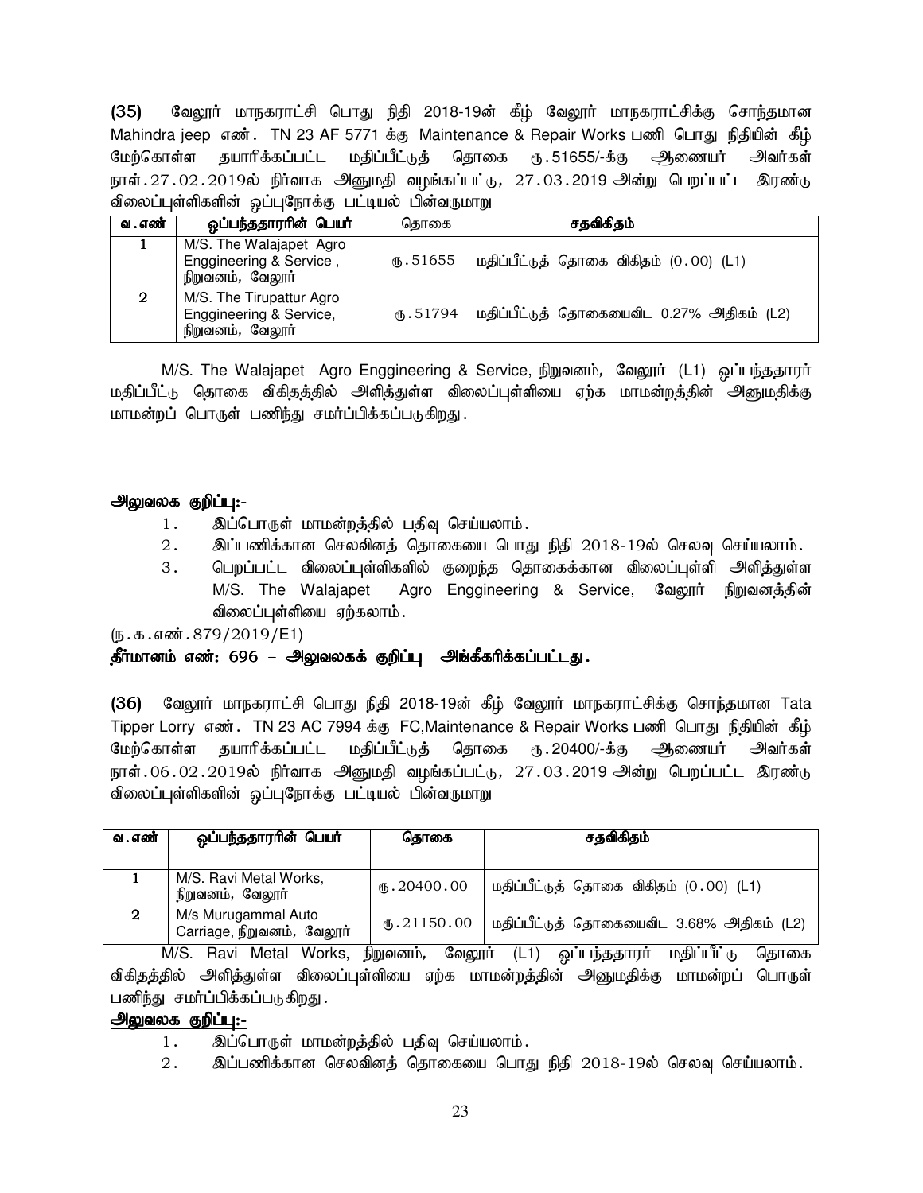**(35)** வேலூர் மாநகராட்சி பொது நிதி 2018-19ன் கீழ் வேலூர் மாநகராட்சிக்கு சொந்தமான Mahindra jeep எண். TN 23 AF 5771 க்கு Maintenance & Repair Works பணி பொது நிதியின் கீழ் மேற்கொள்ள தயாரிக்கப்பட்ட மதிப்பீட்டுத் தொகை ரூ.51655/-க்கு ஆணையர் அவர்கள் நாள்.27.02.2019ல் நிர்வாக அனுமதி வழங்கப்பட்டு, 27.03.2019 அன்று பெறப்பட்ட இரண்டு விலைப்புள்ளிகளின் ஒப்புநோக்கு பட்டியல் பின்வருமாறு

| வ.எண் | ஒப்பந்ததாரரின் பெயர் | தொகை | சதவிகிதம் |
|---|---|---|---|
| 1 | M/S. The Walajapet Agro Enggineering & Service , நிறுவனம், வேலூர் | ரூ.51655 | மதிப்பீட்டுத் தொகை விகிதம் (0.00) (L1) |
| 2 | M/S. The Tirupattur Agro Enggineering & Service, நிறுவனம், வேலூர் | ரூ.51794 | மதிப்பீட்டுத் தொகையைவிட 0.27% அதிகம் (L2) |

M/S. The Walajapet Agro Enggineering & Service, நிறுவனம், வேலூர் (L1) ஒப்பந்ததாரர் மதிப்பீட்டு தொகை விகிதத்தில் அளித்துள்ள விலைப்புள்ளியை ஏற்க மாமன்றத்தின் அனுமதிக்கு மாமன்றப் பொருள் பணிந்து சமர்ப்பிக்கப்படுகிறது.

**அலுவலக குறிப்பு:-**

1. இப்பொருள் மாமன்றத்தில் பதிவு செய்யலாம்.
2. இப்பணிக்கான செலவினத் தொகையை பொது நிதி 2018-19ல் செலவு செய்யலாம்.
3. பெறப்பட்ட விலைப்புள்ளிகளில் குறைந்த தொகைக்கான விலைப்புள்ளி அளித்துள்ள M/S. The Walajapet Agro Enggineering & Service, வேலூர் நிறுவனத்தின் விலைப்புள்ளியை ஏற்கலாம்.

(ந.க.எண்.879/2019/E1)

**தீர்மானம் எண்: 696 – அலுவலகக் குறிப்பு அங்கீகரிக்கப்பட்டது.**

**(36)** வேலூர் மாநகராட்சி பொது நிதி 2018-19ன் கீழ் வேலூர் மாநகராட்சிக்கு சொந்தமான Tata Tipper Lorry எண். TN 23 AC 7994 க்கு FC,Maintenance & Repair Works பணி பொது நிதியின் கீழ் மேற்கொள்ள தயாரிக்கப்பட்ட மதிப்பீட்டுத் தொகை ரூ.20400/-க்கு ஆணையர் அவர்கள் நாள்.06.02.2019ல் நிர்வாக அனுமதி வழங்கப்பட்டு, 27.03.2019 அன்று பெறப்பட்ட இரண்டு விலைப்புள்ளிகளின் ஒப்புநோக்கு பட்டியல் பின்வருமாறு

| வ.எண் | ஒப்பந்ததாரரின் பெயர் | தொகை | சதவிகிதம் |
|---|---|---|---|
| 1 | M/S. Ravi Metal Works, நிறுவனம், வேலூர் | ரூ.20400.00 | மதிப்பீட்டுத் தொகை விகிதம் (0.00) (L1) |
| 2 | M/s Murugammal Auto Carriage, நிறுவனம், வேலூர் | ரூ.21150.00 | மதிப்பீட்டுத் தொகையைவிட 3.68% அதிகம் (L2) |

M/S. Ravi Metal Works, நிறுவனம், வேலூர் (L1) ஒப்பந்ததாரர் மதிப்பீட்டு தொகை விகிதத்தில் அளித்துள்ள விலைப்புள்ளியை ஏற்க மாமன்றத்தின் அனுமதிக்கு மாமன்றப் பொருள் பணிந்து சமர்ப்பிக்கப்படுகிறது.

**அலுவலக குறிப்பு:-**

1. இப்பொருள் மாமன்றத்தில் பதிவு செய்யலாம்.
2. இப்பணிக்கான செலவினத் தொகையை பொது நிதி 2018-19ல் செலவு செய்யலாம்.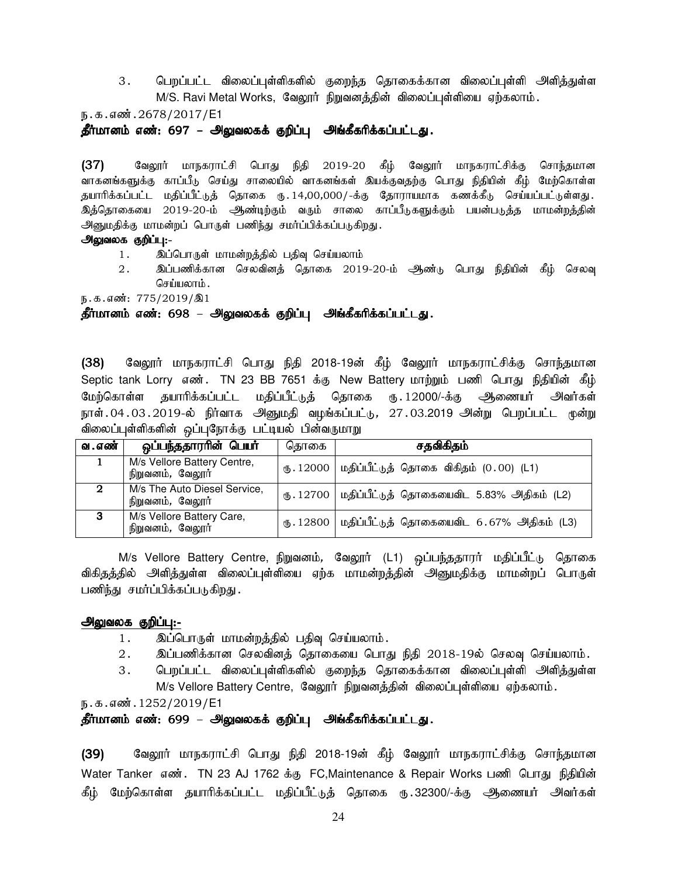3. பெறப்பட்ட விலைப்புள்ளிகளில் குறைந்த தொகைக்கான விலைப்புள்ளி அளித்துள்ள M/S. Ravi Metal Works, வேலூர் நிறுவனத்தின் விலைப்புள்ளியை ஏற்கலாம்.

ந.க.எண்.2678/2017/E1

**தீர்மானம் எண்: 697 – அலுவலகக் குறிப்பு அங்கீகரிக்கப்பட்டது.**

**(37)** வேலூர் மாநகராட்சி பொது நிதி 2019-20 கீழ் வேலூர் மாநகராட்சிக்கு சொந்தமான வாகனங்களுக்கு காப்பீடு செய்து சாலையில் வாகனங்கள் இயக்குவதற்கு பொது நிதியின் கீழ் மேற்கொள்ள தயாரிக்கப்பட்ட மதிப்பீட்டுத் தொகை ரு.14,00,000/-க்கு தோராயமாக கணக்கீடு செய்யப்பட்டுள்ளது. இத்தொகையை 2019-20-ம் ஆண்டிற்கும் வரும் சாலை காப்பீடுகளுக்கும் பயன்படுத்த மாமன்றத்தின் அனுமதிக்கு மாமன்றப் பொருள் பணிந்து சமர்ப்பிக்கப்படுகிறது.

**அலுவலக குறிப்பு:-**

1. இப்பொருள் மாமன்றத்தில் பதிவு செய்யலாம்
2. இப்பணிக்கான செலவினத் தொகை 2019-20-ம் ஆண்டு பொது நிதியின் கீழ் செலவு செய்யலாம்.

ந.க.எண்: 775/2019/இ1

**தீர்மானம் எண்: 698 – அலுவலகக் குறிப்பு அங்கீகரிக்கப்பட்டது.**

**(38)** வேலூர் மாநகராட்சி பொது நிதி 2018-19ன் கீழ் வேலூர் மாநகராட்சிக்கு சொந்தமான Septic tank Lorry எண். TN 23 BB 7651 க்கு New Battery மாற்றும் பணி பொது நிதியின் கீழ் மேற்கொள்ள தயாரிக்கப்பட்ட மதிப்பீட்டுத் தொகை ரு.12000/-க்கு ஆணையர் அவர்கள் நாள்.04.03.2019-ல் நிர்வாக அனுமதி வழங்கப்பட்டு, 27.03.2019 அன்று பெறப்பட்ட மூன்று விலைப்புள்ளிகளின் ஒப்புநோக்கு பட்டியல் பின்வருமாறு

| வ.எண் | ஒப்பந்ததாரரின் பெயர் | தொகை | சதவிகிதம் |
|---|---|---|---|
| 1 | M/s Vellore Battery Centre, நிறுவனம், வேலூர் | ரு.12000 | மதிப்பீட்டுத் தொகை விகிதம் (0.00) (L1) |
| 2 | M/s The Auto Diesel Service, நிறுவனம், வேலூர் | ரு.12700 | மதிப்பீட்டுத் தொகையைவிட 5.83% அதிகம் (L2) |
| 3 | M/s Vellore Battery Care, நிறுவனம், வேலூர் | ரு.12800 | மதிப்பீட்டுத் தொகையைவிட 6.67% அதிகம் (L3) |

M/s Vellore Battery Centre, நிறுவனம், வேலூர் (L1) ஒப்பந்ததாரர் மதிப்பீட்டு தொகை விகிதத்தில் அளித்துள்ள விலைப்புள்ளியை ஏற்க மாமன்றத்தின் அனுமதிக்கு மாமன்றப் பொருள் பணிந்து சமர்ப்பிக்கப்படுகிறது.

**அலுவலக குறிப்பு:-**

1. இப்பொருள் மாமன்றத்தில் பதிவு செய்யலாம்.
2. இப்பணிக்கான செலவினத் தொகையை பொது நிதி 2018-19ல் செலவு செய்யலாம்.
3. பெறப்பட்ட விலைப்புள்ளிகளில் குறைந்த தொகைக்கான விலைப்புள்ளி அளித்துள்ள M/s Vellore Battery Centre, வேலூர் நிறுவனத்தின் விலைப்புள்ளியை ஏற்கலாம்.

ந.க.எண்.1252/2019/E1

**தீர்மானம் எண்: 699 – அலுவலகக் குறிப்பு அங்கீகரிக்கப்பட்டது.**

**(39)** வேலூர் மாநகராட்சி பொது நிதி 2018-19ன் கீழ் வேலூர் மாநகராட்சிக்கு சொந்தமான Water Tanker எண். TN 23 AJ 1762 க்கு FC,Maintenance & Repair Works பணி பொது நிதியின் கீழ் மேற்கொள்ள தயாரிக்கப்பட்ட மதிப்பீட்டுத் தொகை ரு.32300/-க்கு ஆணையர் அவர்கள்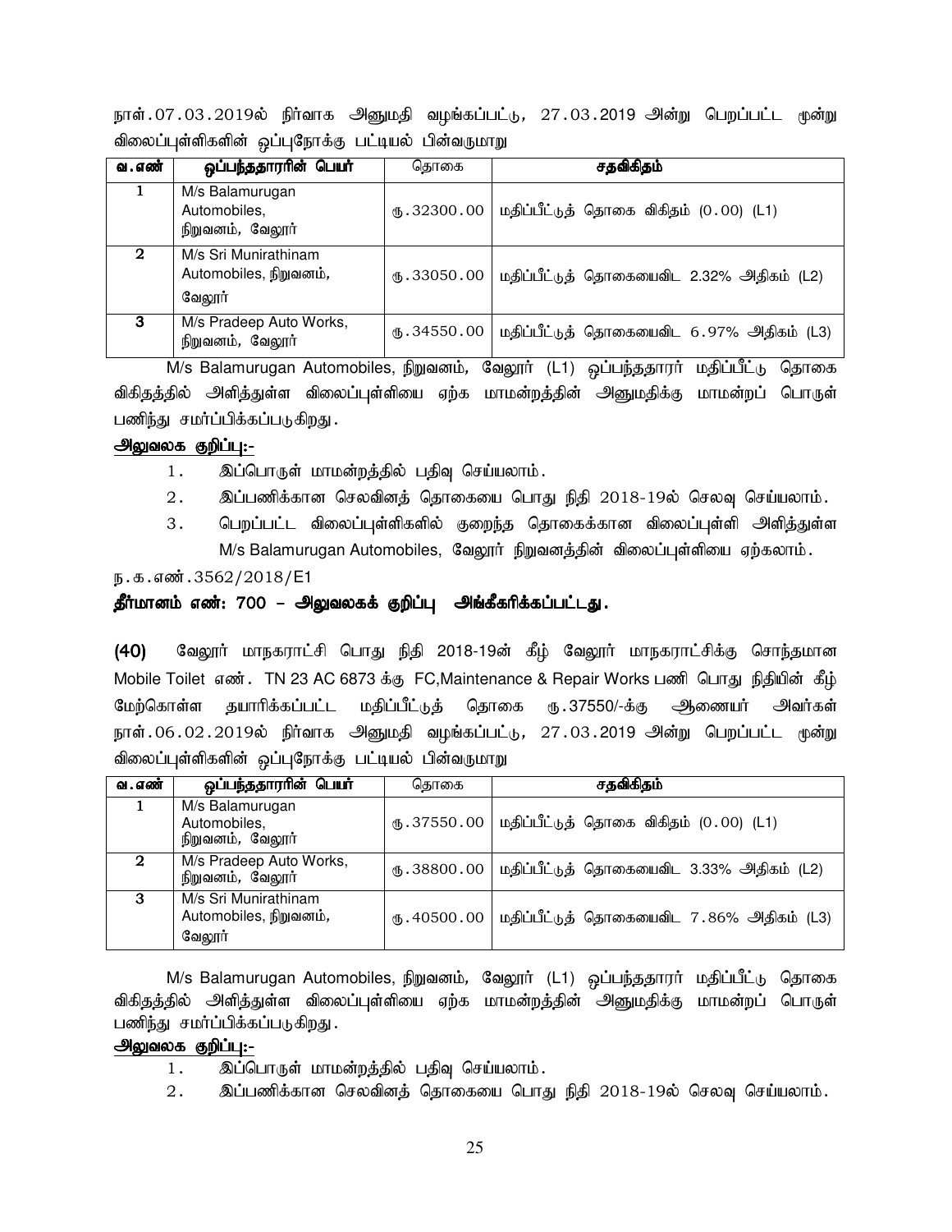நாள்.07.03.2019ல் நிர்வாக அனுமதி வழங்கப்பட்டு, 27.03.2019 அன்று பெறப்பட்ட மூன்று விலைப்புள்ளிகளின் ஒப்புநோக்கு பட்டியல் பின்வருமாறு

| வ.எண் | ஒப்பந்ததாரரின் பெயர் | தொகை | சதவிகிதம் |
|---|---|---|---|
| 1 | M/s Balamurugan Automobiles, நிறுவனம், வேலூர் | ரு.32300.00 | மதிப்பீட்டுத் தொகை விகிதம் (0.00) (L1) |
| 2 | M/s Sri Munirathinam Automobiles, நிறுவனம், வேலூர் | ரு.33050.00 | மதிப்பீட்டுத் தொகையைவிட 2.32% அதிகம் (L2) |
| 3 | M/s Pradeep Auto Works, நிறுவனம், வேலூர் | ரு.34550.00 | மதிப்பீட்டுத் தொகையைவிட 6.97% அதிகம் (L3) |

M/s Balamurugan Automobiles, நிறுவனம், வேலூர் (L1) ஒப்பந்ததாரர் மதிப்பீட்டு தொகை விகிதத்தில் அளித்துள்ள விலைப்புள்ளியை ஏற்க மாமன்றத்தின் அனுமதிக்கு மாமன்றப் பொருள் பணிந்து சமர்ப்பிக்கப்படுகிறது.

**அலுவலக குறிப்பு:-**

1. இப்பொருள் மாமன்றத்தில் பதிவு செய்யலாம்.
2. இப்பணிக்கான செலவினத் தொகையை பொது நிதி 2018-19ல் செலவு செய்யலாம்.
3. பெறப்பட்ட விலைப்புள்ளிகளில் குறைந்த தொகைக்கான விலைப்புள்ளி அளித்துள்ள M/s Balamurugan Automobiles, வேலூர் நிறுவனத்தின் விலைப்புள்ளியை ஏற்கலாம்.

ந.க.எண்.3562/2018/E1

**தீர்மானம் எண்: 700 – அலுவலகக் குறிப்பு அங்கீகரிக்கப்பட்டது.**

**(40)** வேலூர் மாநகராட்சி பொது நிதி 2018-19ன் கீழ் வேலூர் மாநகராட்சிக்கு சொந்தமான Mobile Toilet எண். TN 23 AC 6873 க்கு FC,Maintenance & Repair Works பணி பொது நிதியின் கீழ் மேற்கொள்ள தயாரிக்கப்பட்ட மதிப்பீட்டுத் தொகை ரு.37550/-க்கு ஆணையர் அவர்கள் நாள்.06.02.2019ல் நிர்வாக அனுமதி வழங்கப்பட்டு, 27.03.2019 அன்று பெறப்பட்ட மூன்று விலைப்புள்ளிகளின் ஒப்புநோக்கு பட்டியல் பின்வருமாறு

| வ.எண் | ஒப்பந்ததாரரின் பெயர் | தொகை | சதவிகிதம் |
|---|---|---|---|
| 1 | M/s Balamurugan Automobiles, நிறுவனம், வேலூர் | ரு.37550.00 | மதிப்பீட்டுத் தொகை விகிதம் (0.00) (L1) |
| 2 | M/s Pradeep Auto Works, நிறுவனம், வேலூர் | ரு.38800.00 | மதிப்பீட்டுத் தொகையைவிட 3.33% அதிகம் (L2) |
| 3 | M/s Sri Munirathinam Automobiles, நிறுவனம், வேலூர் | ரு.40500.00 | மதிப்பீட்டுத் தொகையைவிட 7.86% அதிகம் (L3) |

M/s Balamurugan Automobiles, நிறுவனம், வேலூர் (L1) ஒப்பந்ததாரர் மதிப்பீட்டு தொகை விகிதத்தில் அளித்துள்ள விலைப்புள்ளியை ஏற்க மாமன்றத்தின் அனுமதிக்கு மாமன்றப் பொருள் பணிந்து சமர்ப்பிக்கப்படுகிறது.

**அலுவலக குறிப்பு:-**

1. இப்பொருள் மாமன்றத்தில் பதிவு செய்யலாம்.
2. இப்பணிக்கான செலவினத் தொகையை பொது நிதி 2018-19ல் செலவு செய்யலாம்.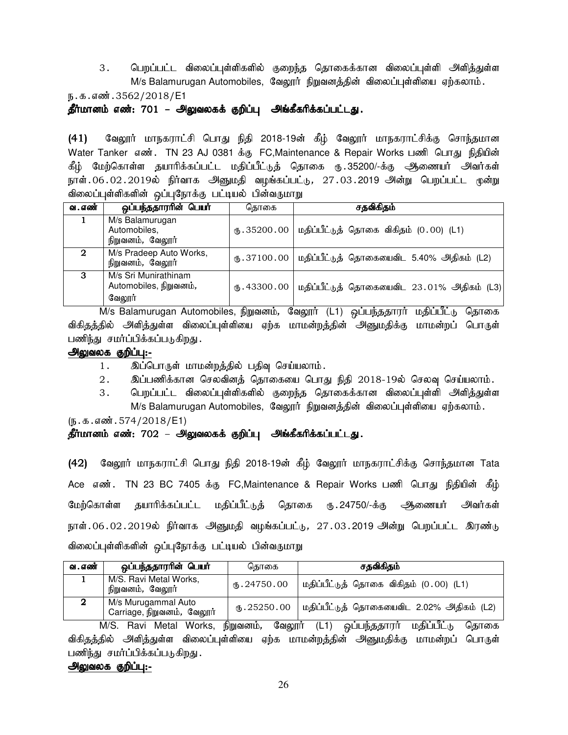3. பெறப்பட்ட விலைப்புள்ளிகளில் குறைந்த தொகைக்கான விலைப்புள்ளி அளித்துள்ள M/s Balamurugan Automobiles, வேலூர் நிறுவனத்தின் விலைப்புள்ளியை ஏற்கலாம்.

ந.க.எண்.3562/2018/E1

**தீர்மானம் எண்: 701 – அலுவலகக் குறிப்பு அங்கீகரிக்கப்பட்டது.**

**(41)** வேலூர் மாநகராட்சி பொது நிதி 2018-19ன் கீழ் வேலூர் மாநகராட்சிக்கு சொந்தமான Water Tanker எண். TN 23 AJ 0381 க்கு FC,Maintenance & Repair Works பணி பொது நிதியின் கீழ் மேற்கொள்ள தயாரிக்கப்பட்ட மதிப்பீட்டுத் தொகை ரூ.35200/-க்கு ஆணையர் அவர்கள் நாள்.06.02.2019ல் நிர்வாக அனுமதி வழங்கப்பட்டு, 27.03.2019 அன்று பெறப்பட்ட மூன்று விலைப்புள்ளிகளின் ஒப்புநோக்கு பட்டியல் பின்வருமாறு

| வ.எண் | ஒப்பந்ததாரரின் பெயர் | தொகை | சதவிகிதம் |
|---|---|---|---|
| 1 | M/s Balamurugan Automobiles, நிறுவனம், வேலூர் | ரூ.35200.00 | மதிப்பீட்டுத் தொகை விகிதம் (0.00) (L1) |
| 2 | M/s Pradeep Auto Works, நிறுவனம், வேலூர் | ரூ.37100.00 | மதிப்பீட்டுத் தொகையைவிட 5.40% அதிகம் (L2) |
| 3 | M/s Sri Munirathinam Automobiles, நிறுவனம், வேலூர் | ரூ.43300.00 | மதிப்பீட்டுத் தொகையைவிட 23.01% அதிகம் (L3) |

M/s Balamurugan Automobiles, நிறுவனம், வேலூர் (L1) ஒப்பந்ததாரர் மதிப்பீட்டு தொகை விகிதத்தில் அளித்துள்ள விலைப்புள்ளியை ஏற்க மாமன்றத்தின் அனுமதிக்கு மாமன்றப் பொருள் பணிந்து சமர்ப்பிக்கப்படுகிறது.

**அலுவலக குறிப்பு:-**

1. இப்பொருள் மாமன்றத்தில் பதிவு செய்யலாம்.
2. இப்பணிக்கான செலவினத் தொகையை பொது நிதி 2018-19ல் செலவு செய்யலாம்.
3. பெறப்பட்ட விலைப்புள்ளிகளில் குறைந்த தொகைக்கான விலைப்புள்ளி அளித்துள்ள M/s Balamurugan Automobiles, வேலூர் நிறுவனத்தின் விலைப்புள்ளியை ஏற்கலாம்.

(ந.க.எண்.574/2018/E1)

**தீர்மானம் எண்: 702 – அலுவலகக் குறிப்பு அங்கீகரிக்கப்பட்டது.**

**(42)** வேலூர் மாநகராட்சி பொது நிதி 2018-19ன் கீழ் வேலூர் மாநகராட்சிக்கு சொந்தமான Tata Ace எண். TN 23 BC 7405 க்கு FC,Maintenance & Repair Works பணி பொது நிதியின் கீழ் மேற்கொள்ள தயாரிக்கப்பட்ட மதிப்பீட்டுத் தொகை ரூ.24750/-க்கு ஆணையர் அவர்கள் நாள்.06.02.2019ல் நிர்வாக அனுமதி வழங்கப்பட்டு, 27.03.2019 அன்று பெறப்பட்ட இரண்டு விலைப்புள்ளிகளின் ஒப்புநோக்கு பட்டியல் பின்வருமாறு

| வ.எண் | ஒப்பந்ததாரரின் பெயர் | தொகை | சதவிகிதம் |
|---|---|---|---|
| 1 | M/S. Ravi Metal Works, நிறுவனம், வேலூர் | ரூ.24750.00 | மதிப்பீட்டுத் தொகை விகிதம் (0.00) (L1) |
| 2 | M/s Murugammal Auto Carriage, நிறுவனம், வேலூர் | ரூ.25250.00 | மதிப்பீட்டுத் தொகையைவிட 2.02% அதிகம் (L2) |

M/S. Ravi Metal Works, நிறுவனம், வேலூர் (L1) ஒப்பந்ததாரர் மதிப்பீட்டு தொகை விகிதத்தில் அளித்துள்ள விலைப்புள்ளியை ஏற்க மாமன்றத்தின் அனுமதிக்கு மாமன்றப் பொருள் பணிந்து சமர்ப்பிக்கப்படுகிறது.

**அலுவலக குறிப்பு:-**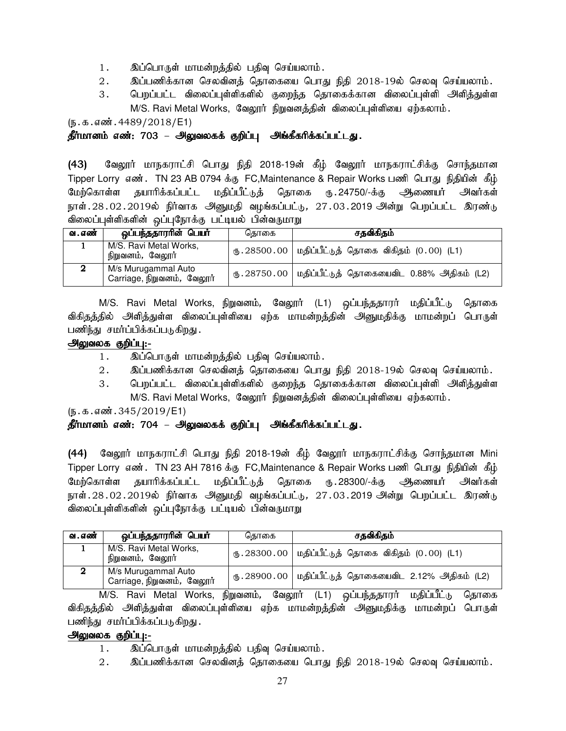1. இப்பொருள் மாமன்றத்தில் பதிவு செய்யலாம்.
2. இப்பணிக்கான செலவினத் தொகையை பொது நிதி 2018-19ல் செலவு செய்யலாம்.
3. பெறப்பட்ட விலைப்புள்ளிகளில் குறைந்த தொகைக்கான விலைப்புள்ளி அளித்துள்ள M/S. Ravi Metal Works, வேலூர் நிறுவனத்தின் விலைப்புள்ளியை ஏற்கலாம்.

(ந.க.எண்.4489/2018/E1)

**தீர்மானம் எண்: 703 – அலுவலகக் குறிப்பு அங்கீகரிக்கப்பட்டது.**

**(43)** வேலூர் மாநகராட்சி பொது நிதி 2018-19ன் கீழ் வேலூர் மாநகராட்சிக்கு சொந்தமான Tipper Lorry எண். TN 23 AB 0794 க்கு FC,Maintenance & Repair Works பணி பொது நிதியின் கீழ் மேற்கொள்ள தயாரிக்கப்பட்ட மதிப்பீட்டுத் தொகை ரூ.24750/-க்கு ஆணையர் அவர்கள் நாள்.28.02.2019ல் நிர்வாக அனுமதி வழங்கப்பட்டு, 27.03.2019 அன்று பெறப்பட்ட இரண்டு விலைப்புள்ளிகளின் ஒப்புநோக்கு பட்டியல் பின்வருமாறு

| வ.எண் | ஒப்பந்ததாரரின் பெயர் | தொகை | சதவிகிதம் |
|---|---|---|---|
| 1 | M/S. Ravi Metal Works, நிறுவனம், வேலூர் | ரூ.28500.00 | மதிப்பீட்டுத் தொகை விகிதம் (0.00) (L1) |
| 2 | M/s Murugammal Auto Carriage, நிறுவனம், வேலூர் | ரூ.28750.00 | மதிப்பீட்டுத் தொகையைவிட 0.88% அதிகம் (L2) |

M/S. Ravi Metal Works, நிறுவனம், வேலூர் (L1) ஒப்பந்ததாரர் மதிப்பீட்டு தொகை விகிதத்தில் அளித்துள்ள விலைப்புள்ளியை ஏற்க மாமன்றத்தின் அனுமதிக்கு மாமன்றப் பொருள் பணிந்து சமர்ப்பிக்கப்படுகிறது.

**<u>அலுவலக குறிப்பு:-</u>**

1. இப்பொருள் மாமன்றத்தில் பதிவு செய்யலாம்.
2. இப்பணிக்கான செலவினத் தொகையை பொது நிதி 2018-19ல் செலவு செய்யலாம்.
3. பெறப்பட்ட விலைப்புள்ளிகளில் குறைந்த தொகைக்கான விலைப்புள்ளி அளித்துள்ள M/S. Ravi Metal Works, வேலூர் நிறுவனத்தின் விலைப்புள்ளியை ஏற்கலாம்.

(ந.க.எண்.345/2019/E1)

**தீர்மானம் எண்: 704 – அலுவலகக் குறிப்பு அங்கீகரிக்கப்பட்டது.**

**(44)** வேலூர் மாநகராட்சி பொது நிதி 2018-19ன் கீழ் வேலூர் மாநகராட்சிக்கு சொந்தமான Mini Tipper Lorry எண். TN 23 AH 7816 க்கு FC,Maintenance & Repair Works பணி பொது நிதியின் கீழ் மேற்கொள்ள தயாரிக்கப்பட்ட மதிப்பீட்டுத் தொகை ரூ.28300/-க்கு ஆணையர் அவர்கள் நாள்.28.02.2019ல் நிர்வாக அனுமதி வழங்கப்பட்டு, 27.03.2019 அன்று பெறப்பட்ட இரண்டு விலைப்புள்ளிகளின் ஒப்புநோக்கு பட்டியல் பின்வருமாறு

| வ.எண் | ஒப்பந்ததாரரின் பெயர் | தொகை | சதவிகிதம் |
|---|---|---|---|
| 1 | M/S. Ravi Metal Works, நிறுவனம், வேலூர் | ரூ.28300.00 | மதிப்பீட்டுத் தொகை விகிதம் (0.00) (L1) |
| 2 | M/s Murugammal Auto Carriage, நிறுவனம், வேலூர் | ரூ.28900.00 | மதிப்பீட்டுத் தொகையைவிட 2.12% அதிகம் (L2) |

M/S. Ravi Metal Works, நிறுவனம், வேலூர் (L1) ஒப்பந்ததாரர் மதிப்பீட்டு தொகை விகிதத்தில் அளித்துள்ள விலைப்புள்ளியை ஏற்க மாமன்றத்தின் அனுமதிக்கு மாமன்றப் பொருள் பணிந்து சமர்ப்பிக்கப்படுகிறது.

**<u>அலுவலக குறிப்பு:-</u>**

1. இப்பொருள் மாமன்றத்தில் பதிவு செய்யலாம்.
2. இப்பணிக்கான செலவினத் தொகையை பொது நிதி 2018-19ல் செலவு செய்யலாம்.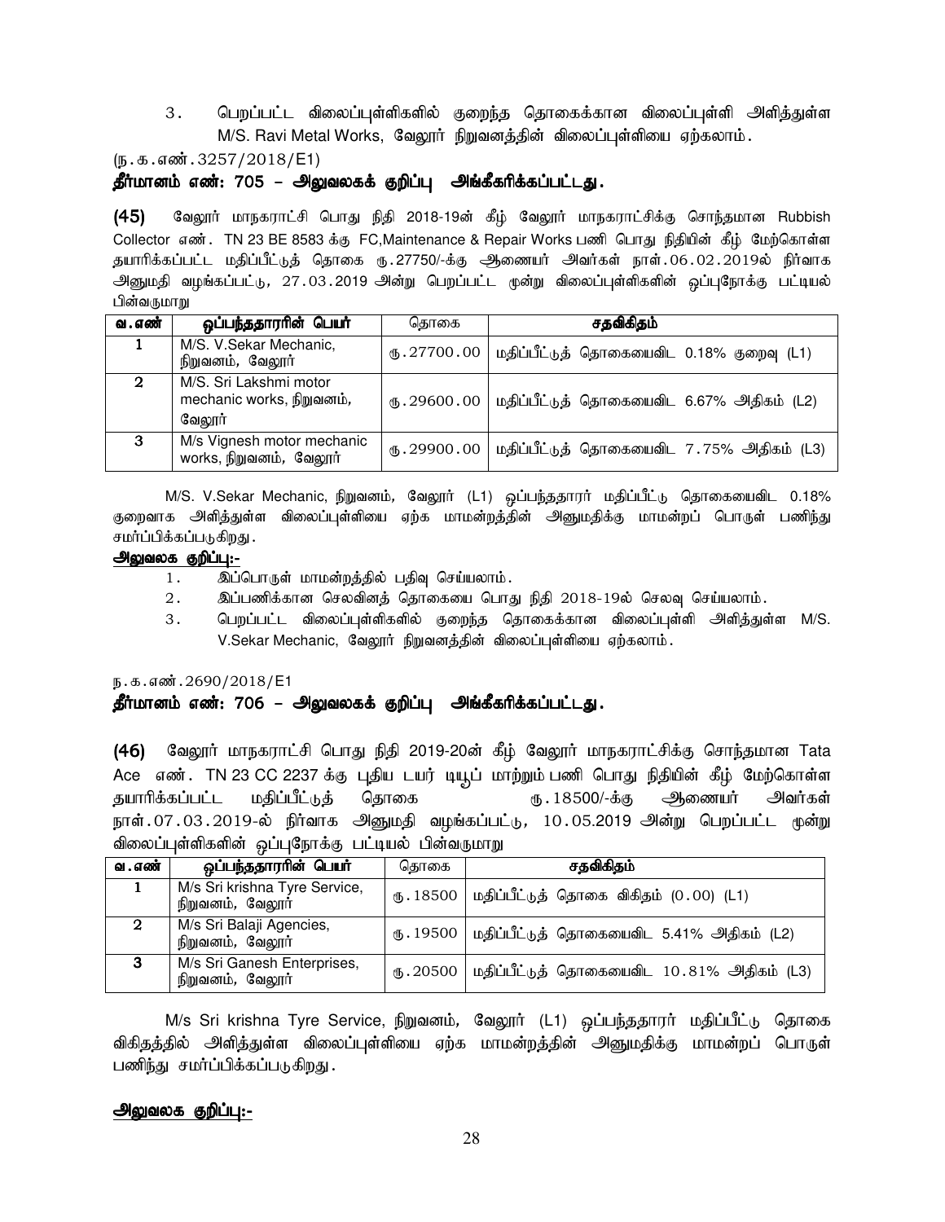3. பெறப்பட்ட விலைப்புள்ளிகளில் குறைந்த தொகைக்கான விலைப்புள்ளி அளித்துள்ள M/S. Ravi Metal Works, வேலூர் நிறுவனத்தின் விலைப்புள்ளியை ஏற்கலாம்.

(ந.க.எண்.3257/2018/E1)

**தீர்மானம் எண்: 705 – அலுவலகக் குறிப்பு அங்கீகரிக்கப்பட்டது.**

**(45)** வேலூர் மாநகராட்சி பொது நிதி 2018-19ன் கீழ் வேலூர் மாநகராட்சிக்கு சொந்தமான Rubbish Collector எண். TN 23 BE 8583 க்கு FC,Maintenance & Repair Works பணி பொது நிதியின் கீழ் மேற்கொள்ள தயாரிக்கப்பட்ட மதிப்பீட்டுத் தொகை ரூ.27750/-க்கு ஆணையர் அவர்கள் நாள்.06.02.2019ல் நிர்வாக அனுமதி வழங்கப்பட்டு, 27.03.2019 அன்று பெறப்பட்ட மூன்று விலைப்புள்ளிகளின் ஒப்புநோக்கு பட்டியல் பின்வருமாறு

| வ.எண் | ஒப்பந்ததாரரின் பெயர் | தொகை | சதவிகிதம் |
|---|---|---|---|
| 1 | M/S. V.Sekar Mechanic, நிறுவனம், வேலூர் | ரூ.27700.00 | மதிப்பீட்டுத் தொகையைவிட 0.18% குறைவு (L1) |
| 2 | M/S. Sri Lakshmi motor mechanic works, நிறுவனம், வேலூர் | ரூ.29600.00 | மதிப்பீட்டுத் தொகையைவிட 6.67% அதிகம் (L2) |
| 3 | M/s Vignesh motor mechanic works, நிறுவனம், வேலூர் | ரூ.29900.00 | மதிப்பீட்டுத் தொகையைவிட 7.75% அதிகம் (L3) |

M/S. V.Sekar Mechanic, நிறுவனம், வேலூர் (L1) ஒப்பந்ததாரர் மதிப்பீட்டு தொகையைவிட 0.18% குறைவாக அளித்துள்ள விலைப்புள்ளியை ஏற்க மாமன்றத்தின் அனுமதிக்கு மாமன்றப் பொருள் பணிந்து சமர்ப்பிக்கப்படுகிறது.

**அலுவலக குறிப்பு:-**

1. இப்பொருள் மாமன்றத்தில் பதிவு செய்யலாம்.
2. இப்பணிக்கான செலவினத் தொகையை பொது நிதி 2018-19ல் செலவு செய்யலாம்.
3. பெறப்பட்ட விலைப்புள்ளிகளில் குறைந்த தொகைக்கான விலைப்புள்ளி அளித்துள்ள M/S. V.Sekar Mechanic, வேலூர் நிறுவனத்தின் விலைப்புள்ளியை ஏற்கலாம்.

ந.க.எண்.2690/2018/E1

**தீர்மானம் எண்: 706 – அலுவலகக் குறிப்பு அங்கீகரிக்கப்பட்டது.**

**(46)** வேலூர் மாநகராட்சி பொது நிதி 2019-20ன் கீழ் வேலூர் மாநகராட்சிக்கு சொந்தமான Tata Ace எண். TN 23 CC 2237 க்கு புதிய டயர் டியூப் மாற்றும் பணி பொது நிதியின் கீழ் மேற்கொள்ள தயாரிக்கப்பட்ட மதிப்பீட்டுத் தொகை ரூ.18500/-க்கு ஆணையர் அவர்கள் நாள்.07.03.2019-ல் நிர்வாக அனுமதி வழங்கப்பட்டு, 10.05.2019 அன்று பெறப்பட்ட மூன்று விலைப்புள்ளிகளின் ஒப்புநோக்கு பட்டியல் பின்வருமாறு

| வ.எண் | ஒப்பந்ததாரரின் பெயர் | தொகை | சதவிகிதம் |
|---|---|---|---|
| 1 | M/s Sri krishna Tyre Service, நிறுவனம், வேலூர் | ரூ.18500 | மதிப்பீட்டுத் தொகை விகிதம் (0.00) (L1) |
| 2 | M/s Sri Balaji Agencies, நிறுவனம், வேலூர் | ரூ.19500 | மதிப்பீட்டுத் தொகையைவிட 5.41% அதிகம் (L2) |
| 3 | M/s Sri Ganesh Enterprises, நிறுவனம், வேலூர் | ரூ.20500 | மதிப்பீட்டுத் தொகையைவிட 10.81% அதிகம் (L3) |

M/s Sri krishna Tyre Service, நிறுவனம், வேலூர் (L1) ஒப்பந்ததாரர் மதிப்பீட்டு தொகை விகிதத்தில் அளித்துள்ள விலைப்புள்ளியை ஏற்க மாமன்றத்தின் அனுமதிக்கு மாமன்றப் பொருள் பணிந்து சமர்ப்பிக்கப்படுகிறது.

**அலுவலக குறிப்பு:-**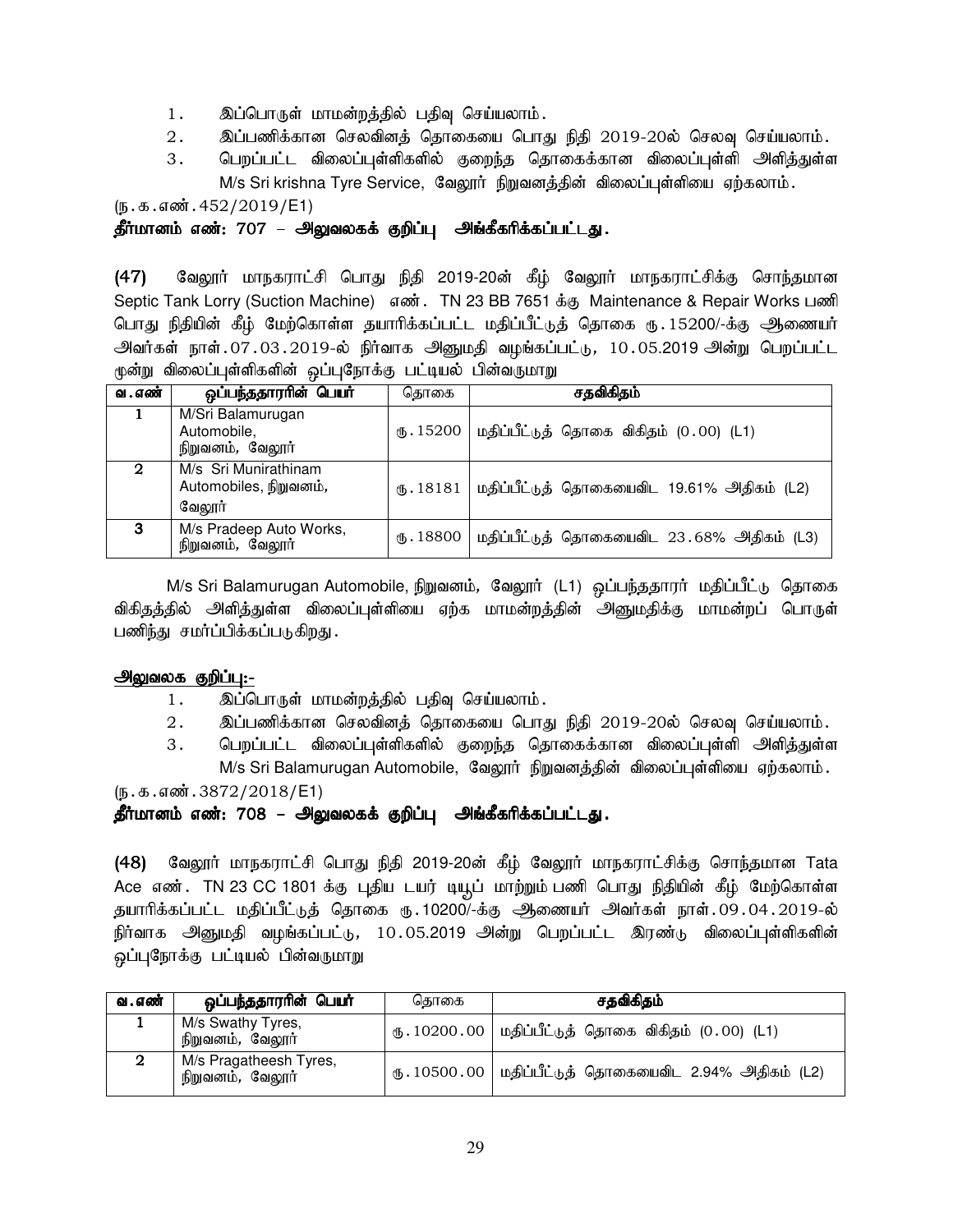1. இப்பொருள் மாமன்றத்தில் பதிவு செய்யலாம்.
2. இப்பணிக்கான செலவினத் தொகையை பொது நிதி 2019-20ல் செலவு செய்யலாம்.
3. பெறப்பட்ட விலைப்புள்ளிகளில் குறைந்த தொகைக்கான விலைப்புள்ளி அளித்துள்ள M/s Sri krishna Tyre Service, வேலூர் நிறுவனத்தின் விலைப்புள்ளியை ஏற்கலாம்.

(ந.க.எண்.452/2019/E1)

**தீர்மானம் எண்: 707 – அலுவலகக் குறிப்பு அங்கீகரிக்கப்பட்டது.**

**(47)** வேலூர் மாநகராட்சி பொது நிதி 2019-20ன் கீழ் வேலூர் மாநகராட்சிக்கு சொந்தமான Septic Tank Lorry (Suction Machine) எண். TN 23 BB 7651 க்கு Maintenance & Repair Works பணி பொது நிதியின் கீழ் மேற்கொள்ள தயாரிக்கப்பட்ட மதிப்பீட்டுத் தொகை ரு.15200/-க்கு ஆணையர் அவர்கள் நாள்.07.03.2019-ல் நிர்வாக அனுமதி வழங்கப்பட்டு, 10.05.2019 அன்று பெறப்பட்ட மூன்று விலைப்புள்ளிகளின் ஒப்புநோக்கு பட்டியல் பின்வருமாறு

| வ.எண் | ஒப்பந்ததாரரின் பெயர் | தொகை | சதவிகிதம் |
|---|---|---|---|
| 1 | M/Sri Balamurugan Automobile, நிறுவனம், வேலூர் | ரு.15200 | மதிப்பீட்டுத் தொகை விகிதம் (0.00) (L1) |
| 2 | M/s Sri Munirathinam Automobiles, நிறுவனம், வேலூர் | ரு.18181 | மதிப்பீட்டுத் தொகையைவிட 19.61% அதிகம் (L2) |
| 3 | M/s Pradeep Auto Works, நிறுவனம், வேலூர் | ரு.18800 | மதிப்பீட்டுத் தொகையைவிட 23.68% அதிகம் (L3) |

M/s Sri Balamurugan Automobile, நிறுவனம், வேலூர் (L1) ஒப்பந்ததாரர் மதிப்பீட்டு தொகை விகிதத்தில் அளித்துள்ள விலைப்புள்ளியை ஏற்க மாமன்றத்தின் அனுமதிக்கு மாமன்றப் பொருள் பணிந்து சமர்ப்பிக்கப்படுகிறது.

**அலுவலக குறிப்பு:-**

1. இப்பொருள் மாமன்றத்தில் பதிவு செய்யலாம்.
2. இப்பணிக்கான செலவினத் தொகையை பொது நிதி 2019-20ல் செலவு செய்யலாம்.
3. பெறப்பட்ட விலைப்புள்ளிகளில் குறைந்த தொகைக்கான விலைப்புள்ளி அளித்துள்ள M/s Sri Balamurugan Automobile, வேலூர் நிறுவனத்தின் விலைப்புள்ளியை ஏற்கலாம்.

(ந.க.எண்.3872/2018/E1)

**தீர்மானம் எண்: 708 – அலுவலகக் குறிப்பு அங்கீகரிக்கப்பட்டது.**

**(48)** வேலூர் மாநகராட்சி பொது நிதி 2019-20ன் கீழ் வேலூர் மாநகராட்சிக்கு சொந்தமான Tata Ace எண். TN 23 CC 1801 க்கு புதிய டயர் டியூப் மாற்றும் பணி பொது நிதியின் கீழ் மேற்கொள்ள தயாரிக்கப்பட்ட மதிப்பீட்டுத் தொகை ரு.10200/-க்கு ஆணையர் அவர்கள் நாள்.09.04.2019-ல் நிர்வாக அனுமதி வழங்கப்பட்டு, 10.05.2019 அன்று பெறப்பட்ட இரண்டு விலைப்புள்ளிகளின் ஒப்புநோக்கு பட்டியல் பின்வருமாறு

| வ.எண் | ஒப்பந்ததாரரின் பெயர் | தொகை | சதவிகிதம் |
|---|---|---|---|
| 1 | M/s Swathy Tyres, நிறுவனம், வேலூர் | ரு.10200.00 | மதிப்பீட்டுத் தொகை விகிதம் (0.00) (L1) |
| 2 | M/s Pragatheesh Tyres, நிறுவனம், வேலூர் | ரு.10500.00 | மதிப்பீட்டுத் தொகையைவிட 2.94% அதிகம் (L2) |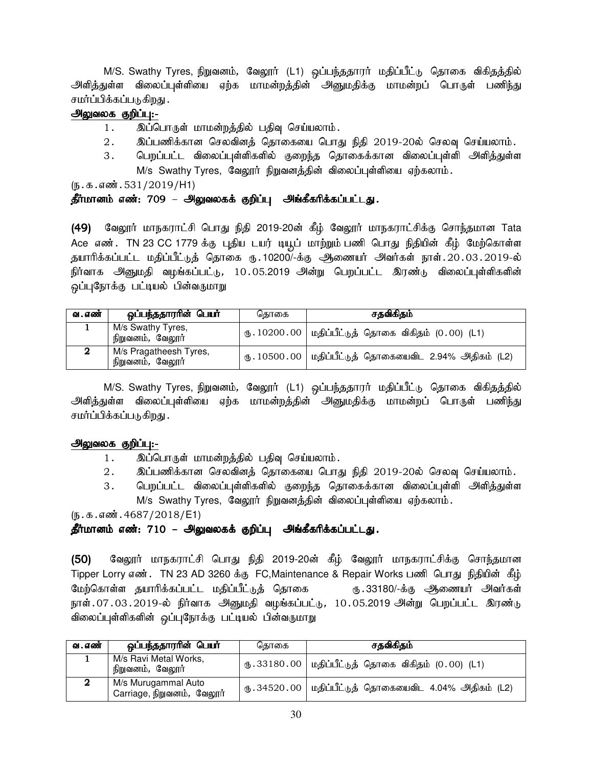M/S. Swathy Tyres, நிறுவனம், வேலூர் (L1) ஒப்பந்ததாரர் மதிப்பீட்டு தொகை விகிதத்தில் அளித்துள்ள விலைப்புள்ளியை ஏற்க மாமன்றத்தின் அனுமதிக்கு மாமன்றப் பொருள் பணிந்து சமர்ப்பிக்கப்படுகிறது.

**அலுவலக குறிப்பு:-**

1. இப்பொருள் மாமன்றத்தில் பதிவு செய்யலாம்.
2. இப்பணிக்கான செலவினத் தொகையை பொது நிதி 2019-20ல் செலவு செய்யலாம்.
3. பெறப்பட்ட விலைப்புள்ளிகளில் குறைந்த தொகைக்கான விலைப்புள்ளி அளித்துள்ள M/s Swathy Tyres, வேலூர் நிறுவனத்தின் விலைப்புள்ளியை ஏற்கலாம்.

(ந.க.எண்.531/2019/H1)

**தீர்மானம் எண்: 709 – அலுவலகக் குறிப்பு அங்கீகரிக்கப்பட்டது.**

**(49)** வேலூர் மாநகராட்சி பொது நிதி 2019-20ன் கீழ் வேலூர் மாநகராட்சிக்கு சொந்தமான Tata Ace எண். TN 23 CC 1779 க்கு புதிய டயர் டியூப் மாற்றும் பணி பொது நிதியின் கீழ் மேற்கொள்ள தயாரிக்கப்பட்ட மதிப்பீட்டுத் தொகை ரு.10200/-க்கு ஆணையர் அவர்கள் நாள்.20.03.2019-ல் நிர்வாக அனுமதி வழங்கப்பட்டு, 10.05.2019 அன்று பெறப்பட்ட இரண்டு விலைப்புள்ளிகளின் ஒப்புநோக்கு பட்டியல் பின்வருமாறு

| வ.எண் | ஒப்பந்ததாரரின் பெயர் | தொகை | சதவிகிதம் |
|---|---|---|---|
| 1 | M/s Swathy Tyres, நிறுவனம், வேலூர் | ரு.10200.00 | மதிப்பீட்டுத் தொகை விகிதம் (0.00) (L1) |
| 2 | M/s Pragatheesh Tyres, நிறுவனம், வேலூர் | ரு.10500.00 | மதிப்பீட்டுத் தொகையைவிட 2.94% அதிகம் (L2) |

M/S. Swathy Tyres, நிறுவனம், வேலூர் (L1) ஒப்பந்ததாரர் மதிப்பீட்டு தொகை விகிதத்தில் அளித்துள்ள விலைப்புள்ளியை ஏற்க மாமன்றத்தின் அனுமதிக்கு மாமன்றப் பொருள் பணிந்து சமர்ப்பிக்கப்படுகிறது.

**அலுவலக குறிப்பு:-**

1. இப்பொருள் மாமன்றத்தில் பதிவு செய்யலாம்.
2. இப்பணிக்கான செலவினத் தொகையை பொது நிதி 2019-20ல் செலவு செய்யலாம்.
3. பெறப்பட்ட விலைப்புள்ளிகளில் குறைந்த தொகைக்கான விலைப்புள்ளி அளித்துள்ள M/s Swathy Tyres, வேலூர் நிறுவனத்தின் விலைப்புள்ளியை ஏற்கலாம்.

(ந.க.எண்.4687/2018/E1)

**தீர்மானம் எண்: 710 – அலுவலகக் குறிப்பு அங்கீகரிக்கப்பட்டது.**

**(50)** வேலூர் மாநகராட்சி பொது நிதி 2019-20ன் கீழ் வேலூர் மாநகராட்சிக்கு சொந்தமான Tipper Lorry எண். TN 23 AD 3260 க்கு FC,Maintenance & Repair Works பணி பொது நிதியின் கீழ் மேற்கொள்ள தயாரிக்கப்பட்ட மதிப்பீட்டுத் தொகை ரு.33180/-க்கு ஆணையர் அவர்கள் நாள்.07.03.2019-ல் நிர்வாக அனுமதி வழங்கப்பட்டு, 10.05.2019 அன்று பெறப்பட்ட இரண்டு விலைப்புள்ளிகளின் ஒப்புநோக்கு பட்டியல் பின்வருமாறு

| வ.எண் | ஒப்பந்ததாரரின் பெயர் | தொகை | சதவிகிதம் |
|---|---|---|---|
| 1 | M/s Ravi Metal Works, நிறுவனம், வேலூர் | ரு.33180.00 | மதிப்பீட்டுத் தொகை விகிதம் (0.00) (L1) |
| 2 | M/s Murugammal Auto Carriage, நிறுவனம், வேலூர் | ரு.34520.00 | மதிப்பீட்டுத் தொகையைவிட 4.04% அதிகம் (L2) |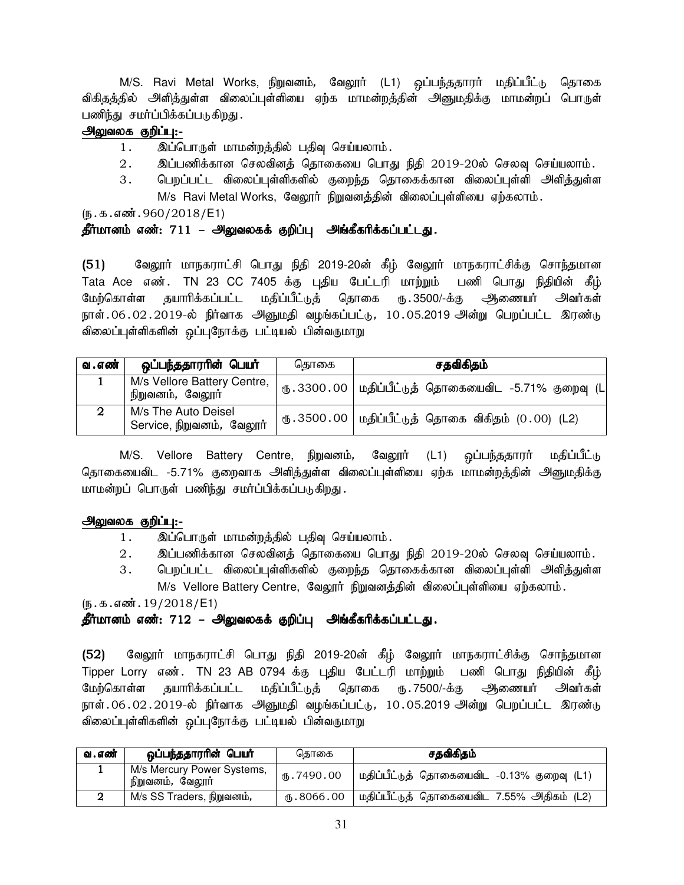M/S. Ravi Metal Works, நிறுவனம், வேலூர் (L1) ஒப்பந்ததாரர் மதிப்பீட்டு தொகை விகிதத்தில் அளித்துள்ள விலைப்புள்ளியை ஏற்க மாமன்றத்தின் அனுமதிக்கு மாமன்றப் பொருள் பணிந்து சமர்ப்பிக்கப்படுகிறது.

**அலுவலக குறிப்பு:-**

1. இப்பொருள் மாமன்றத்தில் பதிவு செய்யலாம்.
2. இப்பணிக்கான செலவினத் தொகையை பொது நிதி 2019-20ல் செலவு செய்யலாம்.
3. பெறப்பட்ட விலைப்புள்ளிகளில் குறைந்த தொகைக்கான விலைப்புள்ளி அளித்துள்ள M/s Ravi Metal Works, வேலூர் நிறுவனத்தின் விலைப்புள்ளியை ஏற்கலாம்.

(ந.க.எண்.960/2018/E1)

**தீர்மானம் எண்: 711 – அலுவலகக் குறிப்பு அங்கீகரிக்கப்பட்டது.**

**(51)** வேலூர் மாநகராட்சி பொது நிதி 2019-20ன் கீழ் வேலூர் மாநகராட்சிக்கு சொந்தமான Tata Ace எண். TN 23 CC 7405 க்கு புதிய பேட்டரி மாற்றும் பணி பொது நிதியின் கீழ் மேற்கொள்ள தயாரிக்கப்பட்ட மதிப்பீட்டுத் தொகை ரு.3500/-க்கு ஆணையர் அவர்கள் நாள்.06.02.2019-ல் நிர்வாக அனுமதி வழங்கப்பட்டு, 10.05.2019 அன்று பெறப்பட்ட இரண்டு விலைப்புள்ளிகளின் ஒப்புநோக்கு பட்டியல் பின்வருமாறு

| வ.எண் | ஒப்பந்ததாரரின் பெயர் | தொகை | சதவிகிதம் |
|---|---|---|---|
| 1 | M/s Vellore Battery Centre, நிறுவனம், வேலூர் | ரு.3300.00 | மதிப்பீட்டுத் தொகையைவிட -5.71% குறைவு (L |
| 2 | M/s The Auto Deisel Service, நிறுவனம், வேலூர் | ரு.3500.00 | மதிப்பீட்டுத் தொகை விகிதம் (0.00) (L2) |

M/S. Vellore Battery Centre, நிறுவனம், வேலூர் (L1) ஒப்பந்ததாரர் மதிப்பீட்டு தொகையைவிட -5.71% குறைவாக அளித்துள்ள விலைப்புள்ளியை ஏற்க மாமன்றத்தின் அனுமதிக்கு மாமன்றப் பொருள் பணிந்து சமர்ப்பிக்கப்படுகிறது.

**அலுவலக குறிப்பு:-**

1. இப்பொருள் மாமன்றத்தில் பதிவு செய்யலாம்.
2. இப்பணிக்கான செலவினத் தொகையை பொது நிதி 2019-20ல் செலவு செய்யலாம்.
3. பெறப்பட்ட விலைப்புள்ளிகளில் குறைந்த தொகைக்கான விலைப்புள்ளி அளித்துள்ள M/s Vellore Battery Centre, வேலூர் நிறுவனத்தின் விலைப்புள்ளியை ஏற்கலாம்.

(ந.க.எண்.19/2018/E1)

**தீர்மானம் எண்: 712 – அலுவலகக் குறிப்பு அங்கீகரிக்கப்பட்டது.**

**(52)** வேலூர் மாநகராட்சி பொது நிதி 2019-20ன் கீழ் வேலூர் மாநகராட்சிக்கு சொந்தமான Tipper Lorry எண். TN 23 AB 0794 க்கு புதிய பேட்டரி மாற்றும் பணி பொது நிதியின் கீழ் மேற்கொள்ள தயாரிக்கப்பட்ட மதிப்பீட்டுத் தொகை ரு.7500/-க்கு ஆணையர் அவர்கள் நாள்.06.02.2019-ல் நிர்வாக அனுமதி வழங்கப்பட்டு, 10.05.2019 அன்று பெறப்பட்ட இரண்டு விலைப்புள்ளிகளின் ஒப்புநோக்கு பட்டியல் பின்வருமாறு

| வ.எண் | ஒப்பந்ததாரரின் பெயர் | தொகை | சதவிகிதம் |
|---|---|---|---|
| 1 | M/s Mercury Power Systems, நிறுவனம், வேலூர் | ரு.7490.00 | மதிப்பீட்டுத் தொகையைவிட -0.13% குறைவு (L1) |
| 2 | M/s SS Traders, நிறுவனம், | ரு.8066.00 | மதிப்பீட்டுத் தொகையைவிட 7.55% அதிகம் (L2) |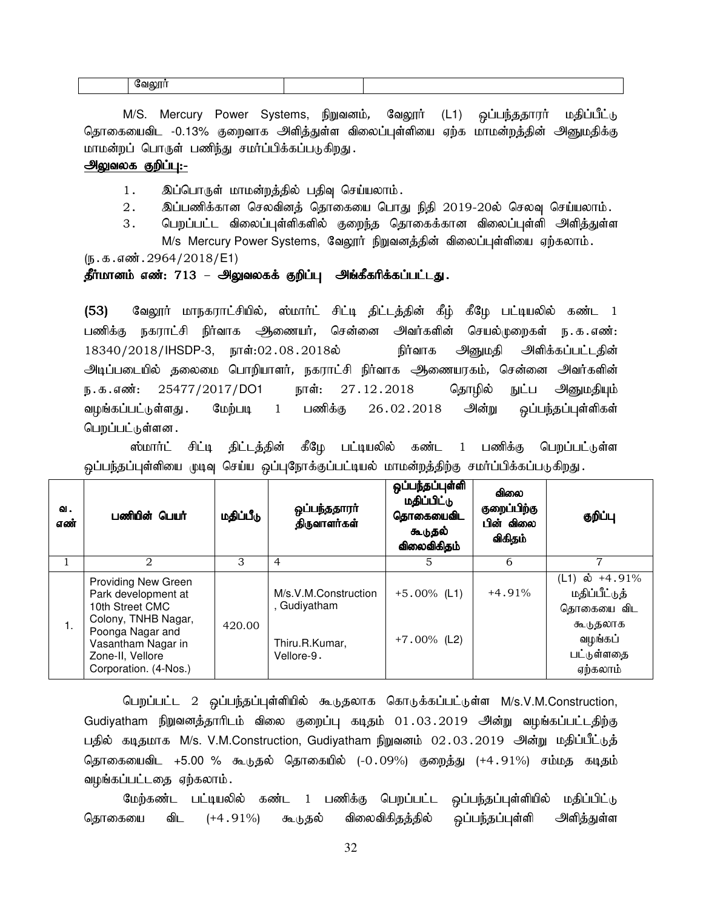| | வேலூர் | | |
|---|---|---|---|

M/S. Mercury Power Systems, நிறுவனம், வேலூர் (L1) ஒப்பந்ததாரர் மதிப்பீட்டு தொகையைவிட -0.13% குறைவாக அளித்துள்ள விலைப்புள்ளியை ஏற்க மாமன்றத்தின் அனுமதிக்கு மாமன்றப் பொருள் பணிந்து சமர்ப்பிக்கப்படுகிறது.

**<u>அலுவலக குறிப்பு:-</u>**

1. இப்பொருள் மாமன்றத்தில் பதிவு செய்யலாம்.
2. இப்பணிக்கான செலவினத் தொகையை பொது நிதி 2019-20ல் செலவு செய்யலாம்.
3. பெறப்பட்ட விலைப்புள்ளிகளில் குறைந்த தொகைக்கான விலைப்புள்ளி அளித்துள்ள M/s Mercury Power Systems, வேலூர் நிறுவனத்தின் விலைப்புள்ளியை ஏற்கலாம்.

(ந.க.எண்.2964/2018/E1)

**தீர்மானம் எண்: 713 – அலுவலகக் குறிப்பு அங்கீகரிக்கப்பட்டது.**

**(53)** வேலூர் மாநகராட்சியில், ஸ்மார்ட் சிட்டி திட்டத்தின் கீழ் கீழே பட்டியலில் கண்ட 1 பணிக்கு நகராட்சி நிர்வாக ஆணையர், சென்னை அவர்களின் செயல்முறைகள் ந.க.எண்: 18340/2018/IHSDP-3, நாள்:02.08.2018ல் நிர்வாக அனுமதி அளிக்கப்பட்டதின் அடிப்படையில் தலைமை பொறியாளர், நகராட்சி நிர்வாக ஆணையரகம், சென்னை அவர்களின் ந.க.எண்: 25477/2017/DO1 நாள்: 27.12.2018 தொழில் நுட்ப அனுமதியும் வழங்கப்பட்டுள்ளது. மேற்படி 1 பணிக்கு 26.02.2018 அன்று ஒப்பந்தப்புள்ளிகள் பெறப்பட்டுள்ளன.

ஸ்மார்ட் சிட்டி திட்டத்தின் கீழே பட்டியலில் கண்ட 1 பணிக்கு பெறப்பட்டுள்ள ஒப்பந்தப்புள்ளியை முடிவு செய்ய ஒப்புநோக்குப்பட்டியல் மாமன்றத்திற்கு சமர்ப்பிக்கப்படுகிறது.

| வ. எண் | பணியின் பெயர் | மதிப்பீடு | ஒப்பந்ததாரர் திருவாளர்கள் | ஒப்பந்தப்புள்ளி மதிப்பிட்டு தொகையைவிட கூடுதல் விலைவிகிதம் | விலை குறைப்பிற்கு பின் விலை விகிதம் | குறிப்பு |
|---|---|---|---|---|---|---|
| 1 | 2 | 3 | 4 | 5 | 6 | 7 |
| 1. | Providing New Green Park development at 10th Street CMC Colony, TNHB Nagar, Poonga Nagar and Vasantham Nagar in Zone-II, Vellore Corporation. (4-Nos.) | 420.00 | M/s.V.M.Construction, Gudiyatham<br><br>Thiru.R.Kumar, Vellore-9. | +5.00% (L1)<br><br>+7.00% (L2) | +4.91% | (L1) ல் +4.91% மதிப்பீட்டுத் தொகையை விட கூடுதலாக வழங்கப் பட்டுள்ளதை ஏற்கலாம் |

பெறப்பட்ட 2 ஒப்பந்தப்புள்ளியில் கூடுதலாக கொடுக்கப்பட்டுள்ள M/s.V.M.Construction, Gudiyatham நிறுவனத்தாரிடம் விலை குறைப்பு கடிதம் 01.03.2019 அன்று வழங்கப்பட்டதிற்கு பதில் கடிதமாக M/s. V.M.Construction, Gudiyatham நிறுவனம் 02.03.2019 அன்று மதிப்பீட்டுத் தொகையைவிட +5.00 % கூடுதல் தொகையில் (-0.09%) குறைத்து (+4.91%) சம்மத கடிதம் வழங்கப்பட்டதை ஏற்கலாம்.

மேற்கண்ட பட்டியலில் கண்ட 1 பணிக்கு பெறப்பட்ட ஒப்பந்தப்புள்ளியில் மதிப்பிட்டு தொகையை விட (+4.91%) கூடுதல் விலைவிகிதத்தில் ஒப்பந்தப்புள்ளி அளித்துள்ள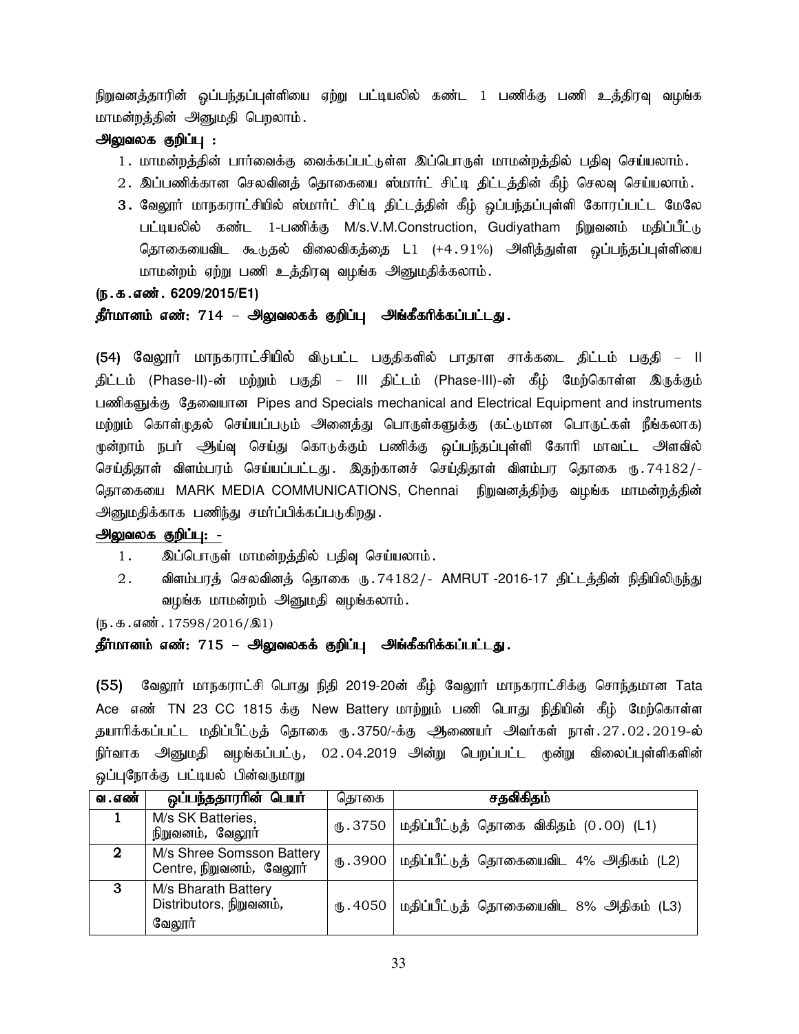நிறுவனத்தாரின் ஒப்பந்தப்புள்ளியை ஏற்று பட்டியலில் கண்ட 1 பணிக்கு பணி உத்திரவு வழங்க மாமன்றத்தின் அனுமதி பெறலாம்.

**அலுவலக குறிப்பு :**

1. மாமன்றத்தின் பார்வைக்கு வைக்கப்பட்டுள்ள இப்பொருள் மாமன்றத்தில் பதிவு செய்யலாம்.
2. இப்பணிக்கான செலவினத் தொகையை ஸ்மார்ட் சிட்டி திட்டத்தின் கீழ் செலவு செய்யலாம்.
3. வேலூர் மாநகராட்சியில் ஸ்மார்ட் சிட்டி திட்டத்தின் கீழ் ஒப்பந்தப்புள்ளி கோரப்பட்ட மேலே பட்டியலில் கண்ட 1-பணிக்கு M/s.V.M.Construction, Gudiyatham நிறுவனம் மதிப்பீட்டு தொகையைவிட கூடுதல் விலைவிகத்தை L1 (+4.91%) அளித்துள்ள ஒப்பந்தப்புள்ளியை மாமன்றம் ஏற்று பணி உத்திரவு வழங்க அனுமதிக்கலாம்.

**(ந.க.எண். 6209/2015/E1)**

**தீர்மானம் எண்: 714 – அலுவலகக் குறிப்பு அங்கீகரிக்கப்பட்டது.**

**(54)** வேலூர் மாநகராட்சியில் விடுபட்ட பகுதிகளில் பாதாள சாக்கடை திட்டம் பகுதி – II திட்டம் (Phase-II)-ன் மற்றும் பகுதி – III திட்டம் (Phase-III)-ன் கீழ் மேற்கொள்ள இருக்கும் பணிகளுக்கு தேவையான Pipes and Specials mechanical and Electrical Equipment and instruments மற்றும் கொள்முதல் செய்யப்படும் அனைத்து பொருள்களுக்கு (கட்டுமான பொருட்கள் நீங்கலாக) மூன்றாம் நபர் ஆய்வு செய்து கொடுக்கும் பணிக்கு ஒப்பந்தப்புள்ளி கோரி மாவட்ட அளவில் செய்திதாள் விளம்பரம் செய்யப்பட்டது. இதற்கானச் செய்திதாள் விளம்பர தொகை ரூ.74182/- தொகையை MARK MEDIA COMMUNICATIONS, Chennai நிறுவனத்திற்கு வழங்க மாமன்றத்தின் அனுமதிக்காக பணிந்து சமர்ப்பிக்கப்படுகிறது.

**அலுவலக குறிப்பு: -**

1. இப்பொருள் மாமன்றத்தில் பதிவு செய்யலாம்.
2. விளம்பரத் செலவினத் தொகை ரூ.74182/- AMRUT -2016-17 திட்டத்தின் நிதியிலிருந்து வழங்க மாமன்றம் அனுமதி வழங்கலாம்.

(ந.க.எண்.17598/2016/இ1)

**தீர்மானம் எண்: 715 – அலுவலகக் குறிப்பு அங்கீகரிக்கப்பட்டது.**

**(55)** வேலூர் மாநகராட்சி பொது நிதி 2019-20ன் கீழ் வேலூர் மாநகராட்சிக்கு சொந்தமான Tata Ace எண் TN 23 CC 1815 க்கு New Battery மாற்றும் பணி பொது நிதியின் கீழ் மேற்கொள்ள தயாரிக்கப்பட்ட மதிப்பீட்டுத் தொகை ரூ.3750/-க்கு ஆணையர் அவர்கள் நாள்.27.02.2019-ல் நிர்வாக அனுமதி வழங்கப்பட்டு, 02.04.2019 அன்று பெறப்பட்ட மூன்று விலைப்புள்ளிகளின் ஒப்புநோக்கு பட்டியல் பின்வருமாறு

| வ.எண் | ஒப்பந்ததாரரின் பெயர் | தொகை | சதவிகிதம் |
|---|---|---|---|
| 1 | M/s SK Batteries, நிறுவனம், வேலூர் | ரூ.3750 | மதிப்பீட்டுத் தொகை விகிதம் (0.00) (L1) |
| 2 | M/s Shree Somsson Battery Centre, நிறுவனம், வேலூர் | ரூ.3900 | மதிப்பீட்டுத் தொகையைவிட 4% அதிகம் (L2) |
| 3 | M/s Bharath Battery Distributors, நிறுவனம், வேலூர் | ரூ.4050 | மதிப்பீட்டுத் தொகையைவிட 8% அதிகம் (L3) |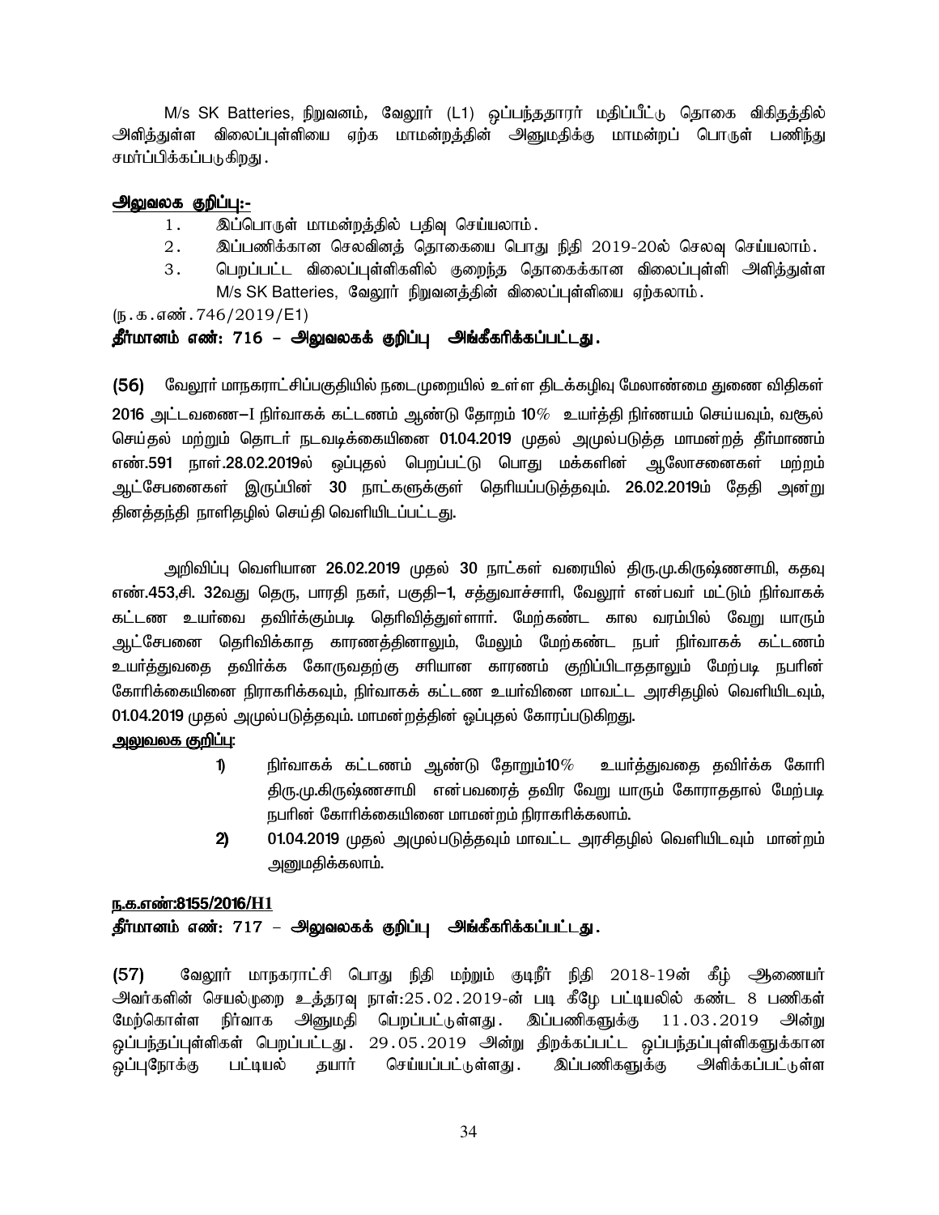M/s SK Batteries, நிறுவனம், வேலூர் (L1) ஒப்பந்ததாரர் மதிப்பீட்டு தொகை விகிதத்தில் அளித்துள்ள விலைப்புள்ளியை ஏற்க மாமன்றத்தின் அனுமதிக்கு மாமன்றப் பொருள் பணிந்து சமர்ப்பிக்கப்படுகிறது.

**அலுவலக குறிப்பு:-**

1. இப்பொருள் மாமன்றத்தில் பதிவு செய்யலாம்.
2. இப்பணிக்கான செலவினத் தொகையை பொது நிதி 2019-20ல் செலவு செய்யலாம்.
3. பெறப்பட்ட விலைப்புள்ளிகளில் குறைந்த தொகைக்கான விலைப்புள்ளி அளித்துள்ள M/s SK Batteries, வேலூர் நிறுவனத்தின் விலைப்புள்ளியை ஏற்கலாம்.

(ந.க.எண்.746/2019/E1)

**தீர்மானம் எண்: 716 – அலுவலகக் குறிப்பு அங்கீகரிக்கப்பட்டது.**

**(56)** வேலூர் மாநகராட்சிப்பகுதியில் நடைமுறையில் உள்ள திடக்கழிவு மேலாண்மை துணை விதிகள் 2016 அட்டவணை–I நிர்வாகக் கட்டணம் ஆண்டு தோறம் 10% உயர்த்தி நிர்ணயம் செய்யவும், வசூல் செய்தல் மற்றும் தொடர் நடவடிக்கையினை 01.04.2019 முதல் அமுல்படுத்த மாமன்றத் தீர்மாணம் எண்.591 நாள்.28.02.2019ல் ஒப்புதல் பெறப்பட்டு பொது மக்களின் ஆலோசனைகள் மற்றும் ஆட்சேபனைகள் இருப்பின் 30 நாட்களுக்குள் தெரியப்படுத்தவும். 26.02.2019ம் தேதி அன்று தினத்தந்தி நாளிதழில் செய்தி வெளியிடப்பட்டது.

அறிவிப்பு வெளியான 26.02.2019 முதல் 30 நாட்கள் வரையில் திரு.மு.கிருஷ்ணசாமி, கதவு எண்.453,சி. 32வது தெரு, பாரதி நகர், பகுதி–1, சத்துவாச்சாரி, வேலூர் என்பவர் மட்டும் நிர்வாகக் கட்டண உயர்வை தவிர்க்கும்படி தெரிவித்துள்ளார். மேற்கண்ட கால வரம்பில் வேறு யாரும் ஆட்சேபனை தெரிவிக்காத காரணத்தினாலும், மேலும் மேற்கண்ட நபர் நிர்வாகக் கட்டணம் உயர்த்துவதை தவிர்க்க கோருவதற்கு சரியான காரணம் குறிப்பிடாததாலும் மேற்படி நபரின் கோரிக்கையினை நிராகரிக்கவும், நிர்வாகக் கட்டண உயர்வினை மாவட்ட அரசிதழில் வெளியிடவும், 01.04.2019 முதல் அமுல்படுத்தவும். மாமன்றத்தின் ஒப்புதல் கோரப்படுகிறது.

**அலுவலக குறிப்பு:**

1) நிர்வாகக் கட்டணம் ஆண்டு தோறும்10% உயர்த்துவதை தவிர்க்க கோரி திரு.மு.கிருஷ்ணசாமி என்பவரைத் தவிர வேறு யாரும் கோராததால் மேற்படி நபரின் கோரிக்கையினை மாமன்றம் நிராகரிக்கலாம்.
2) 01.04.2019 முதல் அமுல்படுத்தவும் மாவட்ட அரசிதழில் வெளியிடவும் மான்றம் அனுமதிக்கலாம்.

**ந.க.எண்:8155/2016/H1**

**தீர்மானம் எண்: 717 – அலுவலகக் குறிப்பு அங்கீகரிக்கப்பட்டது.**

**(57)** வேலூர் மாநகராட்சி பொது நிதி மற்றும் குடிநீர் நிதி 2018-19ன் கீழ் ஆணையர் அவர்களின் செயல்முறை உத்தரவு நாள்:25.02.2019-ன் படி கீழே பட்டியலில் கண்ட 8 பணிகள் மேற்கொள்ள நிர்வாக அனுமதி பெறப்பட்டுள்ளது. இப்பணிகளுக்கு 11.03.2019 அன்று ஒப்பந்தப்புள்ளிகள் பெறப்பட்டது. 29.05.2019 அன்று திறக்கப்பட்ட ஒப்பந்தப்புள்ளிகளுக்கான ஒப்புநோக்கு பட்டியல் தயார் செய்யப்பட்டுள்ளது. இப்பணிகளுக்கு அளிக்கப்பட்டுள்ள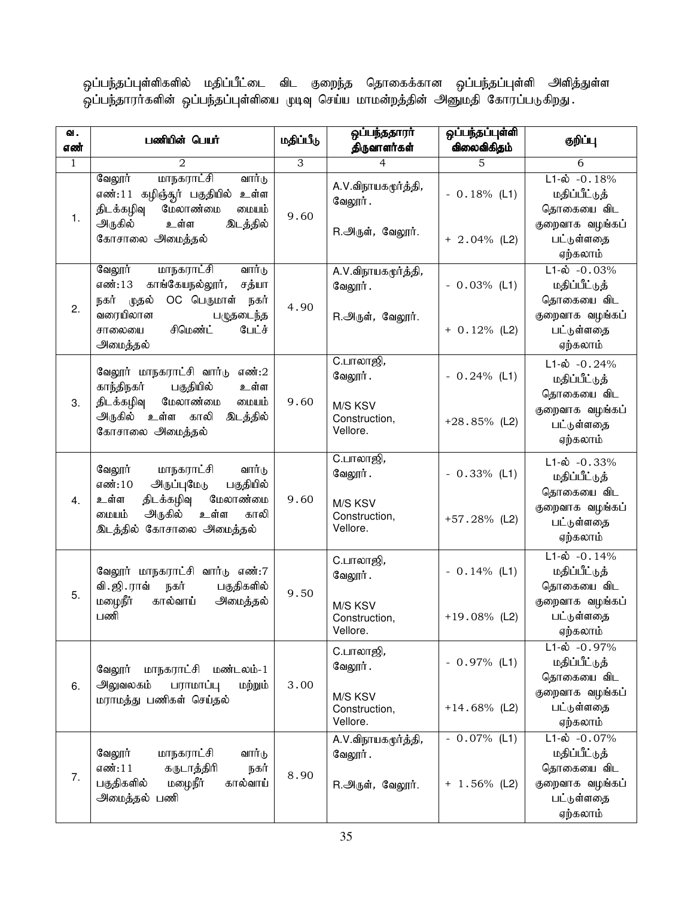ஒப்பந்தப்புள்ளிகளில் மதிப்பீட்டை விட குறைந்த தொகைக்கான ஒப்பந்தப்புள்ளி அளித்துள்ள ஒப்பந்தாரர்களின் ஒப்பந்தப்புள்ளியை முடிவு செய்ய மாமன்றத்தின் அனுமதி கோரப்படுகிறது.

| வ. எண் | பணியின் பெயர் | மதிப்பீடு | ஒப்பந்ததாரர் திருவாளர்கள் | ஒப்பந்தப்புள்ளி விலைவிகிதம் | குறிப்பு |
|---|---|---|---|---|---|
| 1 | 2 | 3 | 4 | 5 | 6 |
| 1. | வேலூர் மாநகராட்சி வார்டு எண்:11 கழிஞ்சூர் பகுதியில் உள்ள திடக்கழிவு மேலாண்மை மையம் அருகில் உள்ள இடத்தில் கோசாலை அமைத்தல் | 9.60 | A.V.விநாயகமூர்த்தி, வேலூர்.<br>R.அருள், வேலூர். | - 0.18% (L1)<br>+ 2.04% (L2) | L1-ல் -0.18% மதிப்பீட்டுத் தொகையை விட குறைவாக வழங்கப் பட்டுள்ளதை ஏற்கலாம் |
| 2. | வேலூர் மாநகராட்சி வார்டு எண்:13 காங்கேயநல்லூர், சத்யா நகர் முதல் OC பெருமாள் நகர் வரையிலான பழுதடைந்த சாலையை சிமெண்ட் பேட்ச் அமைத்தல் | 4.90 | A.V.விநாயகமூர்த்தி, வேலூர்.<br>R.அருள், வேலூர். | - 0.03% (L1)<br>+ 0.12% (L2) | L1-ல் -0.03% மதிப்பீட்டுத் தொகையை விட குறைவாக வழங்கப் பட்டுள்ளதை ஏற்கலாம் |
| 3. | வேலூர் மாநகராட்சி வார்டு எண்:2 காந்திநகர் பகுதியில் உள்ள திடக்கழிவு மேலாண்மை மையம் அருகில் உள்ள காலி இடத்தில் கோசாலை அமைத்தல் | 9.60 | C.பாலாஜி, வேலூர்.<br>M/S KSV Construction, Vellore. | - 0.24% (L1)<br>+28.85% (L2) | L1-ல் -0.24% மதிப்பீட்டுத் தொகையை விட குறைவாக வழங்கப் பட்டுள்ளதை ஏற்கலாம் |
| 4. | வேலூர் மாநகராட்சி வார்டு எண்:10 அருப்புமேடு பகுதியில் உள்ள திடக்கழிவு மேலாண்மை மையம் அருகில் உள்ள காலி இடத்தில் கோசாலை அமைத்தல் | 9.60 | C.பாலாஜி, வேலூர்.<br>M/S KSV Construction, Vellore. | - 0.33% (L1)<br>+57.28% (L2) | L1-ல் -0.33% மதிப்பீட்டுத் தொகையை விட குறைவாக வழங்கப் பட்டுள்ளதை ஏற்கலாம் |
| 5. | வேலூர் மாநகராட்சி வார்டு எண்:7 வி.ஜி.ராவ் நகர் பகுதிகளில் மழைநீர் கால்வாய் அமைத்தல் பணி | 9.50 | C.பாலாஜி, வேலூர்.<br>M/S KSV Construction, Vellore. | - 0.14% (L1)<br>+19.08% (L2) | L1-ல் -0.14% மதிப்பீட்டுத் தொகையை விட குறைவாக வழங்கப் பட்டுள்ளதை ஏற்கலாம் |
| 6. | வேலூர் மாநகராட்சி மண்டலம்-1 அலுவலகம் பராமரிப்பு மற்றும் மராமத்து பணிகள் செய்தல் | 3.00 | C.பாலாஜி, வேலூர்.<br>M/S KSV Construction, Vellore. | - 0.97% (L1)<br>+14.68% (L2) | L1-ல் -0.97% மதிப்பீட்டுத் தொகையை விட குறைவாக வழங்கப் பட்டுள்ளதை ஏற்கலாம் |
| 7. | வேலூர் மாநகராட்சி வார்டு எண்:11 கருடாத்திரி நகர் பகுதிகளில் மழைநீர் கால்வாய் அமைத்தல் பணி | 8.90 | A.V.விநாயகமூர்த்தி, வேலூர்.<br>R.அருள், வேலூர். | - 0.07% (L1)<br>+ 1.56% (L2) | L1-ல் -0.07% மதிப்பீட்டுத் தொகையை விட குறைவாக வழங்கப் பட்டுள்ளதை ஏற்கலாம் |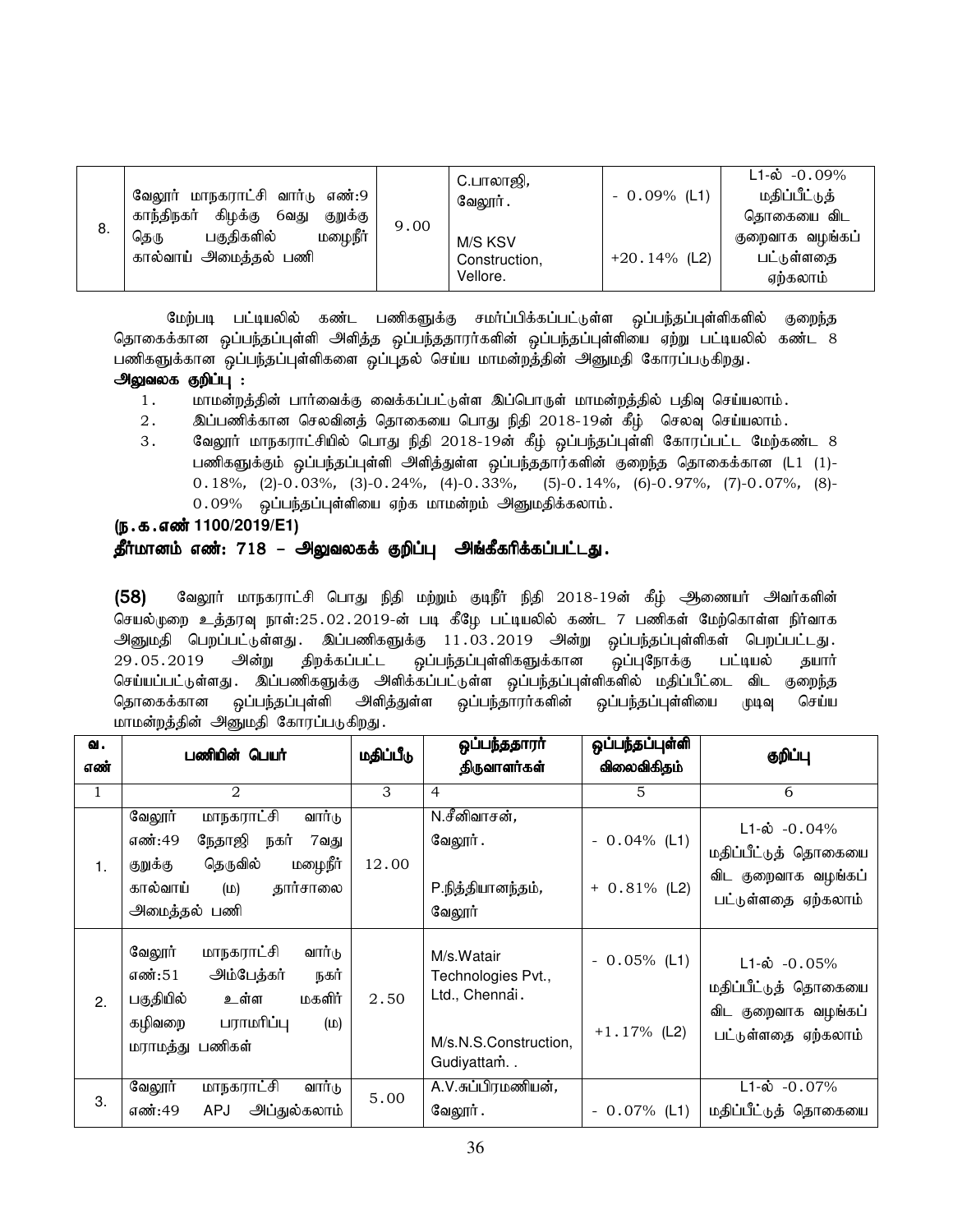| | | | | | |
|---|---|---|---|---|---|
| 8. | வேலூர் மாநகராட்சி வார்டு எண்:9 காந்திநகர் கிழக்கு 6வது குறுக்கு தெரு பகுதிகளில் மழைநீர் கால்வாய் அமைத்தல் பணி | 9.00 | C.பாலாஜி, வேலூர்.<br><br>M/S KSV Construction, Vellore. | - 0.09% (L1)<br><br>+20.14% (L2) | L1-ல் -0.09% மதிப்பீட்டுத் தொகையை விட குறைவாக வழங்கப் பட்டுள்ளதை ஏற்கலாம் |

மேற்படி பட்டியலில் கண்ட பணிகளுக்கு சமர்ப்பிக்கப்பட்டுள்ள ஒப்பந்தப்புள்ளிகளில் குறைந்த தொகைக்கான ஒப்பந்தப்புள்ளி அளித்த ஒப்பந்ததாரர்களின் ஒப்பந்தப்புள்ளியை ஏற்று பட்டியலில் கண்ட 8 பணிகளுக்கான ஒப்பந்தப்புள்ளிகளை ஒப்புதல் செய்ய மாமன்றத்தின் அனுமதி கோரப்படுகிறது.

**அலுவலக குறிப்பு :**

1. மாமன்றத்தின் பார்வைக்கு வைக்கப்பட்டுள்ள இப்பொருள் மாமன்றத்தில் பதிவு செய்யலாம்.
2. இப்பணிக்கான செலவினத் தொகையை பொது நிதி 2018-19ன் கீழ் செலவு செய்யலாம்.
3. வேலூர் மாநகராட்சியில் பொது நிதி 2018-19ன் கீழ் ஒப்பந்தப்புள்ளி கோரப்பட்ட மேற்கண்ட 8 பணிகளுக்கும் ஒப்பந்தப்புள்ளி அளித்துள்ள ஒப்பந்ததாரர்களின் குறைந்த தொகைக்கான (L1 (1)-0.18%, (2)-0.03%, (3)-0.24%, (4)-0.33%, (5)-0.14%, (6)-0.97%, (7)-0.07%, (8)-0.09% ஒப்பந்தப்புள்ளியை ஏற்க மாமன்றம் அனுமதிக்கலாம்.

**(ந.க.எண் 1100/2019/E1)**

**தீர்மானம் எண்: 718 – அலுவலகக் குறிப்பு அங்கீகரிக்கப்பட்டது.**

**(58)** வேலூர் மாநகராட்சி பொது நிதி மற்றும் குடிநீர் நிதி 2018-19ன் கீழ் ஆணையர் அவர்களின் செயல்முறை உத்தரவு நாள்:25.02.2019-ன் படி கீழே பட்டியலில் கண்ட 7 பணிகள் மேற்கொள்ள நிர்வாக அனுமதி பெறப்பட்டுள்ளது. இப்பணிகளுக்கு 11.03.2019 அன்று ஒப்பந்தப்புள்ளிகள் பெறப்பட்டது. 29.05.2019 அன்று திறக்கப்பட்ட ஒப்பந்தப்புள்ளிகளுக்கான ஒப்புநோக்கு பட்டியல் தயார் செய்யப்பட்டுள்ளது. இப்பணிகளுக்கு அளிக்கப்பட்டுள்ள ஒப்பந்தப்புள்ளிகளில் மதிப்பீட்டை விட குறைந்த தொகைக்கான ஒப்பந்தப்புள்ளி அளித்துள்ள ஒப்பந்தாரர்களின் ஒப்பந்தப்புள்ளியை முடிவு செய்ய மாமன்றத்தின் அனுமதி கோரப்படுகிறது.

| வ. எண் | பணியின் பெயர் | மதிப்பீடு | ஒப்பந்ததாரர் திருவாளர்கள் | ஒப்பந்தப்புள்ளி விலைவிகிதம் | குறிப்பு |
|---|---|---|---|---|---|
| 1 | 2 | 3 | 4 | 5 | 6 |
| 1. | வேலூர் மாநகராட்சி வார்டு எண்:49 நேதாஜி நகர் 7வது குறுக்கு தெருவில் மழைநீர் கால்வாய் (ம) தார்சாலை அமைத்தல் பணி | 12.00 | N.சீனிவாசன், வேலூர்.<br><br>P.நித்தியானந்தம், வேலூர் | - 0.04% (L1)<br><br>+ 0.81% (L2) | L1-ல் -0.04% மதிப்பீட்டுத் தொகையை விட குறைவாக வழங்கப் பட்டுள்ளதை ஏற்கலாம் |
| 2. | வேலூர் மாநகராட்சி வார்டு எண்:51 அம்பேத்கர் நகர் பகுதியில் உள்ள மகளிர் கழிவறை பராமரிப்பு (ம) மராமத்து பணிகள் | 2.50 | M/s.Watair Technologies Pvt., Ltd., Chennai.<br><br>M/s.N.S.Construction, Gudiyattam. . | - 0.05% (L1)<br><br>+1.17% (L2) | L1-ல் -0.05% மதிப்பீட்டுத் தொகையை விட குறைவாக வழங்கப் பட்டுள்ளதை ஏற்கலாம் |
| 3. | வேலூர் மாநகராட்சி வார்டு எண்:49 APJ அப்துல்கலாம் | 5.00 | A.V.சுப்பிரமணியன், வேலூர். | - 0.07% (L1) | L1-ல் -0.07% மதிப்பீட்டுத் தொகையை |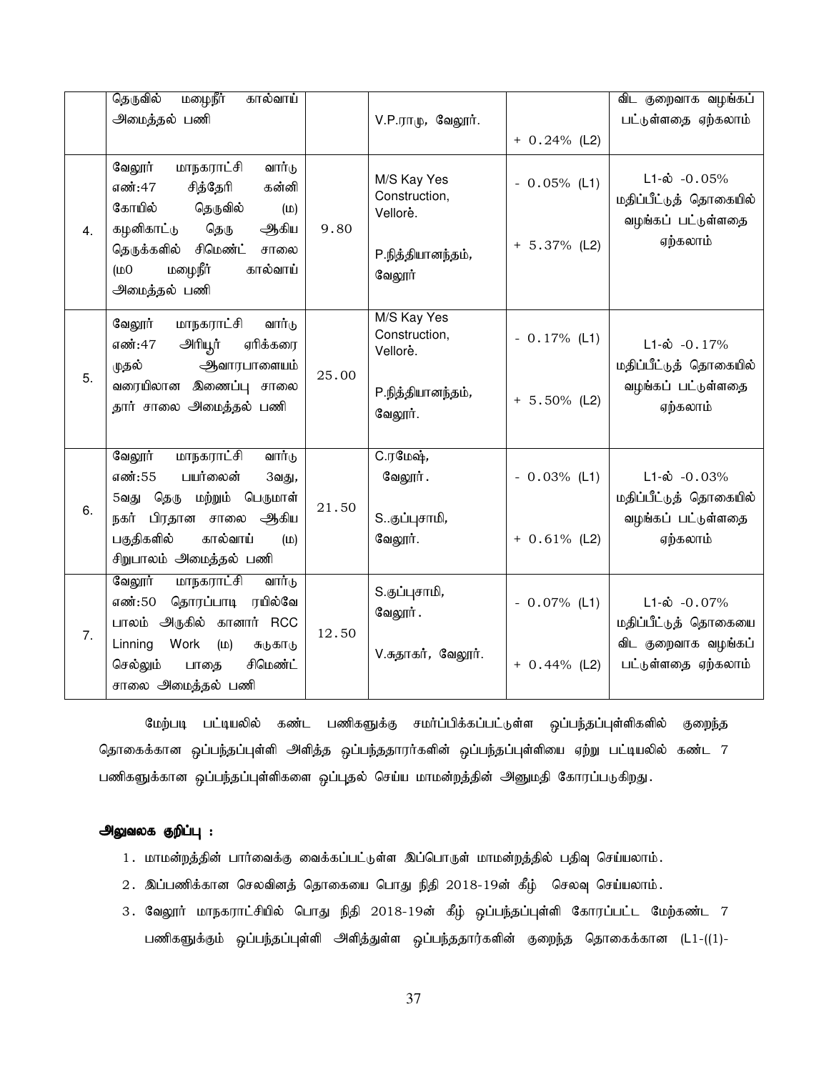|  | தெருவில் மழைநீர் கால்வாய் அமைத்தல் பணி |  | V.P.ராமு, வேலூர். | + 0.24% (L2) | விட குறைவாக வழங்கப் பட்டுள்ளதை ஏற்கலாம் |
|---|---|---|---|---|---|
| 4. | வேலூர் மாநகராட்சி வார்டு எண்:47 சித்தேரி கன்னி கோயில் தெருவில் (ம) கழனிகாட்டு தெரு ஆகிய தெருக்களில் சிமெண்ட் சாலை (ம0 மழைநீர் கால்வாய் அமைத்தல் பணி | 9.80 | M/S Kay Yes Construction, Vellorė.<br><br>P.நித்தியானந்தம், வேலூர் | - 0.05% (L1)<br><br>+ 5.37% (L2) | L1-ல் -0.05% மதிப்பீட்டுத் தொகையில் வழங்கப் பட்டுள்ளதை ஏற்கலாம் |
| 5. | வேலூர் மாநகராட்சி வார்டு எண்:47 அரியூர் ஏரிக்கரை முதல் ஆவாரபாளையம் வரையிலான இணைப்பு சாலை தார் சாலை அமைத்தல் பணி | 25.00 | M/S Kay Yes Construction, Vellorė.<br><br>P.நித்தியானந்தம், வேலூர். | - 0.17% (L1)<br><br>+ 5.50% (L2) | L1-ல் -0.17% மதிப்பீட்டுத் தொகையில் வழங்கப் பட்டுள்ளதை ஏற்கலாம் |
| 6. | வேலூர் மாநகராட்சி வார்டு எண்:55 பயர்லைன் 3வது, 5வது தெரு மற்றும் பெருமாள் நகர் பிரதான சாலை ஆகிய பகுதிகளில் கால்வாய் (ம) சிறுபாலம் அமைத்தல் பணி | 21.50 | C.ரமேஷ், வேலூர்.<br><br>S..குப்புசாமி, வேலூர். | - 0.03% (L1)<br><br>+ 0.61% (L2) | L1-ல் -0.03% மதிப்பீட்டுத் தொகையில் வழங்கப் பட்டுள்ளதை ஏற்கலாம் |
| 7. | வேலூர் மாநகராட்சி வார்டு எண்:50 தொரப்பாடி ரயில்வே பாலம் அருகில் கானார் RCC Linning Work (ம) சுடுகாடு செல்லும் பாதை சிமெண்ட் சாலை அமைத்தல் பணி | 12.50 | S.குப்புசாமி, வேலூர்.<br><br>V.சுதாகர், வேலூர். | - 0.07% (L1)<br><br>+ 0.44% (L2) | L1-ல் -0.07% மதிப்பீட்டுத் தொகையை விட குறைவாக வழங்கப் பட்டுள்ளதை ஏற்கலாம் |

மேற்படி பட்டியலில் கண்ட பணிகளுக்கு சமர்ப்பிக்கப்பட்டுள்ள ஒப்பந்தப்புள்ளிகளில் குறைந்த தொகைக்கான ஒப்பந்தப்புள்ளி அளித்த ஒப்பந்ததாரர்களின் ஒப்பந்தப்புள்ளியை ஏற்று பட்டியலில் கண்ட 7 பணிகளுக்கான ஒப்பந்தப்புள்ளிகளை ஒப்புதல் செய்ய மாமன்றத்தின் அனுமதி கோரப்படுகிறது.

**அலுவலக குறிப்பு :**

1. மாமன்றத்தின் பார்வைக்கு வைக்கப்பட்டுள்ள இப்பொருள் மாமன்றத்தில் பதிவு செய்யலாம்.
2. இப்பணிக்கான செலவினத் தொகையை பொது நிதி 2018-19ன் கீழ் செலவு செய்யலாம்.
3. வேலூர் மாநகராட்சியில் பொது நிதி 2018-19ன் கீழ் ஒப்பந்தப்புள்ளி கோரப்பட்ட மேற்கண்ட 7 பணிகளுக்கும் ஒப்பந்தப்புள்ளி அளித்துள்ள ஒப்பந்ததார்களின் குறைந்த தொகைக்கான (L1-((1)-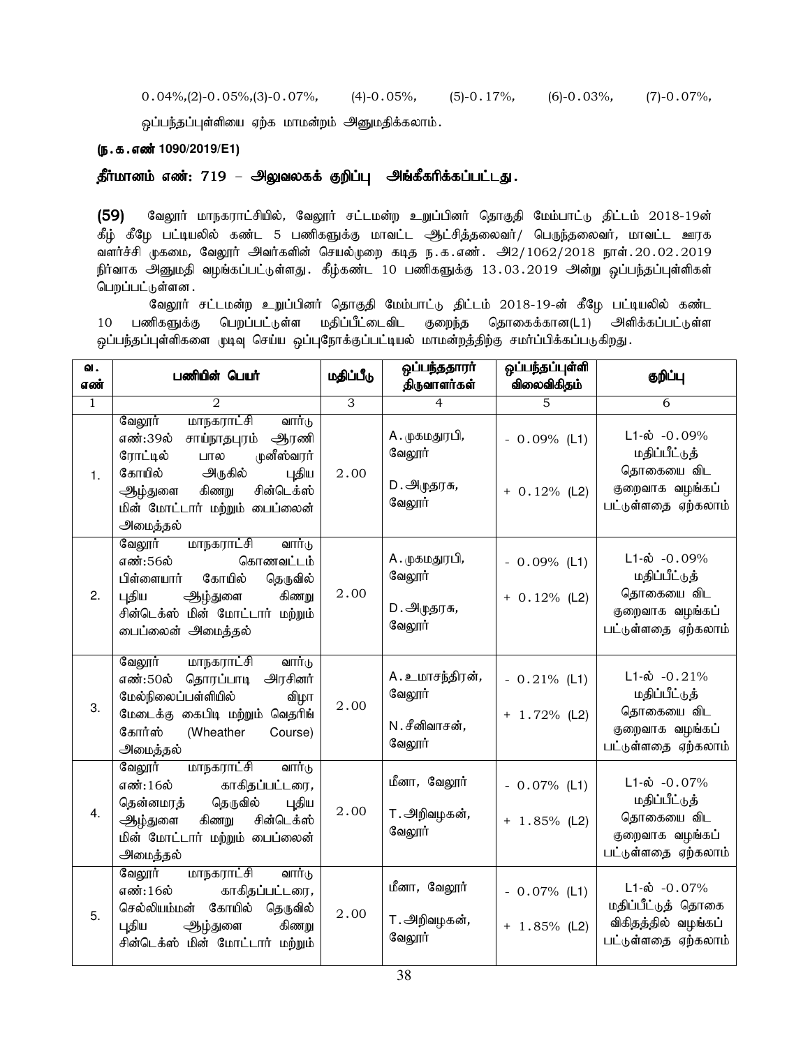0.04%,(2)-0.05%,(3)-0.07%, (4)-0.05%, (5)-0.17%, (6)-0.03%, (7)-0.07%,

ஒப்பந்தப்புள்ளியை ஏற்க மாமன்றம் அனுமதிக்கலாம்.

**(ந.க.எண் 1090/2019/E1)**

**தீர்மானம் எண்: 719 – அலுவலகக் குறிப்பு அங்கீகரிக்கப்பட்டது.**

**(59)** வேலூர் மாநகராட்சியில், வேலூர் சட்டமன்ற உறுப்பினர் தொகுதி மேம்பாட்டு திட்டம் 2018-19ன் கீழ் கீழே பட்டியலில் கண்ட 5 பணிகளுக்கு மாவட்ட ஆட்சித்தலைவர்/ பெருந்தலைவர், மாவட்ட ஊரக வளர்ச்சி முகமை, வேலூர் அவர்களின் செயல்முறை கடித ந.க.எண். அ2/1062/2018 நாள்.20.02.2019 நிர்வாக அனுமதி வழங்கப்பட்டுள்ளது. கீழ்கண்ட 10 பணிகளுக்கு 13.03.2019 அன்று ஒப்பந்தப்புள்ளிகள் பெறப்பட்டுள்ளன.

வேலூர் சட்டமன்ற உறுப்பினர் தொகுதி மேம்பாட்டு திட்டம் 2018-19-ன் கீழே பட்டியலில் கண்ட 10 பணிகளுக்கு பெறப்பட்டுள்ள மதிப்பீட்டைவிட குறைந்த தொகைக்கான(L1) அளிக்கப்பட்டுள்ள ஒப்பந்தப்புள்ளிகளை முடிவு செய்ய ஒப்புநோக்குப்பட்டியல் மாமன்றத்திற்கு சமர்ப்பிக்கப்படுகிறது.

| வ. எண் | பணியின் பெயர் | மதிப்பீடு | ஒப்பந்ததாரர் திருவாளர்கள் | ஒப்பந்தப்புள்ளி விலைவிகிதம் | குறிப்பு |
|---|---|---|---|---|---|
| 1 | 2 | 3 | 4 | 5 | 6 |
| 1. | வேலூர் மாநகராட்சி வார்டு எண்:39ல் சாய்நாதபுரம் ஆரணி ரோட்டில் பால முனீஸ்வரர் கோயில் அருகில் புதிய ஆழ்துளை கிணறு சின்டெக்ஸ் மின் மோட்டார் மற்றும் பைப்லைன் அமைத்தல் | 2.00 | A.முகமதுரபி, வேலூர்<br>D.அமுதரசு, வேலூர் | - 0.09% (L1)<br>+ 0.12% (L2) | L1-ல் -0.09% மதிப்பீட்டுத் தொகையை விட குறைவாக வழங்கப் பட்டுள்ளதை ஏற்கலாம் |
| 2. | வேலூர் மாநகராட்சி வார்டு எண்:56ல் கொணவட்டம் பிள்ளையார் கோயில் தெருவில் புதிய ஆழ்துளை கிணறு சின்டெக்ஸ் மின் மோட்டார் மற்றும் பைப்லைன் அமைத்தல் | 2.00 | A.முகமதுரபி, வேலூர்<br>D.அமுதரசு, வேலூர் | - 0.09% (L1)<br>+ 0.12% (L2) | L1-ல் -0.09% மதிப்பீட்டுத் தொகையை விட குறைவாக வழங்கப் பட்டுள்ளதை ஏற்கலாம் |
| 3. | வேலூர் மாநகராட்சி வார்டு எண்:50ல் தொரப்பாடி அரசினர் மேல்நிலைப்பள்ளியில் விழா மேடைக்கு கைபிடி மற்றும் வெதரிங் கோர்ஸ் (Wheather Course) அமைத்தல் | 2.00 | A.உமாசந்திரன், வேலூர்<br>N.சீனிவாசன், வேலூர் | - 0.21% (L1)<br>+ 1.72% (L2) | L1-ல் -0.21% மதிப்பீட்டுத் தொகையை விட குறைவாக வழங்கப் பட்டுள்ளதை ஏற்கலாம் |
| 4. | வேலூர் மாநகராட்சி வார்டு எண்:16ல் காகிதப்பட்டரை, தென்னமரத் தெருவில் புதிய ஆழ்துளை கிணறு சின்டெக்ஸ் மின் மோட்டார் மற்றும் பைப்லைன் அமைத்தல் | 2.00 | மீனா, வேலூர்<br>T.அறிவழகன், வேலூர் | - 0.07% (L1)<br>+ 1.85% (L2) | L1-ல் -0.07% மதிப்பீட்டுத் தொகையை விட குறைவாக வழங்கப் பட்டுள்ளதை ஏற்கலாம் |
| 5. | வேலூர் மாநகராட்சி வார்டு எண்:16ல் காகிதப்பட்டரை, செல்லியம்மன் கோயில் தெருவில் புதிய ஆழ்துளை கிணறு சின்டெக்ஸ் மின் மோட்டார் மற்றும் | 2.00 | மீனா, வேலூர்<br>T.அறிவழகன், வேலூர் | - 0.07% (L1)<br>+ 1.85% (L2) | L1-ல் -0.07% மதிப்பீட்டுத் தொகை விகிதத்தில் வழங்கப் பட்டுள்ளதை ஏற்கலாம் |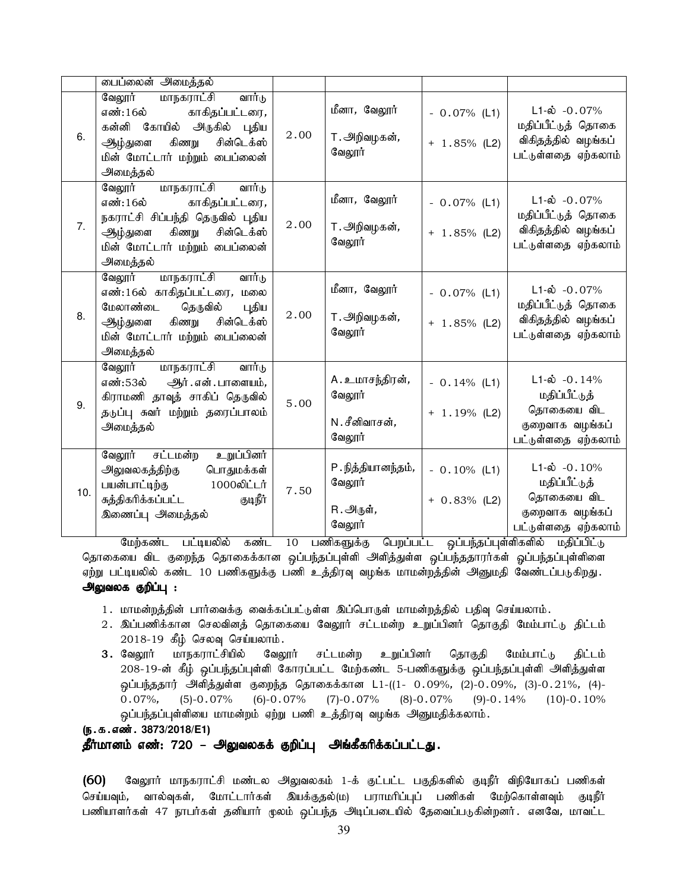|  | பைப்லைன் அமைத்தல் |  |  |  |  |
|---|---|---|---|---|---|
| 6. | வேலூர் மாநகராட்சி வார்டு எண்:16ல் காகிதப்பட்டரை, கன்னி கோயில் அருகில் புதிய ஆழ்துளை கிணறு சின்டெக்ஸ் மின் மோட்டார் மற்றும் பைப்லைன் அமைத்தல் | 2.00 | மீனா, வேலூர்<br><br>T.அறிவழகன், வேலூர் | - 0.07% (L1)<br><br>+ 1.85% (L2) | L1-ல் -0.07% மதிப்பீட்டுத் தொகை விகிதத்தில் வழங்கப் பட்டுள்ளதை ஏற்கலாம் |
| 7. | வேலூர் மாநகராட்சி வார்டு எண்:16ல் காகிதப்பட்டரை, நகராட்சி சிப்பந்தி தெருவில் புதிய ஆழ்துளை கிணறு சின்டெக்ஸ் மின் மோட்டார் மற்றும் பைப்லைன் அமைத்தல் | 2.00 | மீனா, வேலூர்<br><br>T.அறிவழகன், வேலூர் | - 0.07% (L1)<br><br>+ 1.85% (L2) | L1-ல் -0.07% மதிப்பீட்டுத் தொகை விகிதத்தில் வழங்கப் பட்டுள்ளதை ஏற்கலாம் |
| 8. | வேலூர் மாநகராட்சி வார்டு எண்:16ல் காகிதப்பட்டரை, மலை மேலாண்டை தெருவில் புதிய ஆழ்துளை கிணறு சின்டெக்ஸ் மின் மோட்டார் மற்றும் பைப்லைன் அமைத்தல் | 2.00 | மீனா, வேலூர்<br><br>T.அறிவழகன், வேலூர் | - 0.07% (L1)<br><br>+ 1.85% (L2) | L1-ல் -0.07% மதிப்பீட்டுத் தொகை விகிதத்தில் வழங்கப் பட்டுள்ளதை ஏற்கலாம் |
| 9. | வேலூர் மாநகராட்சி வார்டு எண்:53ல் ஆர்.என்.பாளையம், கிராமணி தாவுத் சாகிப் தெருவில் தடுப்பு சுவர் மற்றும் தரைப்பாலம் அமைத்தல் | 5.00 | A.உமாசந்திரன், வேலூர்<br><br>N.சீனிவாசன், வேலூர் | - 0.14% (L1)<br><br>+ 1.19% (L2) | L1-ல் -0.14% மதிப்பீட்டுத் தொகையை விட குறைவாக வழங்கப் பட்டுள்ளதை ஏற்கலாம் |
| 10. | வேலூர் சட்டமன்ற உறுப்பினர் அலுவலகத்திற்கு பொதுமக்கள் பயன்பாட்டிற்கு 1000லிட்டர் சுத்திகரிக்கப்பட்ட குடிநீர் இணைப்பு அமைத்தல் | 7.50 | P.நித்தியானந்தம், வேலூர்<br><br>R.அருள், வேலூர் | - 0.10% (L1)<br><br>+ 0.83% (L2) | L1-ல் -0.10% மதிப்பீட்டுத் தொகையை விட குறைவாக வழங்கப் பட்டுள்ளதை ஏற்கலாம் |

மேற்கண்ட பட்டியலில் கண்ட 10 பணிகளுக்கு பெறப்பட்ட ஒப்பந்தப்புள்ளிகளில் மதிப்பிட்டு தொகையை விட குறைந்த தொகைக்கான ஒப்பந்தப்புள்ளி அளித்துள்ள ஒப்பந்ததாரர்கள் ஒப்பந்தப்புள்ளிளை ஏற்று பட்டியலில் கண்ட 10 பணிகளுக்கு பணி உத்திரவு வழங்க மாமன்றத்தின் அனுமதி வேண்டப்படுகிறது.

**அலுவலக குறிப்பு :**

1. மாமன்றத்தின் பார்வைக்கு வைக்கப்பட்டுள்ள இப்பொருள் மாமன்றத்தில் பதிவு செய்யலாம்.
2. இப்பணிக்கான செலவினத் தொகையை வேலூர் சட்டமன்ற உறுப்பினர் தொகுதி மேம்பாட்டு திட்டம் 2018-19 கீழ் செலவு செய்யலாம்.
3. வேலூர் மாநகராட்சியில் வேலூர் சட்டமன்ற உறுப்பினர் தொகுதி மேம்பாட்டு திட்டம் 208-19-ன் கீழ் ஒப்பந்தப்புள்ளி கோரப்பட்ட மேற்கண்ட 5-பணிகளுக்கு ஒப்பந்தப்புள்ளி அளித்துள்ள ஒப்பந்ததார் அளித்துள்ள குறைந்த தொகைக்கான L1-((1- 0.09%, (2)-0.09%, (3)-0.21%, (4)-0.07%, (5)-0.07% (6)-0.07% (7)-0.07% (8)-0.07% (9)-0.14% (10)-0.10% ஒப்பந்தப்புள்ளியை மாமன்றம் ஏற்று பணி உத்திரவு வழங்க அனுமதிக்கலாம்.

**(ந.க.எண். 3873/2018/E1)**

**தீர்மானம் எண்: 720 – அலுவலகக் குறிப்பு அங்கீகரிக்கப்பட்டது.**

**(60)** வேலூர் மாநகராட்சி மண்டல அலுவலகம் 1-க் குட்பட்ட பகுதிகளில் குடிநீர் விநியோகப் பணிகள் செய்யவும், வால்வுகள், மோட்டார்கள் இயக்குதல்(ம) பராமரிப்புப் பணிகள் மேற்கொள்ளவும் குடிநீர் பணியாளர்கள் 47 நபர்கள் தனியார் மூலம் ஒப்பந்த அடிப்படையில் தேவைப்படுகின்றனர். எனவே, மாவட்ட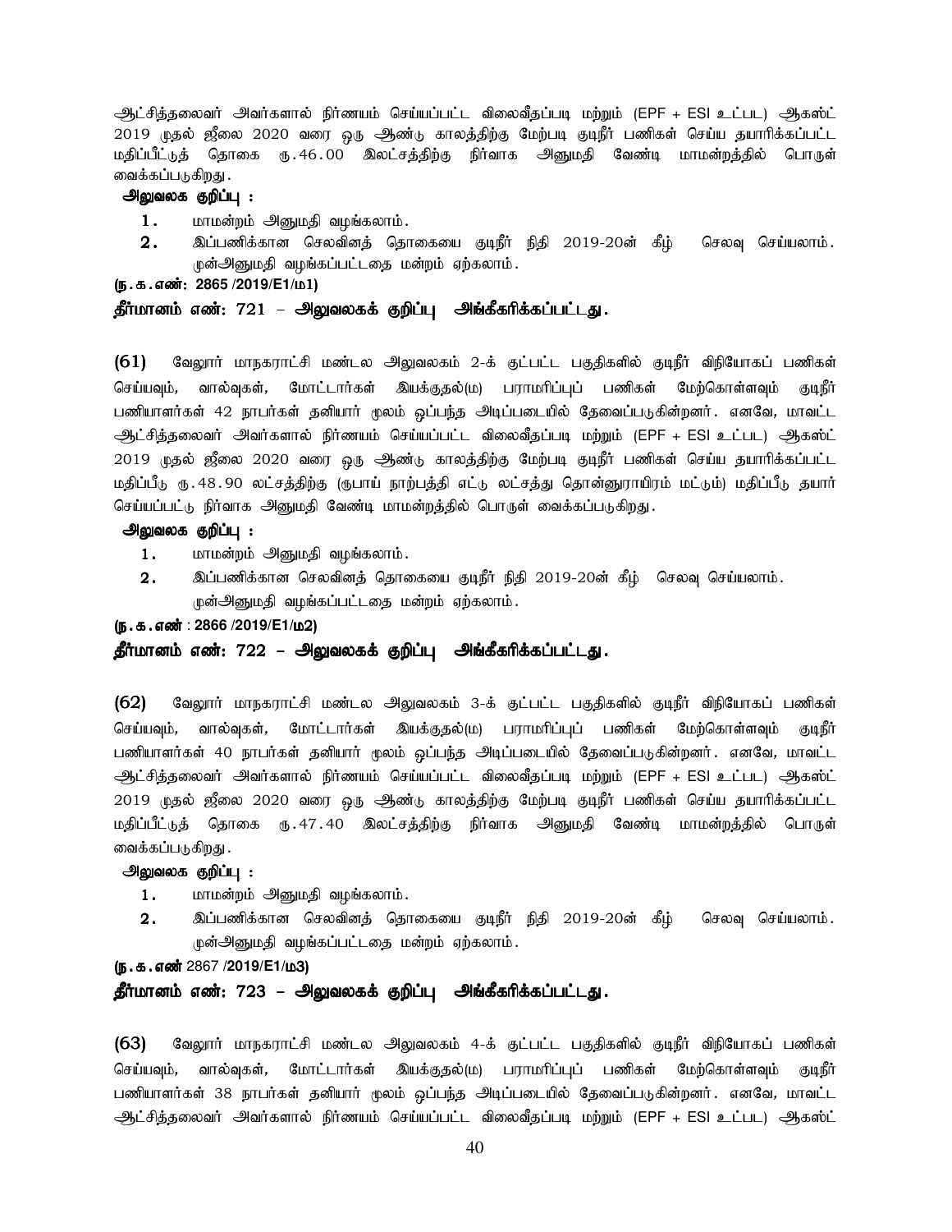ஆட்சித்தலைவர் அவர்களால் நிர்ணயம் செய்யப்பட்ட விலைவீதப்படி மற்றும் (EPF + ESI உட்பட) ஆகஸ்ட் 2019 முதல் ஜீலை 2020 வரை ஒரு ஆண்டு காலத்திற்கு மேற்படி குடிநீர் பணிகள் செய்ய தயாரிக்கப்பட்ட மதிப்பீட்டுத் தொகை ரு.46.00 இலட்சத்திற்கு நிர்வாக அனுமதி வேண்டி மாமன்றத்தில் பொருள் வைக்கப்படுகிறது.

**அலுவலக குறிப்பு :**

1. மாமன்றம் அனுமதி வழங்கலாம்.
2. இப்பணிக்கான செலவினத் தொகையை குடிநீர் நிதி 2019-20ன் கீழ் செலவு செய்யலாம். முன்அனுமதி வழங்கப்பட்டதை மன்றம் ஏற்கலாம்.

**(ந.க.எண்: 2865 /2019/E1/ம1)**

**தீர்மானம் எண்: 721 – அலுவலகக் குறிப்பு அங்கீகரிக்கப்பட்டது.**

**(61)** வேலூர் மாநகராட்சி மண்டல அலுவலகம் 2-க் குட்பட்ட பகுதிகளில் குடிநீர் விநியோகப் பணிகள் செய்யவும், வால்வுகள், மோட்டார்கள் இயக்குதல்(ம) பராமரிப்புப் பணிகள் மேற்கொள்ளவும் குடிநீர் பணியாளர்கள் 42 நபர்கள் தனியார் மூலம் ஒப்பந்த அடிப்படையில் தேவைப்படுகின்றனர். எனவே, மாவட்ட ஆட்சித்தலைவர் அவர்களால் நிர்ணயம் செய்யப்பட்ட விலைவீதப்படி மற்றும் (EPF + ESI உட்பட) ஆகஸ்ட் 2019 முதல் ஜீலை 2020 வரை ஒரு ஆண்டு காலத்திற்கு மேற்படி குடிநீர் பணிகள் செய்ய தயாரிக்கப்பட்ட மதிப்பீடு ரு.48.90 லட்சத்திற்கு (ரூபாய் நாற்பத்தி எட்டு லட்சத்து தொன்னூராயிரம் மட்டும்) மதிப்பீடு தயார் செய்யப்பட்டு நிர்வாக அனுமதி வேண்டி மாமன்றத்தில் பொருள் வைக்கப்படுகிறது.

**அலுவலக குறிப்பு :**

1. மாமன்றம் அனுமதி வழங்கலாம்.
2. இப்பணிக்கான செலவினத் தொகையை குடிநீர் நிதி 2019-20ன் கீழ் செலவு செய்யலாம். முன்அனுமதி வழங்கப்பட்டதை மன்றம் ஏற்கலாம்.

**(ந.க.எண் : 2866 /2019/E1/ம2)**

**தீர்மானம் எண்: 722 – அலுவலகக் குறிப்பு அங்கீகரிக்கப்பட்டது.**

**(62)** வேலூர் மாநகராட்சி மண்டல அலுவலகம் 3-க் குட்பட்ட பகுதிகளில் குடிநீர் விநியோகப் பணிகள் செய்யவும், வால்வுகள், மோட்டார்கள் இயக்குதல்(ம) பராமரிப்புப் பணிகள் மேற்கொள்ளவும் குடிநீர் பணியாளர்கள் 40 நபர்கள் தனியார் மூலம் ஒப்பந்த அடிப்படையில் தேவைப்படுகின்றனர். எனவே, மாவட்ட ஆட்சித்தலைவர் அவர்களால் நிர்ணயம் செய்யப்பட்ட விலைவீதப்படி மற்றும் (EPF + ESI உட்பட) ஆகஸ்ட் 2019 முதல் ஜீலை 2020 வரை ஒரு ஆண்டு காலத்திற்கு மேற்படி குடிநீர் பணிகள் செய்ய தயாரிக்கப்பட்ட மதிப்பீட்டுத் தொகை ரு.47.40 இலட்சத்திற்கு நிர்வாக அனுமதி வேண்டி மாமன்றத்தில் பொருள் வைக்கப்படுகிறது.

**அலுவலக குறிப்பு :**

1. மாமன்றம் அனுமதி வழங்கலாம்.
2. இப்பணிக்கான செலவினத் தொகையை குடிநீர் நிதி 2019-20ன் கீழ் செலவு செய்யலாம். முன்அனுமதி வழங்கப்பட்டதை மன்றம் ஏற்கலாம்.

**(ந.க.எண் 2867 /2019/E1/ம3)**

**தீர்மானம் எண்: 723 – அலுவலகக் குறிப்பு அங்கீகரிக்கப்பட்டது.**

**(63)** வேலூர் மாநகராட்சி மண்டல அலுவலகம் 4-க் குட்பட்ட பகுதிகளில் குடிநீர் விநியோகப் பணிகள் செய்யவும், வால்வுகள், மோட்டார்கள் இயக்குதல்(ம) பராமரிப்புப் பணிகள் மேற்கொள்ளவும் குடிநீர் பணியாளர்கள் 38 நபர்கள் தனியார் மூலம் ஒப்பந்த அடிப்படையில் தேவைப்படுகின்றனர். எனவே, மாவட்ட ஆட்சித்தலைவர் அவர்களால் நிர்ணயம் செய்யப்பட்ட விலைவீதப்படி மற்றும் (EPF + ESI உட்பட) ஆகஸ்ட்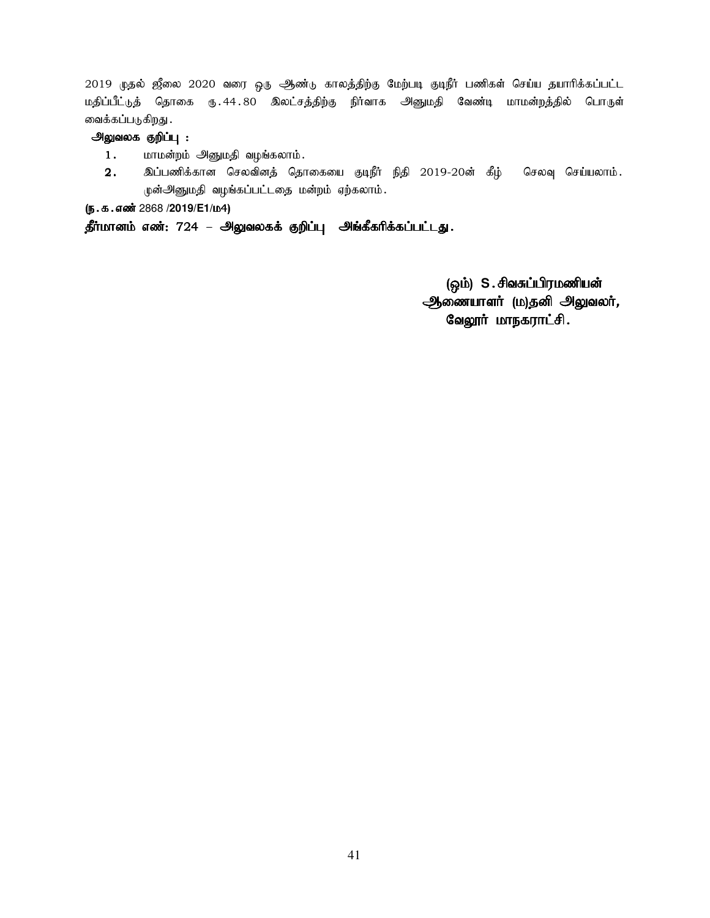2019 முதல் ஜீலை 2020 வரை ஒரு ஆண்டு காலத்திற்கு மேற்படி குடிநீர் பணிகள் செய்ய தயாரிக்கப்பட்ட மதிப்பீட்டுத் தொகை ரு.44.80 இலட்சத்திற்கு நிர்வாக அனுமதி வேண்டி மாமன்றத்தில் பொருள் வைக்கப்படுகிறது.

**அலுவலக குறிப்பு :**

1. மாமன்றம் அனுமதி வழங்கலாம்.
2. இப்பணிக்கான செலவினத் தொகையை குடிநீர் நிதி 2019-20ன் கீழ் செலவு செய்யலாம். முன்அனுமதி வழங்கப்பட்டதை மன்றம் ஏற்கலாம்.

**(ந.க.எண்** 2868 /**2019**/**E1**/ம4)

**தீர்மானம் எண்: 724 – அலுவலகக் குறிப்பு அங்கீகரிக்கப்பட்டது.**

**(ஒம்) S.சிவசுப்பிரமணியன்**
**ஆணையாளர் (ம)தனி அலுவலர்,**
**வேலூர் மாநகராட்சி.**